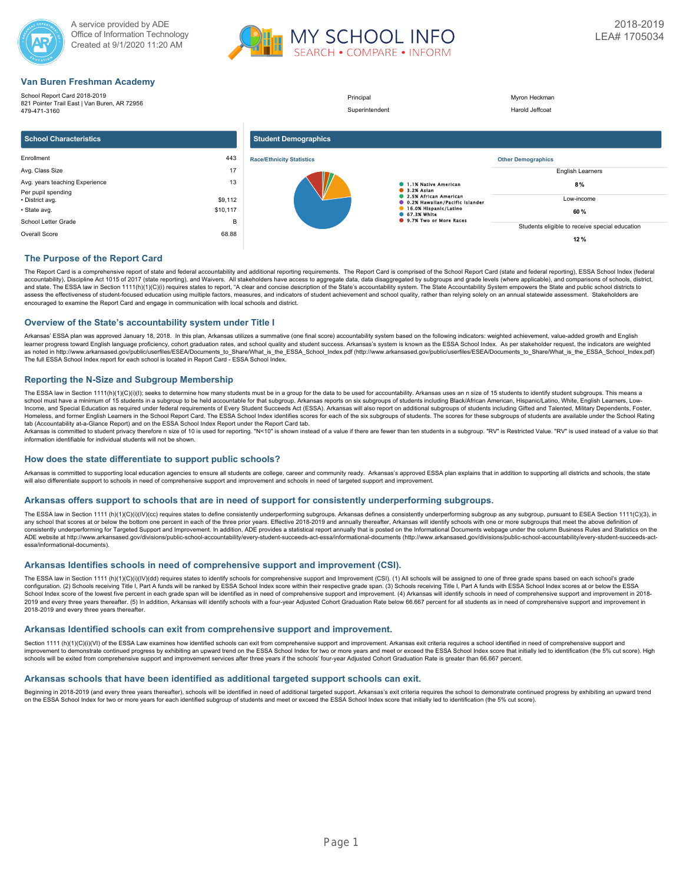A service provided by ADE Office of Information Technology
Created at 9/1/2020 11:20 AM

MY SCHOOL INFO
SEARCH • COMPARE • INFORM

2018-2019
LEA# 1705034

## Van Buren Freshman Academy

School Report Card 2018-2019
821 Pointer Trail East | Van Buren, AR 72956
479-471-3160

Principal: Myron Heckman
Superintendent: Harold Jeffcoat

### School Characteristics

| | |
|---|---|
| Enrollment | 443 |
| Avg. Class Size | 17 |
| Avg. years teaching Experience | 13 |
| Per pupil spending | |
| • District avg. | $9,112 |
| • State avg. | $10,117 |
| School Letter Grade | B |
| Overall Score | 68.88 |

### Student Demographics

**Race/Ethnicity Statistics**

- 1.1% Native American
- 3.2% Asian
- 2.5% African American
- 0.2% Hawaiian/Pacific Islander
- 16.0% Hispanic/Latino
- 67.3% White
- 9.7% Two or More Races

**Other Demographics**

| | |
|---|---|
| English Learners | 8 % |
| Low-income | 60 % |
| Students eligible to receive special education | 12 % |

## The Purpose of the Report Card

The Report Card is a comprehensive report of state and federal accountability and additional reporting requirements. The Report Card is comprised of the School Report Card (state and federal reporting), ESSA School Index (federal accountability), Discipline Act 1015 of 2017 (state reporting), and Waivers. All stakeholders have access to aggregate data, data disaggregated by subgroups and grade levels (where applicable), and comparisons of schools, district, and state. The ESSA law in Section 1111(h)(1)(C)(i) requires states to report, "A clear and concise description of the State's accountability system. The State Accountability System empowers the State and public school districts to assess the effectiveness of student-focused education using multiple factors, measures, and indicators of student achievement and school quality, rather than relying solely on an annual statewide assessment. Stakeholders are encouraged to examine the Report Card and engage in communication with local schools and district.

## Overview of the State's accountability system under Title I

Arkansas' ESSA plan was approved January 18, 2018. In this plan, Arkansas utilizes a summative (one final score) accountability system based on the following indicators: weighted achievement, value-added growth and English learner progress toward English language proficiency, cohort graduation rates, and school quality and student success. Arkansas's system is known as the ESSA School Index. As per stakeholder request, the indicators are weighted as noted in http://www.arkansased.gov/public/userfiles/ESEA/Documents_to_Share/What_is_the_ESSA_School_Index.pdf (http://www.arkansased.gov/public/userfiles/ESEA/Documents_to_Share/What_is_the_ESSA_School_Index.pdf) The full ESSA School Index report for each school is located in Report Card - ESSA School Index.

## Reporting the N-Size and Subgroup Membership

The ESSA law in Section 1111(h)(1)(C)(i)(I); seeks to determine how many students must be in a group for the data to be used for accountability. Arkansas uses an n size of 15 students to identify student subgroups. This means a school must have a minimum of 15 students in a subgroup to be held accountable for that subgroup. Arkansas reports on six subgroups of students including Black/African American, Hispanic/Latino, White, English Learners, Low-Income, and Special Education as required under federal requirements of Every Student Succeeds Act (ESSA). Arkansas will also report on additional subgroups of students including Gifted and Talented, Military Dependents, Foster, Homeless, and former English Learners in the School Report Card. The ESSA School Index identifies scores for each of the six subgroups of students. The scores for these subgroups of students are available under the School Rating tab (Accountability at-a-Glance Report) and on the ESSA School Index Report under the Report Card tab.
Arkansas is committed to student privacy therefore n size of 10 is used for reporting. "N<10" is shown instead of a value if there are fewer than ten students in a subgroup. "RV" is Restricted Value. "RV" is used instead of a value so that information identifiable for individual students will not be shown.

## How does the state differentiate to support public schools?

Arkansas is committed to supporting local education agencies to ensure all students are college, career and community ready. Arkansas's approved ESSA plan explains that in addition to supporting all districts and schools, the state will also differentiate support to schools in need of comprehensive support and improvement and schools in need of targeted support and improvement.

## Arkansas offers support to schools that are in need of support for consistently underperforming subgroups.

The ESSA law in Section 1111 (h)(1)(C)(i)(IV)(cc) requires states to define consistently underperforming subgroups. Arkansas defines a consistently underperforming subgroup as any subgroup, pursuant to ESEA Section 1111(C)(3), in any school that scores at or below the bottom one percent in each of the three prior years. Effective 2018-2019 and annually thereafter, Arkansas will identify schools with one or more subgroups that meet the above definition of consistently underperforming for Targeted Support and Improvement. In addition, ADE provides a statistical report annually that is posted on the Informational Documents webpage under the column Business Rules and Statistics on the ADE website at http://www.arkansased.gov/divisions/public-school-accountability/every-student-succeeds-act-essa/informational-documents (http://www.arkansased.gov/divisions/public-school-accountability/every-student-succeeds-act-essa/informational-documents).

## Arkansas Identifies schools in need of comprehensive support and improvement (CSI).

The ESSA law in Section 1111 (h)(1)(C)(i)(IV)(dd) requires states to identify schools for comprehensive support and Improvement (CSI). (1) All schools will be assigned to one of three grade spans based on each school's grade configuration. (2) Schools receiving Title I, Part A funds will be ranked by ESSA School Index score within their respective grade span. (3) Schools receiving Title I, Part A funds with ESSA School Index scores at or below the ESSA School Index score of the lowest five percent in each grade span will be identified as in need of comprehensive support and improvement. (4) Arkansas will identify schools in need of comprehensive support and improvement in 2018-2019 and every three years thereafter. (5) In addition, Arkansas will identify schools with a four-year Adjusted Cohort Graduation Rate below 66.667 percent for all students as in need of comprehensive support and improvement in 2018-2019 and every three years thereafter.

## Arkansas Identified schools can exit from comprehensive support and improvement.

Section 1111 (h)(1)(C)(i)(VI) of the ESSA Law examines how identified schools can exit from comprehensive support and improvement. Arkansas exit criteria requires a school identified in need of comprehensive support and improvement to demonstrate continued progress by exhibiting an upward trend on the ESSA School Index for two or more years and meet or exceed the ESSA School Index score that initially led to identification (the 5% cut score). High schools will be exited from comprehensive support and improvement services after three years if the schools' four-year Adjusted Cohort Graduation Rate is greater than 66.667 percent.

## Arkansas schools that have been identified as additional targeted support schools can exit.

Beginning in 2018-2019 (and every three years thereafter), schools will be identified in need of additional targeted support. Arkansas's exit criteria requires the school to demonstrate continued progress by exhibiting an upward trend on the ESSA School Index for two or more years for each identified subgroup of students and meet or exceed the ESSA School Index score that initially led to identification (the 5% cut score).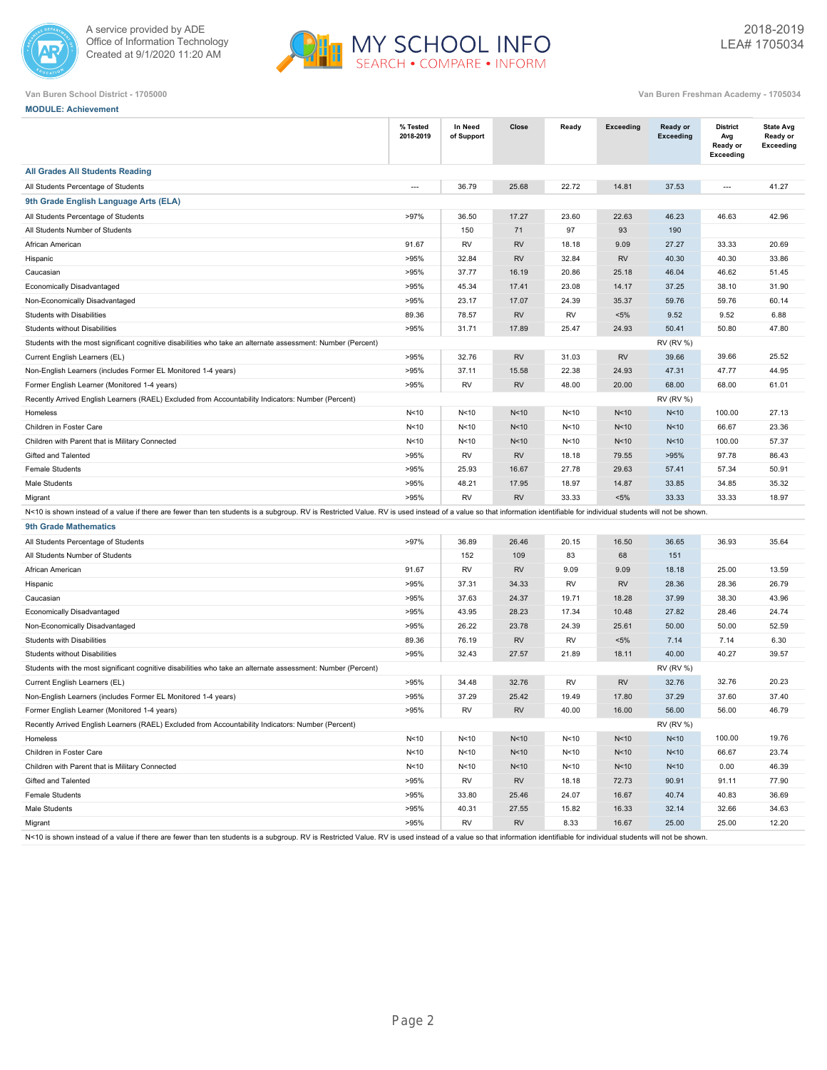Van Buren School District - 1705000

Van Buren Freshman Academy - 1705034

**MODULE: Achievement**

| | % Tested 2018-2019 | In Need of Support | Close | Ready | Exceeding | Ready or Exceeding | District Avg Ready or Exceeding | State Avg Ready or Exceeding |
|---|---|---|---|---|---|---|---|---|
| **All Grades All Students Reading** | | | | | | | | |
| All Students Percentage of Students | --- | 36.79 | 25.68 | 22.72 | 14.81 | 37.53 | --- | 41.27 |
| **9th Grade English Language Arts (ELA)** | | | | | | | | |
| All Students Percentage of Students | >97% | 36.50 | 17.27 | 23.60 | 22.63 | 46.23 | 46.63 | 42.96 |
| All Students Number of Students | | 150 | 71 | 97 | 93 | 190 | | |
| African American | 91.67 | RV | RV | 18.18 | 9.09 | 27.27 | 33.33 | 20.69 |
| Hispanic | >95% | 32.84 | RV | 32.84 | RV | 40.30 | 40.30 | 33.86 |
| Caucasian | >95% | 37.77 | 16.19 | 20.86 | 25.18 | 46.04 | 46.62 | 51.45 |
| Economically Disadvantaged | >95% | 45.34 | 17.41 | 23.08 | 14.17 | 37.25 | 38.10 | 31.90 |
| Non-Economically Disadvantaged | >95% | 23.17 | 17.07 | 24.39 | 35.37 | 59.76 | 59.76 | 60.14 |
| Students with Disabilities | 89.36 | 78.57 | RV | RV | <5% | 9.52 | 9.52 | 6.88 |
| Students without Disabilities | >95% | 31.71 | 17.89 | 25.47 | 24.93 | 50.41 | 50.80 | 47.80 |
| Students with the most significant cognitive disabilities who take an alternate assessment: Number (Percent) | | | | | | RV (RV %) | | |
| Current English Learners (EL) | >95% | 32.76 | RV | 31.03 | RV | 39.66 | 39.66 | 25.52 |
| Non-English Learners (includes Former EL Monitored 1-4 years) | >95% | 37.11 | 15.58 | 22.38 | 24.93 | 47.31 | 47.77 | 44.95 |
| Former English Learner (Monitored 1-4 years) | >95% | RV | RV | 48.00 | 20.00 | 68.00 | 68.00 | 61.01 |
| Recently Arrived English Learners (RAEL) Excluded from Accountability Indicators: Number (Percent) | | | | | | RV (RV %) | | |
| Homeless | N<10 | N<10 | N<10 | N<10 | N<10 | N<10 | 100.00 | 27.13 |
| Children in Foster Care | N<10 | N<10 | N<10 | N<10 | N<10 | N<10 | 66.67 | 23.36 |
| Children with Parent that is Military Connected | N<10 | N<10 | N<10 | N<10 | N<10 | N<10 | 100.00 | 57.37 |
| Gifted and Talented | >95% | RV | RV | 18.18 | 79.55 | >95% | 97.78 | 86.43 |
| Female Students | >95% | 25.93 | 16.67 | 27.78 | 29.63 | 57.41 | 57.34 | 50.91 |
| Male Students | >95% | 48.21 | 17.95 | 18.97 | 14.87 | 33.85 | 34.85 | 35.32 |
| Migrant | >95% | RV | RV | 33.33 | <5% | 33.33 | 33.33 | 18.97 |

N<10 is shown instead of a value if there are fewer than ten students is a subgroup. RV is Restricted Value. RV is used instead of a value so that information identifiable for individual students will not be shown.

| | % Tested 2018-2019 | In Need of Support | Close | Ready | Exceeding | Ready or Exceeding | District Avg Ready or Exceeding | State Avg Ready or Exceeding |
|---|---|---|---|---|---|---|---|---|
| **9th Grade Mathematics** | | | | | | | | |
| All Students Percentage of Students | >97% | 36.89 | 26.46 | 20.15 | 16.50 | 36.65 | 36.93 | 35.64 |
| All Students Number of Students | | 152 | 109 | 83 | 68 | 151 | | |
| African American | 91.67 | RV | RV | 9.09 | 9.09 | 18.18 | 25.00 | 13.59 |
| Hispanic | >95% | 37.31 | 34.33 | RV | RV | 28.36 | 28.36 | 26.79 |
| Caucasian | >95% | 37.63 | 24.37 | 19.71 | 18.28 | 37.99 | 38.30 | 43.96 |
| Economically Disadvantaged | >95% | 43.95 | 28.23 | 17.34 | 10.48 | 27.82 | 28.46 | 24.74 |
| Non-Economically Disadvantaged | >95% | 26.22 | 23.78 | 24.39 | 25.61 | 50.00 | 50.00 | 52.59 |
| Students with Disabilities | 89.36 | 76.19 | RV | RV | <5% | 7.14 | 7.14 | 6.30 |
| Students without Disabilities | >95% | 32.43 | 27.57 | 21.89 | 18.11 | 40.00 | 40.27 | 39.57 |
| Students with the most significant cognitive disabilities who take an alternate assessment: Number (Percent) | | | | | | RV (RV %) | | |
| Current English Learners (EL) | >95% | 34.48 | 32.76 | RV | RV | 32.76 | 32.76 | 20.23 |
| Non-English Learners (includes Former EL Monitored 1-4 years) | >95% | 37.29 | 25.42 | 19.49 | 17.80 | 37.29 | 37.60 | 37.40 |
| Former English Learner (Monitored 1-4 years) | >95% | RV | RV | 40.00 | 16.00 | 56.00 | 56.00 | 46.79 |
| Recently Arrived English Learners (RAEL) Excluded from Accountability Indicators: Number (Percent) | | | | | | RV (RV %) | | |
| Homeless | N<10 | N<10 | N<10 | N<10 | N<10 | N<10 | 100.00 | 19.76 |
| Children in Foster Care | N<10 | N<10 | N<10 | N<10 | N<10 | N<10 | 66.67 | 23.74 |
| Children with Parent that is Military Connected | N<10 | N<10 | N<10 | N<10 | N<10 | N<10 | 0.00 | 46.39 |
| Gifted and Talented | >95% | RV | RV | 18.18 | 72.73 | 90.91 | 91.11 | 77.90 |
| Female Students | >95% | 33.80 | 25.46 | 24.07 | 16.67 | 40.74 | 40.83 | 36.69 |
| Male Students | >95% | 40.31 | 27.55 | 15.82 | 16.33 | 32.14 | 32.66 | 34.63 |
| Migrant | >95% | RV | RV | 8.33 | 16.67 | 25.00 | 25.00 | 12.20 |

N<10 is shown instead of a value if there are fewer than ten students is a subgroup. RV is Restricted Value. RV is used instead of a value so that information identifiable for individual students will not be shown.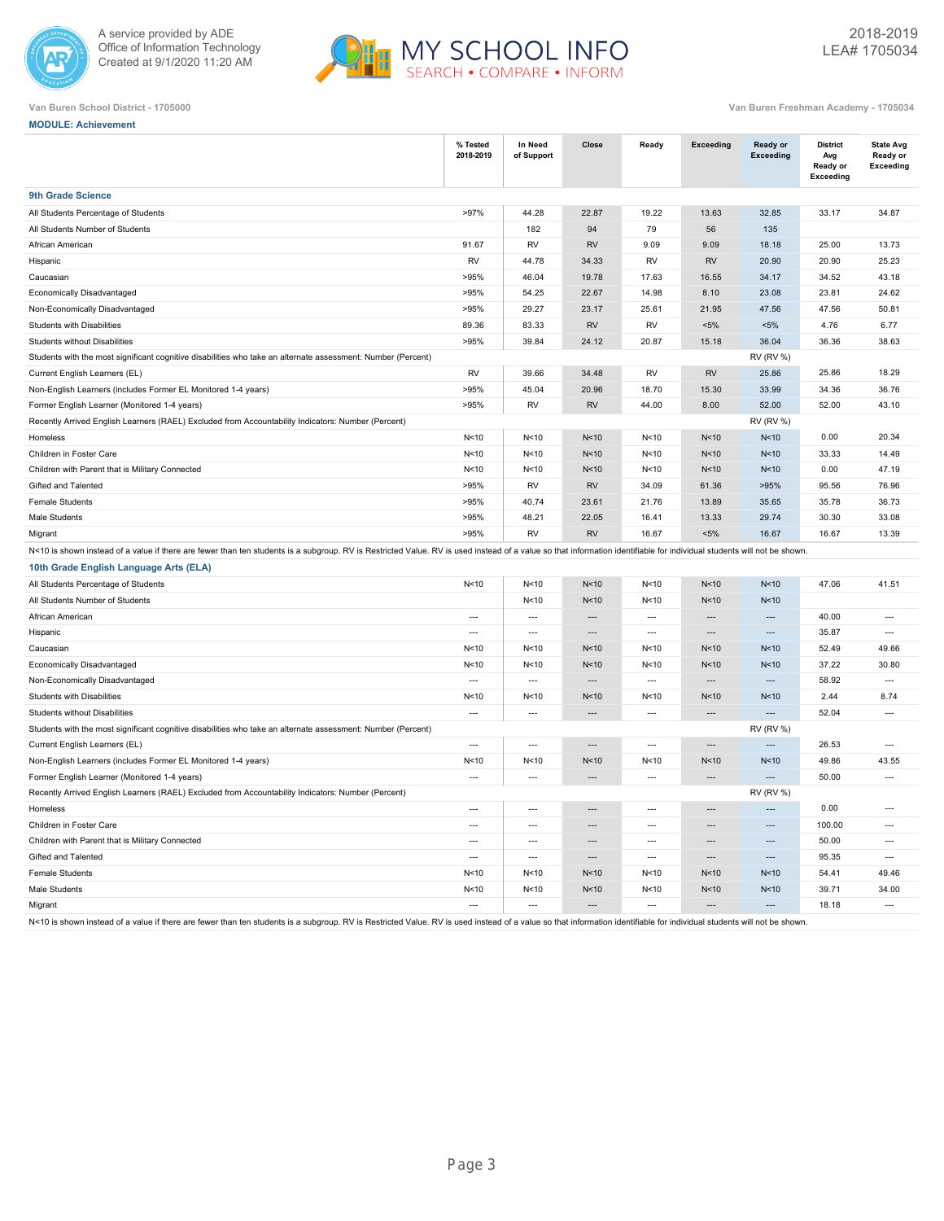Van Buren School District - 1705000

Van Buren Freshman Academy - 1705034

**MODULE: Achievement**

| | % Tested 2018-2019 | In Need of Support | Close | Ready | Exceeding | Ready or Exceeding | District Avg Ready or Exceeding | State Avg Ready or Exceeding |
|---|---|---|---|---|---|---|---|---|
| **9th Grade Science** | | | | | | | | |
| All Students Percentage of Students | >97% | 44.28 | 22.87 | 19.22 | 13.63 | 32.85 | 33.17 | 34.87 |
| All Students Number of Students | | 182 | 94 | 79 | 56 | 135 | | |
| African American | 91.67 | RV | RV | 9.09 | 9.09 | 18.18 | 25.00 | 13.73 |
| Hispanic | RV | 44.78 | 34.33 | RV | RV | 20.90 | 20.90 | 25.23 |
| Caucasian | >95% | 46.04 | 19.78 | 17.63 | 16.55 | 34.17 | 34.52 | 43.18 |
| Economically Disadvantaged | >95% | 54.25 | 22.67 | 14.98 | 8.10 | 23.08 | 23.81 | 24.62 |
| Non-Economically Disadvantaged | >95% | 29.27 | 23.17 | 25.61 | 21.95 | 47.56 | 47.56 | 50.81 |
| Students with Disabilities | 89.36 | 83.33 | RV | RV | <5% | <5% | 4.76 | 6.77 |
| Students without Disabilities | >95% | 39.84 | 24.12 | 20.87 | 15.18 | 36.04 | 36.36 | 38.63 |
| Students with the most significant cognitive disabilities who take an alternate assessment: Number (Percent) | | | | | | RV (RV %) | | |
| Current English Learners (EL) | RV | 39.66 | 34.48 | RV | RV | 25.86 | 25.86 | 18.29 |
| Non-English Learners (includes Former EL Monitored 1-4 years) | >95% | 45.04 | 20.96 | 18.70 | 15.30 | 33.99 | 34.36 | 36.76 |
| Former English Learner (Monitored 1-4 years) | >95% | RV | RV | 44.00 | 8.00 | 52.00 | 52.00 | 43.10 |
| Recently Arrived English Learners (RAEL) Excluded from Accountability Indicators: Number (Percent) | | | | | | RV (RV %) | | |
| Homeless | N<10 | N<10 | N<10 | N<10 | N<10 | N<10 | 0.00 | 20.34 |
| Children in Foster Care | N<10 | N<10 | N<10 | N<10 | N<10 | N<10 | 33.33 | 14.49 |
| Children with Parent that is Military Connected | N<10 | N<10 | N<10 | N<10 | N<10 | N<10 | 0.00 | 47.19 |
| Gifted and Talented | >95% | RV | RV | 34.09 | 61.36 | >95% | 95.56 | 76.96 |
| Female Students | >95% | 40.74 | 23.61 | 21.76 | 13.89 | 35.65 | 35.78 | 36.73 |
| Male Students | >95% | 48.21 | 22.05 | 16.41 | 13.33 | 29.74 | 30.30 | 33.08 |
| Migrant | >95% | RV | RV | 16.67 | <5% | 16.67 | 16.67 | 13.39 |

N<10 is shown instead of a value if there are fewer than ten students is a subgroup. RV is Restricted Value. RV is used instead of a value so that information identifiable for individual students will not be shown.

| | % Tested 2018-2019 | In Need of Support | Close | Ready | Exceeding | Ready or Exceeding | District Avg Ready or Exceeding | State Avg Ready or Exceeding |
|---|---|---|---|---|---|---|---|---|
| **10th Grade English Language Arts (ELA)** | | | | | | | | |
| All Students Percentage of Students | N<10 | N<10 | N<10 | N<10 | N<10 | N<10 | 47.06 | 41.51 |
| All Students Number of Students | | N<10 | N<10 | N<10 | N<10 | N<10 | | |
| African American | --- | --- | --- | --- | --- | --- | 40.00 | --- |
| Hispanic | --- | --- | --- | --- | --- | --- | 35.87 | --- |
| Caucasian | N<10 | N<10 | N<10 | N<10 | N<10 | N<10 | 52.49 | 49.66 |
| Economically Disadvantaged | N<10 | N<10 | N<10 | N<10 | N<10 | N<10 | 37.22 | 30.80 |
| Non-Economically Disadvantaged | --- | --- | --- | --- | --- | --- | 58.92 | --- |
| Students with Disabilities | N<10 | N<10 | N<10 | N<10 | N<10 | N<10 | 2.44 | 8.74 |
| Students without Disabilities | --- | --- | --- | --- | --- | --- | 52.04 | --- |
| Students with the most significant cognitive disabilities who take an alternate assessment: Number (Percent) | | | | | | RV (RV %) | | |
| Current English Learners (EL) | --- | --- | --- | --- | --- | --- | 26.53 | --- |
| Non-English Learners (includes Former EL Monitored 1-4 years) | N<10 | N<10 | N<10 | N<10 | N<10 | N<10 | 49.86 | 43.55 |
| Former English Learner (Monitored 1-4 years) | --- | --- | --- | --- | --- | --- | 50.00 | --- |
| Recently Arrived English Learners (RAEL) Excluded from Accountability Indicators: Number (Percent) | | | | | | RV (RV %) | | |
| Homeless | --- | --- | --- | --- | --- | --- | 0.00 | --- |
| Children in Foster Care | --- | --- | --- | --- | --- | --- | 100.00 | --- |
| Children with Parent that is Military Connected | --- | --- | --- | --- | --- | --- | 50.00 | --- |
| Gifted and Talented | --- | --- | --- | --- | --- | --- | 95.35 | --- |
| Female Students | N<10 | N<10 | N<10 | N<10 | N<10 | N<10 | 54.41 | 49.46 |
| Male Students | N<10 | N<10 | N<10 | N<10 | N<10 | N<10 | 39.71 | 34.00 |
| Migrant | --- | --- | --- | --- | --- | --- | 18.18 | --- |

N<10 is shown instead of a value if there are fewer than ten students is a subgroup. RV is Restricted Value. RV is used instead of a value so that information identifiable for individual students will not be shown.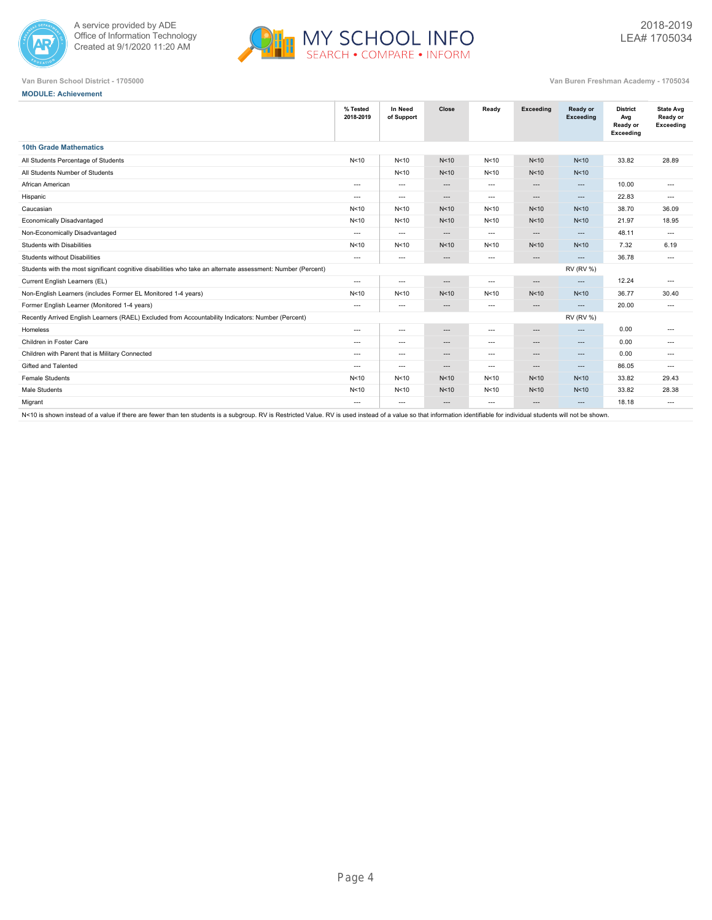Van Buren School District - 1705000

Van Buren Freshman Academy - 1705034

**MODULE: Achievement**

| | % Tested 2018-2019 | In Need of Support | Close | Ready | Exceeding | Ready or Exceeding | District Avg Ready or Exceeding | State Avg Ready or Exceeding |
|---|---|---|---|---|---|---|---|---|
| **10th Grade Mathematics** | | | | | | | | |
| All Students Percentage of Students | N<10 | N<10 | N<10 | N<10 | N<10 | N<10 | 33.82 | 28.89 |
| All Students Number of Students | | N<10 | N<10 | N<10 | N<10 | N<10 | | |
| African American | --- | --- | --- | --- | --- | --- | 10.00 | --- |
| Hispanic | --- | --- | --- | --- | --- | --- | 22.83 | --- |
| Caucasian | N<10 | N<10 | N<10 | N<10 | N<10 | N<10 | 38.70 | 36.09 |
| Economically Disadvantaged | N<10 | N<10 | N<10 | N<10 | N<10 | N<10 | 21.97 | 18.95 |
| Non-Economically Disadvantaged | --- | --- | --- | --- | --- | --- | 48.11 | --- |
| Students with Disabilities | N<10 | N<10 | N<10 | N<10 | N<10 | N<10 | 7.32 | 6.19 |
| Students without Disabilities | --- | --- | --- | --- | --- | --- | 36.78 | --- |
| Students with the most significant cognitive disabilities who take an alternate assessment: Number (Percent) | | | | | | RV (RV %) | | |
| Current English Learners (EL) | --- | --- | --- | --- | --- | --- | 12.24 | --- |
| Non-English Learners (includes Former EL Monitored 1-4 years) | N<10 | N<10 | N<10 | N<10 | N<10 | N<10 | 36.77 | 30.40 |
| Former English Learner (Monitored 1-4 years) | --- | --- | --- | --- | --- | --- | 20.00 | --- |
| Recently Arrived English Learners (RAEL) Excluded from Accountability Indicators: Number (Percent) | | | | | | RV (RV %) | | |
| Homeless | --- | --- | --- | --- | --- | --- | 0.00 | --- |
| Children in Foster Care | --- | --- | --- | --- | --- | --- | 0.00 | --- |
| Children with Parent that is Military Connected | --- | --- | --- | --- | --- | --- | 0.00 | --- |
| Gifted and Talented | --- | --- | --- | --- | --- | --- | 86.05 | --- |
| Female Students | N<10 | N<10 | N<10 | N<10 | N<10 | N<10 | 33.82 | 29.43 |
| Male Students | N<10 | N<10 | N<10 | N<10 | N<10 | N<10 | 33.82 | 28.38 |
| Migrant | --- | --- | --- | --- | --- | --- | 18.18 | --- |

N<10 is shown instead of a value if there are fewer than ten students is a subgroup. RV is Restricted Value. RV is used instead of a value so that information identifiable for individual students will not be shown.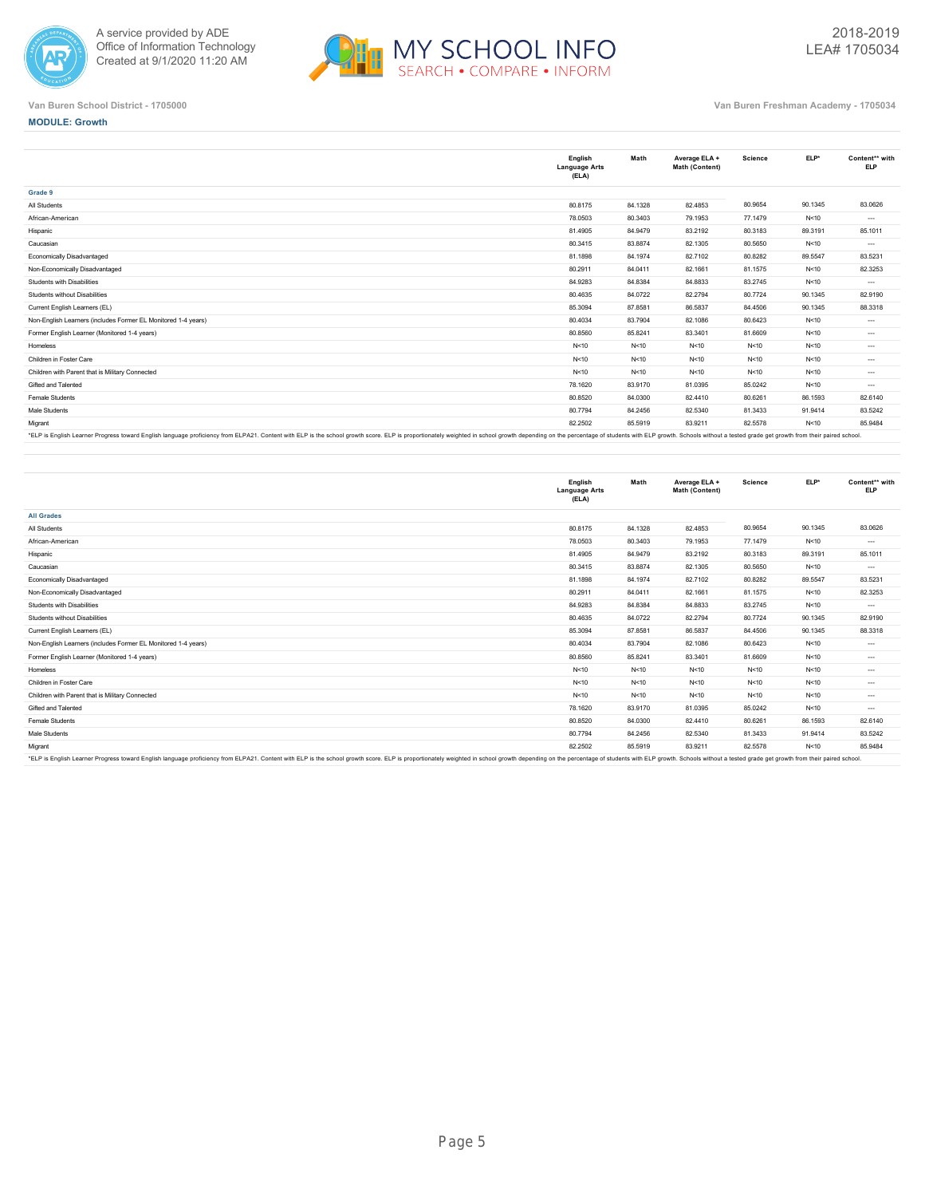Van Buren School District - 1705000

Van Buren Freshman Academy - 1705034

**MODULE: Growth**

| | English Language Arts (ELA) | Math | Average ELA + Math (Content) | Science | ELP* | Content** with ELP |
|---|---|---|---|---|---|---|
| **Grade 9** | | | | | | |
| All Students | 80.8175 | 84.1328 | 82.4853 | 80.9654 | 90.1345 | 83.0626 |
| African-American | 78.0503 | 80.3403 | 79.1953 | 77.1479 | N<10 | --- |
| Hispanic | 81.4905 | 84.9479 | 83.2192 | 80.3183 | 89.3191 | 85.1011 |
| Caucasian | 80.3415 | 83.8874 | 82.1305 | 80.5650 | N<10 | --- |
| Economically Disadvantaged | 81.1898 | 84.1974 | 82.7102 | 80.8282 | 89.5547 | 83.5231 |
| Non-Economically Disadvantaged | 80.2911 | 84.0411 | 82.1661 | 81.1575 | N<10 | 82.3253 |
| Students with Disabilities | 84.9283 | 84.8384 | 84.8833 | 83.2745 | N<10 | --- |
| Students without Disabilities | 80.4635 | 84.0722 | 82.2794 | 80.7724 | 90.1345 | 82.9190 |
| Current English Learners (EL) | 85.3094 | 87.8581 | 86.5837 | 84.4506 | 90.1345 | 88.3318 |
| Non-English Learners (includes Former EL Monitored 1-4 years) | 80.4034 | 83.7904 | 82.1086 | 80.6423 | N<10 | --- |
| Former English Learner (Monitored 1-4 years) | 80.8560 | 85.8241 | 83.3401 | 81.6609 | N<10 | --- |
| Homeless | N<10 | N<10 | N<10 | N<10 | N<10 | --- |
| Children in Foster Care | N<10 | N<10 | N<10 | N<10 | N<10 | --- |
| Children with Parent that is Military Connected | N<10 | N<10 | N<10 | N<10 | N<10 | --- |
| Gifted and Talented | 78.1620 | 83.9170 | 81.0395 | 85.0242 | N<10 | --- |
| Female Students | 80.8520 | 84.0300 | 82.4410 | 80.6261 | 86.1593 | 82.6140 |
| Male Students | 80.7794 | 84.2456 | 82.5340 | 81.3433 | 91.9414 | 83.5242 |
| Migrant | 82.2502 | 85.5919 | 83.9211 | 82.5578 | N<10 | 85.9484 |

*ELP is English Learner Progress toward English language proficiency from ELPA21. Content with ELP is the school growth score. ELP is proportionately weighted in school growth depending on the percentage of students with ELP growth. Schools without a tested grade get growth from their paired school.

| | English Language Arts (ELA) | Math | Average ELA + Math (Content) | Science | ELP* | Content** with ELP |
|---|---|---|---|---|---|---|
| **All Grades** | | | | | | |
| All Students | 80.8175 | 84.1328 | 82.4853 | 80.9654 | 90.1345 | 83.0626 |
| African-American | 78.0503 | 80.3403 | 79.1953 | 77.1479 | N<10 | --- |
| Hispanic | 81.4905 | 84.9479 | 83.2192 | 80.3183 | 89.3191 | 85.1011 |
| Caucasian | 80.3415 | 83.8874 | 82.1305 | 80.5650 | N<10 | --- |
| Economically Disadvantaged | 81.1898 | 84.1974 | 82.7102 | 80.8282 | 89.5547 | 83.5231 |
| Non-Economically Disadvantaged | 80.2911 | 84.0411 | 82.1661 | 81.1575 | N<10 | 82.3253 |
| Students with Disabilities | 84.9283 | 84.8384 | 84.8833 | 83.2745 | N<10 | --- |
| Students without Disabilities | 80.4635 | 84.0722 | 82.2794 | 80.7724 | 90.1345 | 82.9190 |
| Current English Learners (EL) | 85.3094 | 87.8581 | 86.5837 | 84.4506 | 90.1345 | 88.3318 |
| Non-English Learners (includes Former EL Monitored 1-4 years) | 80.4034 | 83.7904 | 82.1086 | 80.6423 | N<10 | --- |
| Former English Learner (Monitored 1-4 years) | 80.8560 | 85.8241 | 83.3401 | 81.6609 | N<10 | --- |
| Homeless | N<10 | N<10 | N<10 | N<10 | N<10 | --- |
| Children in Foster Care | N<10 | N<10 | N<10 | N<10 | N<10 | --- |
| Children with Parent that is Military Connected | N<10 | N<10 | N<10 | N<10 | N<10 | --- |
| Gifted and Talented | 78.1620 | 83.9170 | 81.0395 | 85.0242 | N<10 | --- |
| Female Students | 80.8520 | 84.0300 | 82.4410 | 80.6261 | 86.1593 | 82.6140 |
| Male Students | 80.7794 | 84.2456 | 82.5340 | 81.3433 | 91.9414 | 83.5242 |
| Migrant | 82.2502 | 85.5919 | 83.9211 | 82.5578 | N<10 | 85.9484 |

*ELP is English Learner Progress toward English language proficiency from ELPA21. Content with ELP is the school growth score. ELP is proportionately weighted in school growth depending on the percentage of students with ELP growth. Schools without a tested grade get growth from their paired school.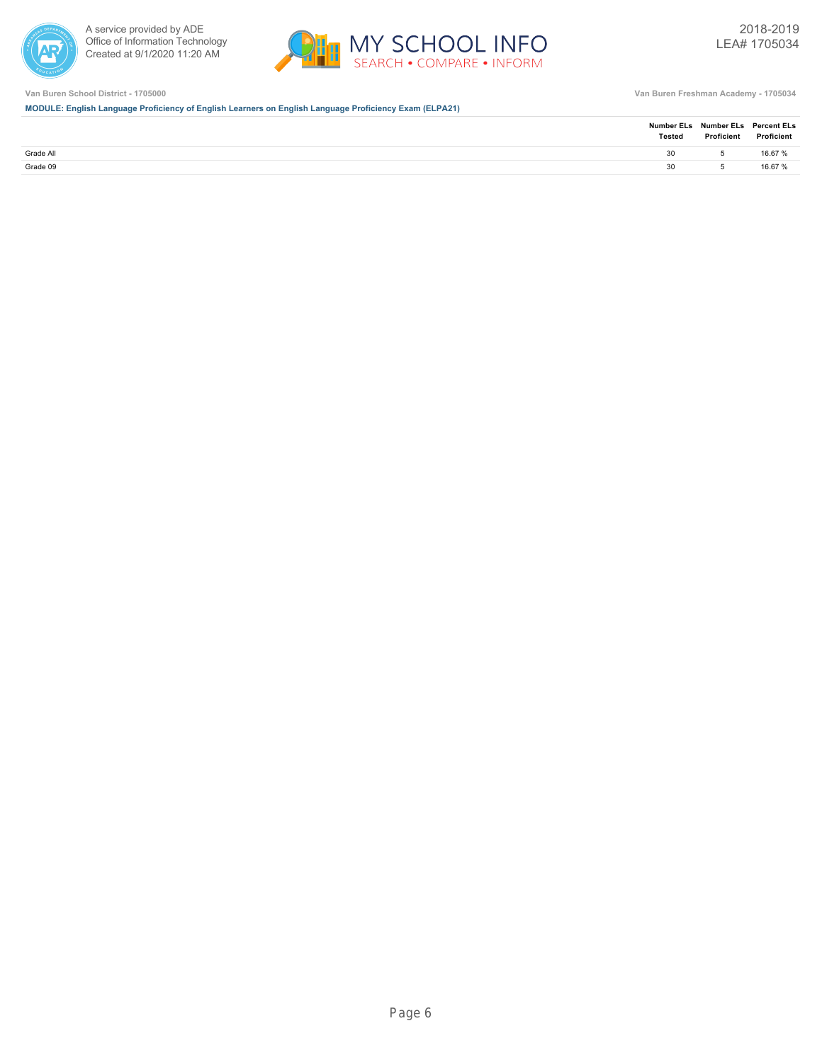Van Buren School District - 1705000

Van Buren Freshman Academy - 1705034

**MODULE: English Language Proficiency of English Learners on English Language Proficiency Exam (ELPA21)**

| | Number ELs Tested | Number ELs Proficient | Percent ELs Proficient |
|---|---|---|---|
| Grade All | 30 | 5 | 16.67 % |
| Grade 09 | 30 | 5 | 16.67 % |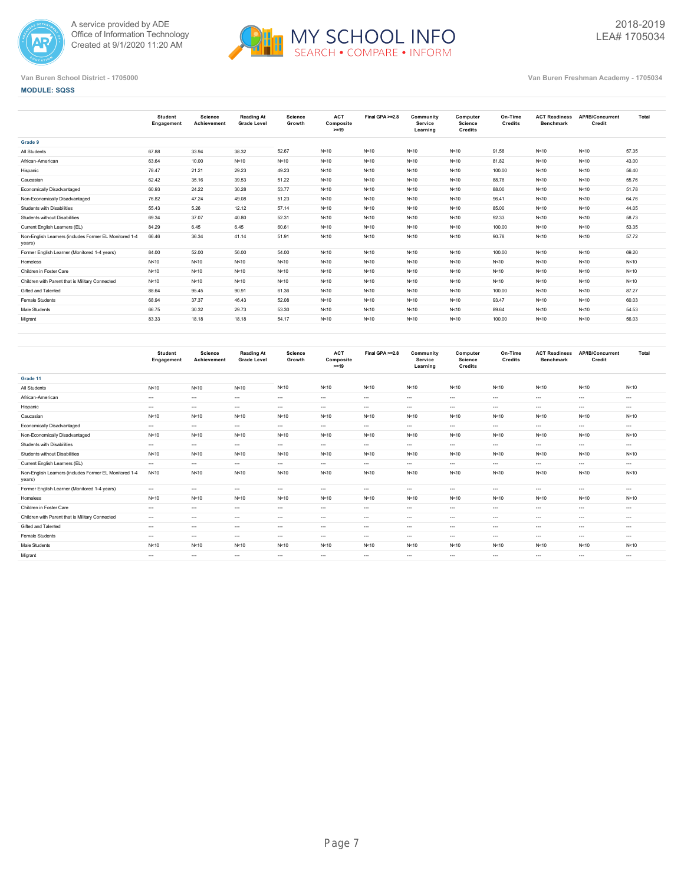A service provided by ADE
Office of Information Technology
Created at 9/1/2020 11:20 AM

MY SCHOOL INFO
SEARCH • COMPARE • INFORM

2018-2019
LEA# 1705034

Van Buren School District - 1705000

Van Buren Freshman Academy - 1705034

**MODULE: SQSS**

| | Student Engagement | Science Achievement | Reading At Grade Level | Science Growth | ACT Composite >=19 | Final GPA >=2.8 | Community Service Learning | Computer Science Credits | On-Time Credits | ACT Readiness Benchmark | AP/IB/Concurrent Credit | Total |
|---|---|---|---|---|---|---|---|---|---|---|---|---|
| **Grade 9** | | | | | | | | | | | | |
| All Students | 67.88 | 33.94 | 38.32 | 52.67 | N<10 | N<10 | N<10 | N<10 | 91.58 | N<10 | N<10 | 57.35 |
| African-American | 63.64 | 10.00 | N<10 | N<10 | N<10 | N<10 | N<10 | N<10 | 81.82 | N<10 | N<10 | 43.00 |
| Hispanic | 78.47 | 21.21 | 29.23 | 49.23 | N<10 | N<10 | N<10 | N<10 | 100.00 | N<10 | N<10 | 56.40 |
| Caucasian | 62.42 | 35.16 | 39.53 | 51.22 | N<10 | N<10 | N<10 | N<10 | 88.76 | N<10 | N<10 | 55.76 |
| Economically Disadvantaged | 60.93 | 24.22 | 30.28 | 53.77 | N<10 | N<10 | N<10 | N<10 | 88.00 | N<10 | N<10 | 51.78 |
| Non-Economically Disadvantaged | 76.82 | 47.24 | 49.08 | 51.23 | N<10 | N<10 | N<10 | N<10 | 96.41 | N<10 | N<10 | 64.76 |
| Students with Disabilities | 55.43 | 5.26 | 12.12 | 57.14 | N<10 | N<10 | N<10 | N<10 | 85.00 | N<10 | N<10 | 44.05 |
| Students without Disabilities | 69.34 | 37.07 | 40.80 | 52.31 | N<10 | N<10 | N<10 | N<10 | 92.33 | N<10 | N<10 | 58.73 |
| Current English Learners (EL) | 84.29 | 6.45 | 6.45 | 60.61 | N<10 | N<10 | N<10 | N<10 | 100.00 | N<10 | N<10 | 53.35 |
| Non-English Learners (includes Former EL Monitored 1-4 years) | 66.46 | 36.34 | 41.14 | 51.91 | N<10 | N<10 | N<10 | N<10 | 90.78 | N<10 | N<10 | 57.72 |
| Former English Learner (Monitored 1-4 years) | 84.00 | 52.00 | 56.00 | 54.00 | N<10 | N<10 | N<10 | N<10 | 100.00 | N<10 | N<10 | 69.20 |
| Homeless | N<10 | N<10 | N<10 | N<10 | N<10 | N<10 | N<10 | N<10 | N<10 | N<10 | N<10 | N<10 |
| Children in Foster Care | N<10 | N<10 | N<10 | N<10 | N<10 | N<10 | N<10 | N<10 | N<10 | N<10 | N<10 | N<10 |
| Children with Parent that is Military Connected | N<10 | N<10 | N<10 | N<10 | N<10 | N<10 | N<10 | N<10 | N<10 | N<10 | N<10 | N<10 |
| Gifted and Talented | 88.64 | 95.45 | 90.91 | 61.36 | N<10 | N<10 | N<10 | N<10 | 100.00 | N<10 | N<10 | 87.27 |
| Female Students | 68.94 | 37.37 | 46.43 | 52.08 | N<10 | N<10 | N<10 | N<10 | 93.47 | N<10 | N<10 | 60.03 |
| Male Students | 66.75 | 30.32 | 29.73 | 53.30 | N<10 | N<10 | N<10 | N<10 | 89.64 | N<10 | N<10 | 54.53 |
| Migrant | 83.33 | 18.18 | 18.18 | 54.17 | N<10 | N<10 | N<10 | N<10 | 100.00 | N<10 | N<10 | 56.03 |

| | Student Engagement | Science Achievement | Reading At Grade Level | Science Growth | ACT Composite >=19 | Final GPA >=2.8 | Community Service Learning | Computer Science Credits | On-Time Credits | ACT Readiness Benchmark | AP/IB/Concurrent Credit | Total |
|---|---|---|---|---|---|---|---|---|---|---|---|---|
| **Grade 11** | | | | | | | | | | | | |
| All Students | N<10 | N<10 | N<10 | N<10 | N<10 | N<10 | N<10 | N<10 | N<10 | N<10 | N<10 | N<10 |
| African-American | --- | --- | --- | --- | --- | --- | --- | --- | --- | --- | --- | --- |
| Hispanic | --- | --- | --- | --- | --- | --- | --- | --- | --- | --- | --- | --- |
| Caucasian | N<10 | N<10 | N<10 | N<10 | N<10 | N<10 | N<10 | N<10 | N<10 | N<10 | N<10 | N<10 |
| Economically Disadvantaged | --- | --- | --- | --- | --- | --- | --- | --- | --- | --- | --- | --- |
| Non-Economically Disadvantaged | N<10 | N<10 | N<10 | N<10 | N<10 | N<10 | N<10 | N<10 | N<10 | N<10 | N<10 | N<10 |
| Students with Disabilities | --- | --- | --- | --- | --- | --- | --- | --- | --- | --- | --- | --- |
| Students without Disabilities | N<10 | N<10 | N<10 | N<10 | N<10 | N<10 | N<10 | N<10 | N<10 | N<10 | N<10 | N<10 |
| Current English Learners (EL) | --- | --- | --- | --- | --- | --- | --- | --- | --- | --- | --- | --- |
| Non-English Learners (includes Former EL Monitored 1-4 years) | N<10 | N<10 | N<10 | N<10 | N<10 | N<10 | N<10 | N<10 | N<10 | N<10 | N<10 | N<10 |
| Former English Learner (Monitored 1-4 years) | --- | --- | --- | --- | --- | --- | --- | --- | --- | --- | --- | --- |
| Homeless | N<10 | N<10 | N<10 | N<10 | N<10 | N<10 | N<10 | N<10 | N<10 | N<10 | N<10 | N<10 |
| Children in Foster Care | --- | --- | --- | --- | --- | --- | --- | --- | --- | --- | --- | --- |
| Children with Parent that is Military Connected | --- | --- | --- | --- | --- | --- | --- | --- | --- | --- | --- | --- |
| Gifted and Talented | --- | --- | --- | --- | --- | --- | --- | --- | --- | --- | --- | --- |
| Female Students | --- | --- | --- | --- | --- | --- | --- | --- | --- | --- | --- | --- |
| Male Students | N<10 | N<10 | N<10 | N<10 | N<10 | N<10 | N<10 | N<10 | N<10 | N<10 | N<10 | N<10 |
| Migrant | --- | --- | --- | --- | --- | --- | --- | --- | --- | --- | --- | --- |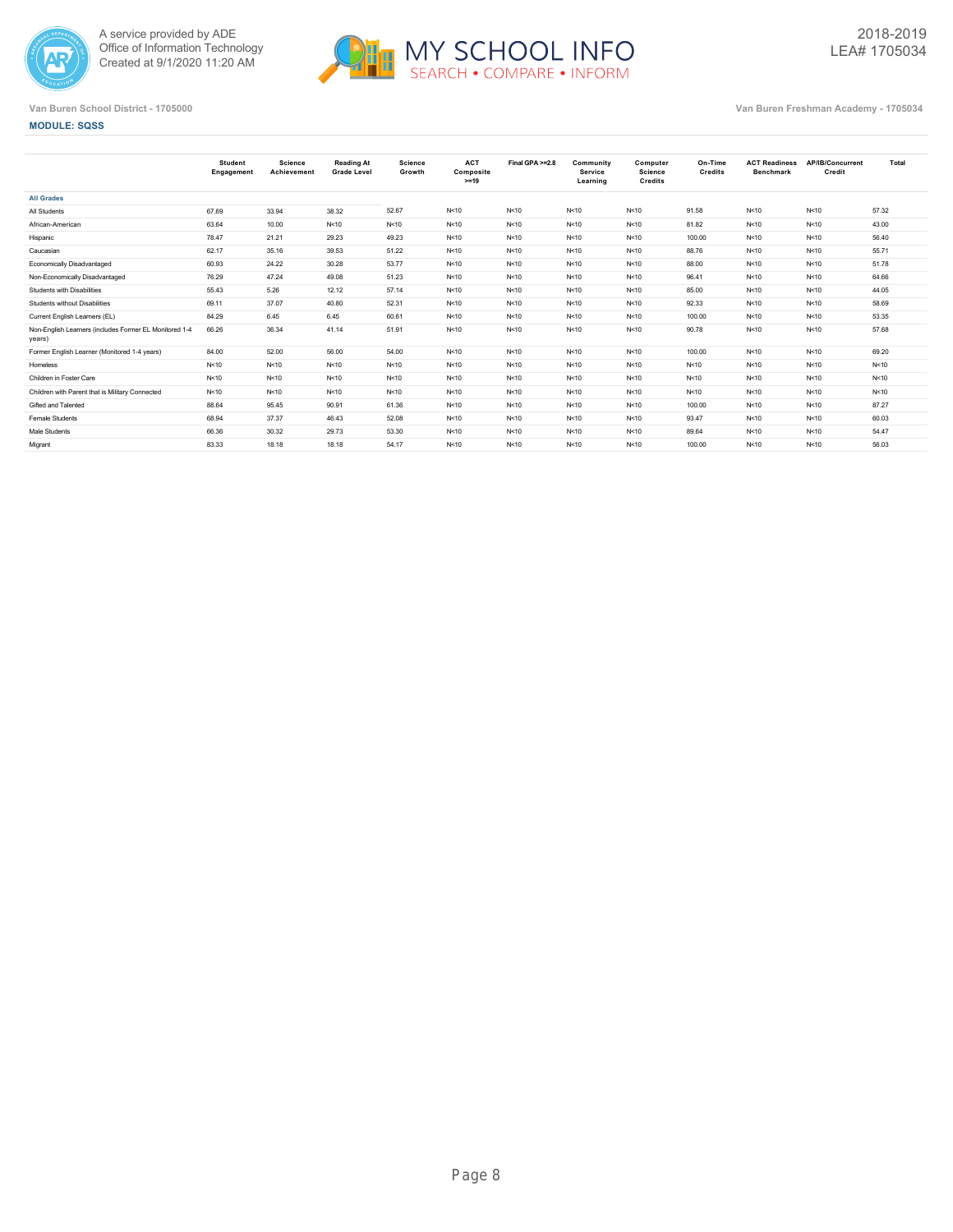Van Buren School District - 1705000

Van Buren Freshman Academy - 1705034

**MODULE: SQSS**

| | Student Engagement | Science Achievement | Reading At Grade Level | Science Growth | ACT Composite >=19 | Final GPA >=2.8 | Community Service Learning | Computer Science Credits | On-Time Credits | ACT Readiness Benchmark | AP/IB/Concurrent Credit | Total |
|---|---|---|---|---|---|---|---|---|---|---|---|---|
| **All Grades** | | | | | | | | | | | | |
| All Students | 67.69 | 33.94 | 38.32 | 52.67 | N<10 | N<10 | N<10 | N<10 | 91.58 | N<10 | N<10 | 57.32 |
| African-American | 63.64 | 10.00 | N<10 | N<10 | N<10 | N<10 | N<10 | N<10 | 81.82 | N<10 | N<10 | 43.00 |
| Hispanic | 78.47 | 21.21 | 29.23 | 49.23 | N<10 | N<10 | N<10 | N<10 | 100.00 | N<10 | N<10 | 56.40 |
| Caucasian | 62.17 | 35.16 | 39.53 | 51.22 | N<10 | N<10 | N<10 | N<10 | 88.76 | N<10 | N<10 | 55.71 |
| Economically Disadvantaged | 60.93 | 24.22 | 30.28 | 53.77 | N<10 | N<10 | N<10 | N<10 | 88.00 | N<10 | N<10 | 51.78 |
| Non-Economically Disadvantaged | 76.29 | 47.24 | 49.08 | 51.23 | N<10 | N<10 | N<10 | N<10 | 96.41 | N<10 | N<10 | 64.66 |
| Students with Disabilities | 55.43 | 5.26 | 12.12 | 57.14 | N<10 | N<10 | N<10 | N<10 | 85.00 | N<10 | N<10 | 44.05 |
| Students without Disabilities | 69.11 | 37.07 | 40.80 | 52.31 | N<10 | N<10 | N<10 | N<10 | 92.33 | N<10 | N<10 | 58.69 |
| Current English Learners (EL) | 84.29 | 6.45 | 6.45 | 60.61 | N<10 | N<10 | N<10 | N<10 | 100.00 | N<10 | N<10 | 53.35 |
| Non-English Learners (includes Former EL Monitored 1-4 years) | 66.26 | 36.34 | 41.14 | 51.91 | N<10 | N<10 | N<10 | N<10 | 90.78 | N<10 | N<10 | 57.68 |
| Former English Learner (Monitored 1-4 years) | 84.00 | 52.00 | 56.00 | 54.00 | N<10 | N<10 | N<10 | N<10 | 100.00 | N<10 | N<10 | 69.20 |
| Homeless | N<10 | N<10 | N<10 | N<10 | N<10 | N<10 | N<10 | N<10 | N<10 | N<10 | N<10 | N<10 |
| Children in Foster Care | N<10 | N<10 | N<10 | N<10 | N<10 | N<10 | N<10 | N<10 | N<10 | N<10 | N<10 | N<10 |
| Children with Parent that is Military Connected | N<10 | N<10 | N<10 | N<10 | N<10 | N<10 | N<10 | N<10 | N<10 | N<10 | N<10 | N<10 |
| Gifted and Talented | 88.64 | 95.45 | 90.91 | 61.36 | N<10 | N<10 | N<10 | N<10 | 100.00 | N<10 | N<10 | 87.27 |
| Female Students | 68.94 | 37.37 | 46.43 | 52.08 | N<10 | N<10 | N<10 | N<10 | 93.47 | N<10 | N<10 | 60.03 |
| Male Students | 66.36 | 30.32 | 29.73 | 53.30 | N<10 | N<10 | N<10 | N<10 | 89.64 | N<10 | N<10 | 54.47 |
| Migrant | 83.33 | 18.18 | 18.18 | 54.17 | N<10 | N<10 | N<10 | N<10 | 100.00 | N<10 | N<10 | 56.03 |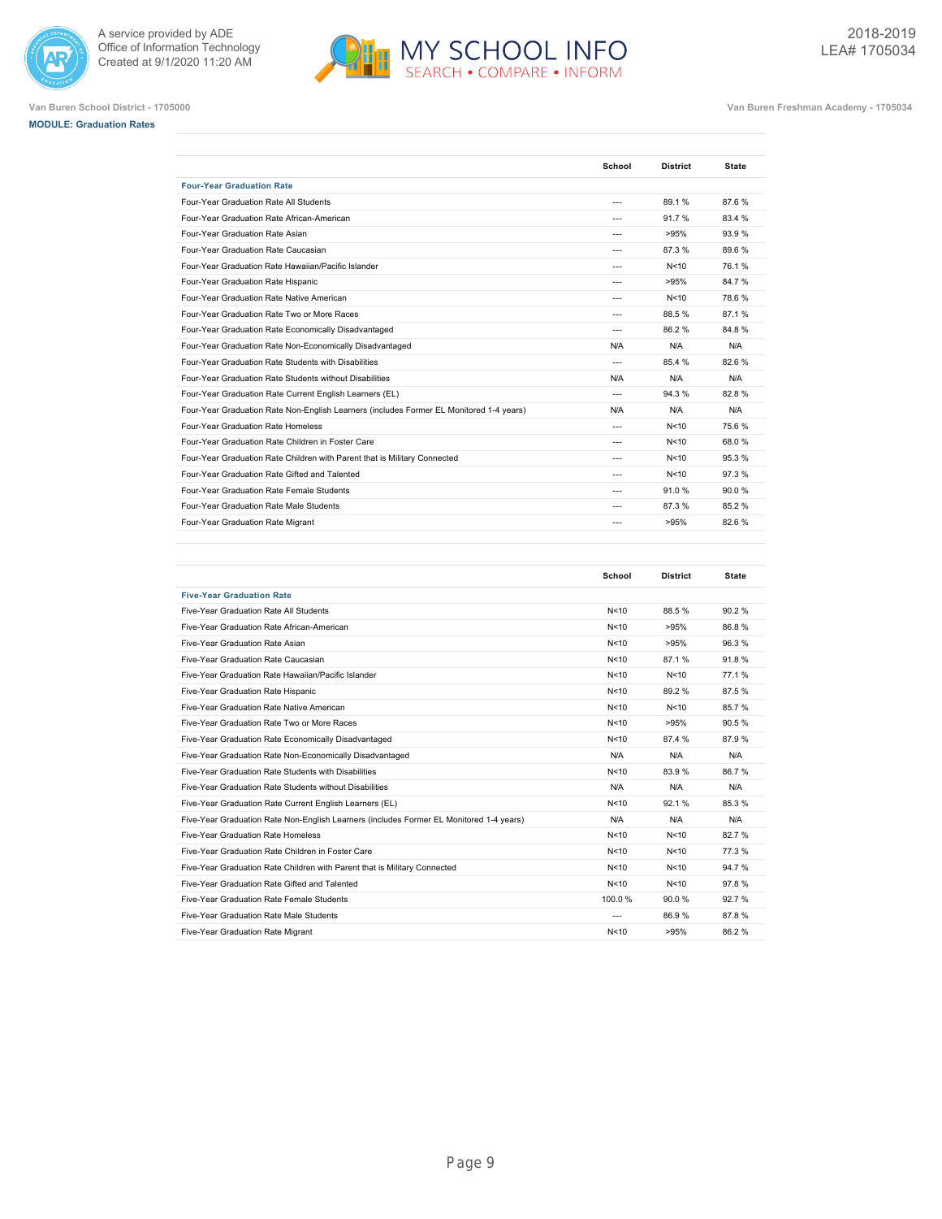Van Buren School District - 1705000

Van Buren Freshman Academy - 1705034

**MODULE: Graduation Rates**

| | School | District | State |
|---|---|---|---|
| **Four-Year Graduation Rate** | | | |
| Four-Year Graduation Rate All Students | --- | 89.1 % | 87.6 % |
| Four-Year Graduation Rate African-American | --- | 91.7 % | 83.4 % |
| Four-Year Graduation Rate Asian | --- | >95% | 93.9 % |
| Four-Year Graduation Rate Caucasian | --- | 87.3 % | 89.6 % |
| Four-Year Graduation Rate Hawaiian/Pacific Islander | --- | N<10 | 76.1 % |
| Four-Year Graduation Rate Hispanic | --- | >95% | 84.7 % |
| Four-Year Graduation Rate Native American | --- | N<10 | 78.6 % |
| Four-Year Graduation Rate Two or More Races | --- | 88.5 % | 87.1 % |
| Four-Year Graduation Rate Economically Disadvantaged | --- | 86.2 % | 84.8 % |
| Four-Year Graduation Rate Non-Economically Disadvantaged | N/A | N/A | N/A |
| Four-Year Graduation Rate Students with Disabilities | --- | 85.4 % | 82.6 % |
| Four-Year Graduation Rate Students without Disabilities | N/A | N/A | N/A |
| Four-Year Graduation Rate Current English Learners (EL) | --- | 94.3 % | 82.8 % |
| Four-Year Graduation Rate Non-English Learners (includes Former EL Monitored 1-4 years) | N/A | N/A | N/A |
| Four-Year Graduation Rate Homeless | --- | N<10 | 75.6 % |
| Four-Year Graduation Rate Children in Foster Care | --- | N<10 | 68.0 % |
| Four-Year Graduation Rate Children with Parent that is Military Connected | --- | N<10 | 95.3 % |
| Four-Year Graduation Rate Gifted and Talented | --- | N<10 | 97.3 % |
| Four-Year Graduation Rate Female Students | --- | 91.0 % | 90.0 % |
| Four-Year Graduation Rate Male Students | --- | 87.3 % | 85.2 % |
| Four-Year Graduation Rate Migrant | --- | >95% | 82.6 % |

| | School | District | State |
|---|---|---|---|
| **Five-Year Graduation Rate** | | | |
| Five-Year Graduation Rate All Students | N<10 | 88.5 % | 90.2 % |
| Five-Year Graduation Rate African-American | N<10 | >95% | 86.8 % |
| Five-Year Graduation Rate Asian | N<10 | >95% | 96.3 % |
| Five-Year Graduation Rate Caucasian | N<10 | 87.1 % | 91.8 % |
| Five-Year Graduation Rate Hawaiian/Pacific Islander | N<10 | N<10 | 77.1 % |
| Five-Year Graduation Rate Hispanic | N<10 | 89.2 % | 87.5 % |
| Five-Year Graduation Rate Native American | N<10 | N<10 | 85.7 % |
| Five-Year Graduation Rate Two or More Races | N<10 | >95% | 90.5 % |
| Five-Year Graduation Rate Economically Disadvantaged | N<10 | 87.4 % | 87.9 % |
| Five-Year Graduation Rate Non-Economically Disadvantaged | N/A | N/A | N/A |
| Five-Year Graduation Rate Students with Disabilities | N<10 | 83.9 % | 86.7 % |
| Five-Year Graduation Rate Students without Disabilities | N/A | N/A | N/A |
| Five-Year Graduation Rate Current English Learners (EL) | N<10 | 92.1 % | 85.3 % |
| Five-Year Graduation Rate Non-English Learners (includes Former EL Monitored 1-4 years) | N/A | N/A | N/A |
| Five-Year Graduation Rate Homeless | N<10 | N<10 | 82.7 % |
| Five-Year Graduation Rate Children in Foster Care | N<10 | N<10 | 77.3 % |
| Five-Year Graduation Rate Children with Parent that is Military Connected | N<10 | N<10 | 94.7 % |
| Five-Year Graduation Rate Gifted and Talented | N<10 | N<10 | 97.8 % |
| Five-Year Graduation Rate Female Students | 100.0 % | 90.0 % | 92.7 % |
| Five-Year Graduation Rate Male Students | --- | 86.9 % | 87.8 % |
| Five-Year Graduation Rate Migrant | N<10 | >95% | 86.2 % |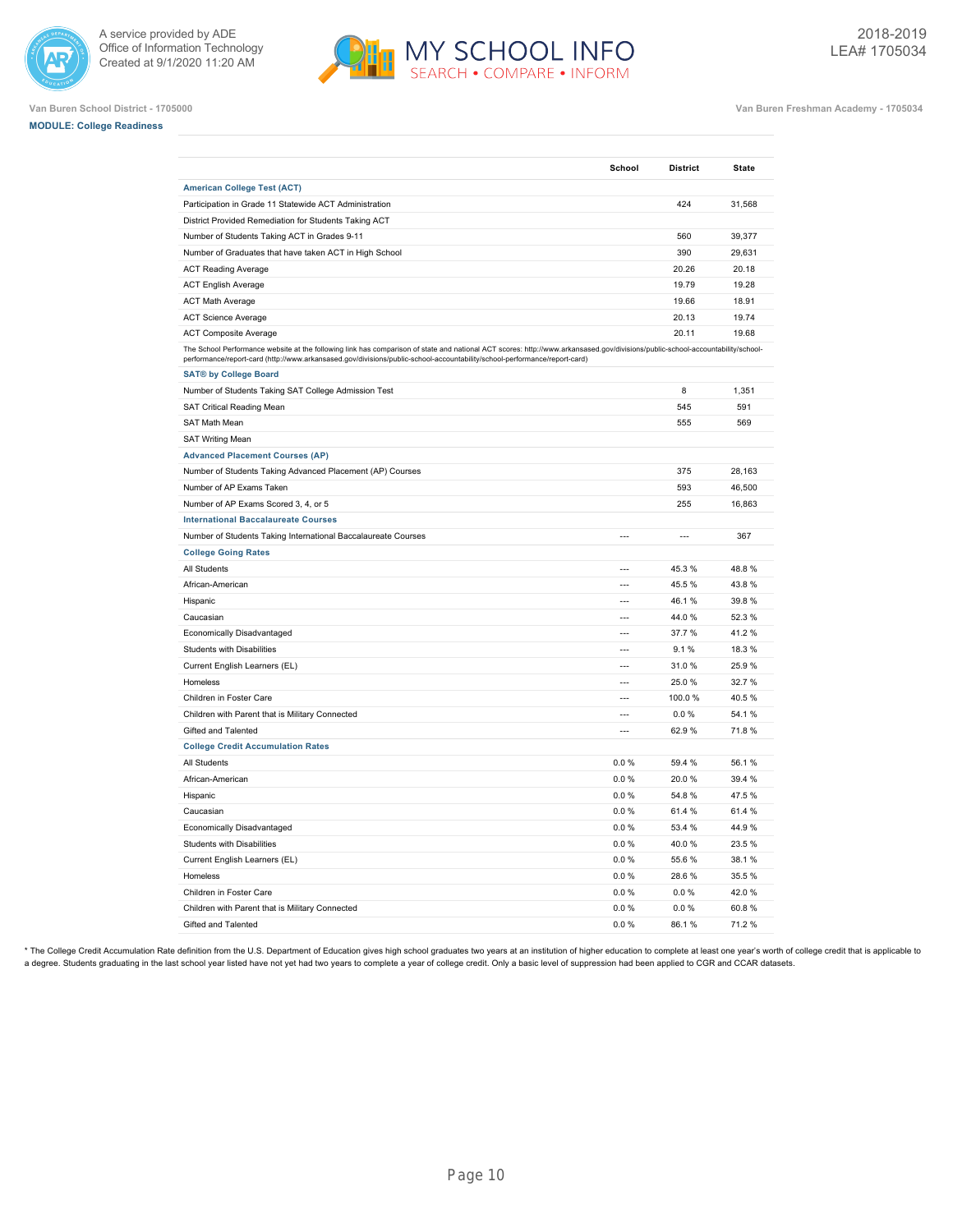A service provided by ADE
Office of Information Technology
Created at 9/1/2020 11:20 AM

# MY SCHOOL INFO
SEARCH • COMPARE • INFORM

2018-2019
LEA# 1705034

Van Buren School District - 1705000

Van Buren Freshman Academy - 1705034

**MODULE: College Readiness**

| | School | District | State |
|---|---|---|---|
| **American College Test (ACT)** | | | |
| Participation in Grade 11 Statewide ACT Administration | | 424 | 31,568 |
| District Provided Remediation for Students Taking ACT | | | |
| Number of Students Taking ACT in Grades 9-11 | | 560 | 39,377 |
| Number of Graduates that have taken ACT in High School | | 390 | 29,631 |
| ACT Reading Average | | 20.26 | 20.18 |
| ACT English Average | | 19.79 | 19.28 |
| ACT Math Average | | 19.66 | 18.91 |
| ACT Science Average | | 20.13 | 19.74 |
| ACT Composite Average | | 20.11 | 19.68 |
| The School Performance website at the following link has comparison of state and national ACT scores: http://www.arkansased.gov/divisions/public-school-accountability/school-performance/report-card (http://www.arkansased.gov/divisions/public-school-accountability/school-performance/report-card) | | | |
| **SAT® by College Board** | | | |
| Number of Students Taking SAT College Admission Test | | 8 | 1,351 |
| SAT Critical Reading Mean | | 545 | 591 |
| SAT Math Mean | | 555 | 569 |
| SAT Writing Mean | | | |
| **Advanced Placement Courses (AP)** | | | |
| Number of Students Taking Advanced Placement (AP) Courses | | 375 | 28,163 |
| Number of AP Exams Taken | | 593 | 46,500 |
| Number of AP Exams Scored 3, 4, or 5 | | 255 | 16,863 |
| **International Baccalaureate Courses** | | | |
| Number of Students Taking International Baccalaureate Courses | --- | --- | 367 |
| **College Going Rates** | | | |
| All Students | --- | 45.3 % | 48.8 % |
| African-American | --- | 45.5 % | 43.8 % |
| Hispanic | --- | 46.1 % | 39.8 % |
| Caucasian | --- | 44.0 % | 52.3 % |
| Economically Disadvantaged | --- | 37.7 % | 41.2 % |
| Students with Disabilities | --- | 9.1 % | 18.3 % |
| Current English Learners (EL) | --- | 31.0 % | 25.9 % |
| Homeless | --- | 25.0 % | 32.7 % |
| Children in Foster Care | --- | 100.0 % | 40.5 % |
| Children with Parent that is Military Connected | --- | 0.0 % | 54.1 % |
| Gifted and Talented | --- | 62.9 % | 71.8 % |
| **College Credit Accumulation Rates** | | | |
| All Students | 0.0 % | 59.4 % | 56.1 % |
| African-American | 0.0 % | 20.0 % | 39.4 % |
| Hispanic | 0.0 % | 54.8 % | 47.5 % |
| Caucasian | 0.0 % | 61.4 % | 61.4 % |
| Economically Disadvantaged | 0.0 % | 53.4 % | 44.9 % |
| Students with Disabilities | 0.0 % | 40.0 % | 23.5 % |
| Current English Learners (EL) | 0.0 % | 55.6 % | 38.1 % |
| Homeless | 0.0 % | 28.6 % | 35.5 % |
| Children in Foster Care | 0.0 % | 0.0 % | 42.0 % |
| Children with Parent that is Military Connected | 0.0 % | 0.0 % | 60.8 % |
| Gifted and Talented | 0.0 % | 86.1 % | 71.2 % |

* The College Credit Accumulation Rate definition from the U.S. Department of Education gives high school graduates two years at an institution of higher education to complete at least one year's worth of college credit that is applicable to a degree. Students graduating in the last school year listed have not yet had two years to complete a year of college credit. Only a basic level of suppression had been applied to CGR and CCAR datasets.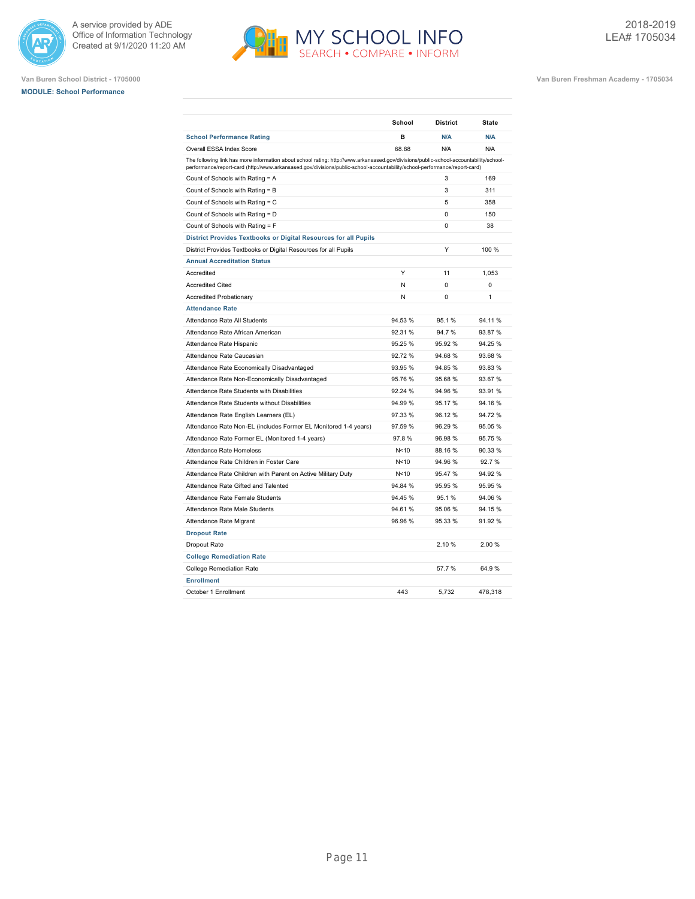Van Buren School District - 1705000

**MODULE: School Performance**

Van Buren Freshman Academy - 1705034

2018-2019
LEA# 1705034

| | School | District | State |
|---|---|---|---|
| **School Performance Rating** | **B** | **N/A** | **N/A** |
| Overall ESSA Index Score | 68.88 | N/A | N/A |
| The following link has more information about school rating: http://www.arkansased.gov/divisions/public-school-accountability/school-performance/report-card (http://www.arkansased.gov/divisions/public-school-accountability/school-performance/report-card) | | | |
| Count of Schools with Rating = A | | 3 | 169 |
| Count of Schools with Rating = B | | 3 | 311 |
| Count of Schools with Rating = C | | 5 | 358 |
| Count of Schools with Rating = D | | 0 | 150 |
| Count of Schools with Rating = F | | 0 | 38 |
| **District Provides Textbooks or Digital Resources for all Pupils** | | | |
| District Provides Textbooks or Digital Resources for all Pupils | | Y | 100 % |
| **Annual Accreditation Status** | | | |
| Accredited | Y | 11 | 1,053 |
| Accredited Cited | N | 0 | 0 |
| Accredited Probationary | N | 0 | 1 |
| **Attendance Rate** | | | |
| Attendance Rate All Students | 94.53 % | 95.1 % | 94.11 % |
| Attendance Rate African American | 92.31 % | 94.7 % | 93.87 % |
| Attendance Rate Hispanic | 95.25 % | 95.92 % | 94.25 % |
| Attendance Rate Caucasian | 92.72 % | 94.68 % | 93.68 % |
| Attendance Rate Economically Disadvantaged | 93.95 % | 94.85 % | 93.83 % |
| Attendance Rate Non-Economically Disadvantaged | 95.76 % | 95.68 % | 93.67 % |
| Attendance Rate Students with Disabilities | 92.24 % | 94.96 % | 93.91 % |
| Attendance Rate Students without Disabilities | 94.99 % | 95.17 % | 94.16 % |
| Attendance Rate English Learners (EL) | 97.33 % | 96.12 % | 94.72 % |
| Attendance Rate Non-EL (includes Former EL Monitored 1-4 years) | 97.59 % | 96.29 % | 95.05 % |
| Attendance Rate Former EL (Monitored 1-4 years) | 97.8 % | 96.98 % | 95.75 % |
| Attendance Rate Homeless | N<10 | 88.16 % | 90.33 % |
| Attendance Rate Children in Foster Care | N<10 | 94.96 % | 92.7 % |
| Attendance Rate Children with Parent on Active Military Duty | N<10 | 95.47 % | 94.92 % |
| Attendance Rate Gifted and Talented | 94.84 % | 95.95 % | 95.95 % |
| Attendance Rate Female Students | 94.45 % | 95.1 % | 94.06 % |
| Attendance Rate Male Students | 94.61 % | 95.06 % | 94.15 % |
| Attendance Rate Migrant | 96.96 % | 95.33 % | 91.92 % |
| **Dropout Rate** | | | |
| Dropout Rate | | 2.10 % | 2.00 % |
| **College Remediation Rate** | | | |
| College Remediation Rate | | 57.7 % | 64.9 % |
| **Enrollment** | | | |
| October 1 Enrollment | 443 | 5,732 | 478,318 |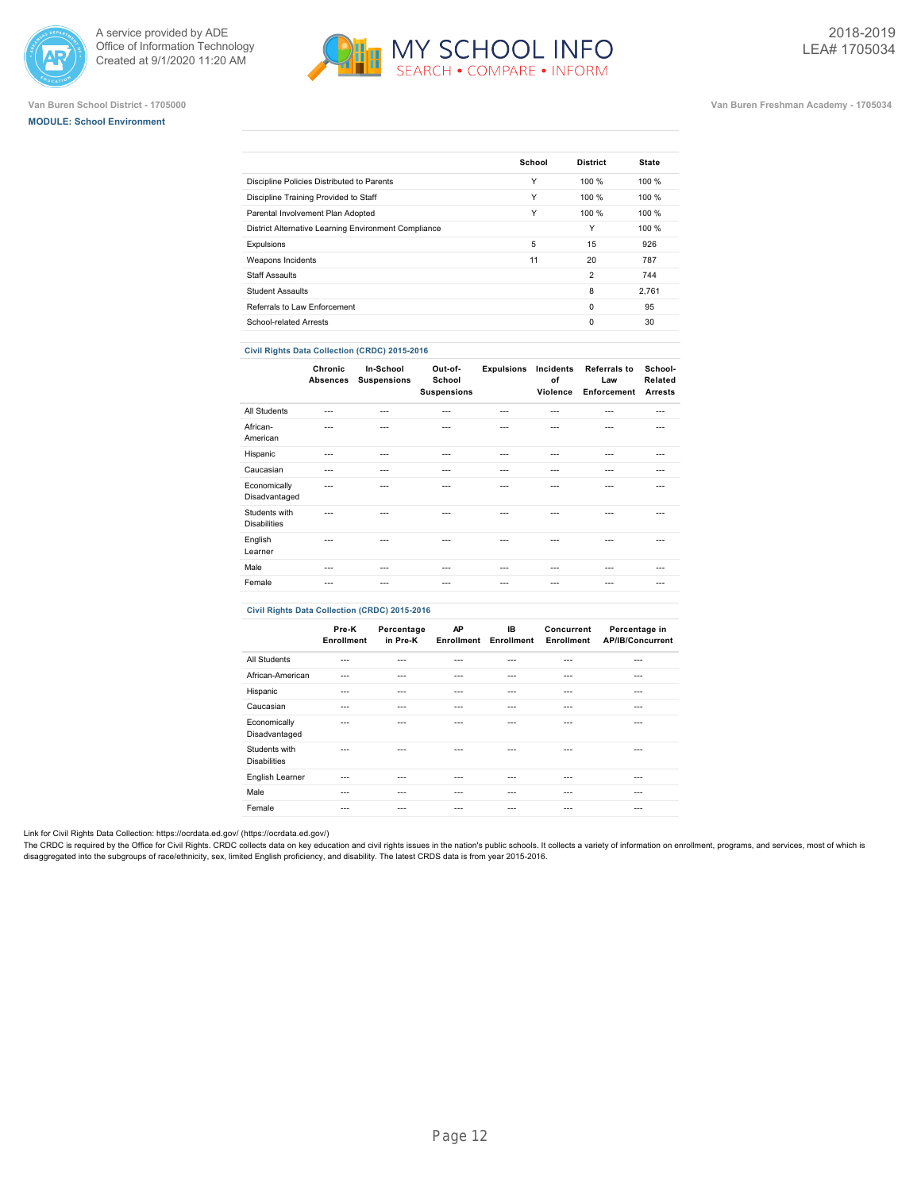Van Buren School District - 1705000

**MODULE: School Environment**

Van Buren Freshman Academy - 1705034

| | School | District | State |
|---|---|---|---|
| Discipline Policies Distributed to Parents | Y | 100 % | 100 % |
| Discipline Training Provided to Staff | Y | 100 % | 100 % |
| Parental Involvement Plan Adopted | Y | 100 % | 100 % |
| District Alternative Learning Environment Compliance | | Y | 100 % |
| Expulsions | 5 | 15 | 926 |
| Weapons Incidents | 11 | 20 | 787 |
| Staff Assaults | | 2 | 744 |
| Student Assaults | | 8 | 2,761 |
| Referrals to Law Enforcement | | 0 | 95 |
| School-related Arrests | | 0 | 30 |

**Civil Rights Data Collection (CRDC) 2015-2016**

| | Chronic Absences | In-School Suspensions | Out-of-School Suspensions | Expulsions | Incidents of Violence | Referrals to Law Enforcement | School-Related Arrests |
|---|---|---|---|---|---|---|---|
| All Students | --- | --- | --- | --- | --- | --- | --- |
| African-American | --- | --- | --- | --- | --- | --- | --- |
| Hispanic | --- | --- | --- | --- | --- | --- | --- |
| Caucasian | --- | --- | --- | --- | --- | --- | --- |
| Economically Disadvantaged | --- | --- | --- | --- | --- | --- | --- |
| Students with Disabilities | --- | --- | --- | --- | --- | --- | --- |
| English Learner | --- | --- | --- | --- | --- | --- | --- |
| Male | --- | --- | --- | --- | --- | --- | --- |
| Female | --- | --- | --- | --- | --- | --- | --- |

**Civil Rights Data Collection (CRDC) 2015-2016**

| | Pre-K Enrollment | Percentage in Pre-K | AP Enrollment | IB Enrollment | Concurrent Enrollment | Percentage in AP/IB/Concurrent |
|---|---|---|---|---|---|---|
| All Students | --- | --- | --- | --- | --- | --- |
| African-American | --- | --- | --- | --- | --- | --- |
| Hispanic | --- | --- | --- | --- | --- | --- |
| Caucasian | --- | --- | --- | --- | --- | --- |
| Economically Disadvantaged | --- | --- | --- | --- | --- | --- |
| Students with Disabilities | --- | --- | --- | --- | --- | --- |
| English Learner | --- | --- | --- | --- | --- | --- |
| Male | --- | --- | --- | --- | --- | --- |
| Female | --- | --- | --- | --- | --- | --- |

Link for Civil Rights Data Collection: https://ocrdata.ed.gov/ (https://ocrdata.ed.gov/)

The CRDC is required by the Office for Civil Rights. CRDC collects data on key education and civil rights issues in the nation's public schools. It collects a variety of information on enrollment, programs, and services, most of which is disaggregated into the subgroups of race/ethnicity, sex, limited English proficiency, and disability. The latest CRDS data is from year 2015-2016.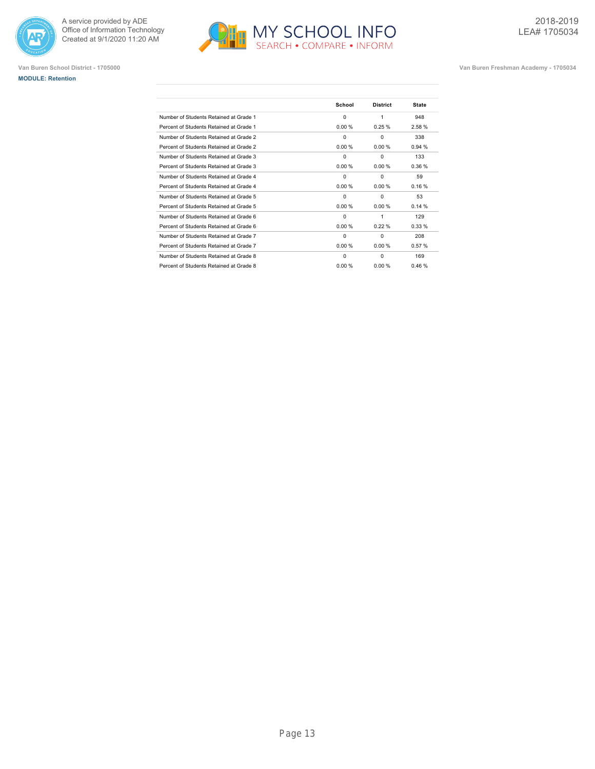Van Buren School District - 1705000

Van Buren Freshman Academy - 1705034

**MODULE: Retention**

| | School | District | State |
|---|---|---|---|
| Number of Students Retained at Grade 1 | 0 | 1 | 948 |
| Percent of Students Retained at Grade 1 | 0.00 % | 0.25 % | 2.58 % |
| Number of Students Retained at Grade 2 | 0 | 0 | 338 |
| Percent of Students Retained at Grade 2 | 0.00 % | 0.00 % | 0.94 % |
| Number of Students Retained at Grade 3 | 0 | 0 | 133 |
| Percent of Students Retained at Grade 3 | 0.00 % | 0.00 % | 0.36 % |
| Number of Students Retained at Grade 4 | 0 | 0 | 59 |
| Percent of Students Retained at Grade 4 | 0.00 % | 0.00 % | 0.16 % |
| Number of Students Retained at Grade 5 | 0 | 0 | 53 |
| Percent of Students Retained at Grade 5 | 0.00 % | 0.00 % | 0.14 % |
| Number of Students Retained at Grade 6 | 0 | 1 | 129 |
| Percent of Students Retained at Grade 6 | 0.00 % | 0.22 % | 0.33 % |
| Number of Students Retained at Grade 7 | 0 | 0 | 208 |
| Percent of Students Retained at Grade 7 | 0.00 % | 0.00 % | 0.57 % |
| Number of Students Retained at Grade 8 | 0 | 0 | 169 |
| Percent of Students Retained at Grade 8 | 0.00 % | 0.00 % | 0.46 % |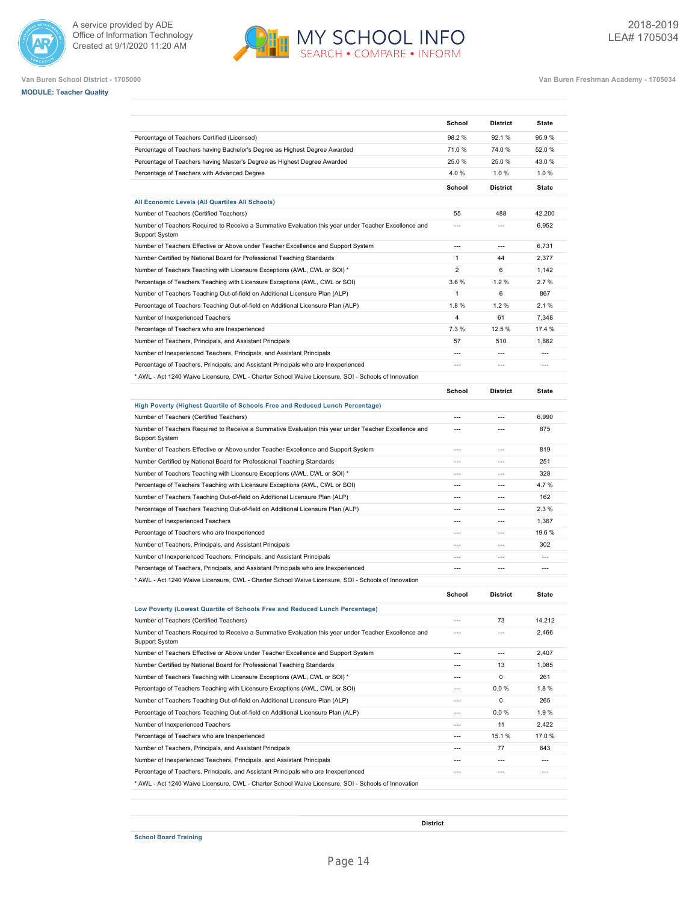Van Buren School District - 1705000

Van Buren Freshman Academy - 1705034

**MODULE: Teacher Quality**

| | School | District | State |
|---|---|---|---|
| Percentage of Teachers Certified (Licensed) | 98.2 % | 92.1 % | 95.9 % |
| Percentage of Teachers having Bachelor's Degree as Highest Degree Awarded | 71.0 % | 74.0 % | 52.0 % |
| Percentage of Teachers having Master's Degree as Highest Degree Awarded | 25.0 % | 25.0 % | 43.0 % |
| Percentage of Teachers with Advanced Degree | 4.0 % | 1.0 % | 1.0 % |

| | School | District | State |
|---|---|---|---|
| **All Economic Levels (All Quartiles All Schools)** | | | |
| Number of Teachers (Certified Teachers) | 55 | 488 | 42,200 |
| Number of Teachers Required to Receive a Summative Evaluation this year under Teacher Excellence and Support System | --- | --- | 6,952 |
| Number of Teachers Effective or Above under Teacher Excellence and Support System | --- | --- | 6,731 |
| Number Certified by National Board for Professional Teaching Standards | 1 | 44 | 2,377 |
| Number of Teachers Teaching with Licensure Exceptions (AWL, CWL or SOI) * | 2 | 6 | 1,142 |
| Percentage of Teachers Teaching with Licensure Exceptions (AWL, CWL or SOI) | 3.6 % | 1.2 % | 2.7 % |
| Number of Teachers Teaching Out-of-field on Additional Licensure Plan (ALP) | 1 | 6 | 867 |
| Percentage of Teachers Teaching Out-of-field on Additional Licensure Plan (ALP) | 1.8 % | 1.2 % | 2.1 % |
| Number of Inexperienced Teachers | 4 | 61 | 7,348 |
| Percentage of Teachers who are Inexperienced | 7.3 % | 12.5 % | 17.4 % |
| Number of Teachers, Principals, and Assistant Principals | 57 | 510 | 1,862 |
| Number of Inexperienced Teachers, Principals, and Assistant Principals | --- | --- | --- |
| Percentage of Teachers, Principals, and Assistant Principals who are Inexperienced | --- | --- | --- |

\* AWL - Act 1240 Waive Licensure, CWL - Charter School Waive Licensure, SOI - Schools of Innovation

| | School | District | State |
|---|---|---|---|
| **High Poverty (Highest Quartile of Schools Free and Reduced Lunch Percentage)** | | | |
| Number of Teachers (Certified Teachers) | --- | --- | 6,990 |
| Number of Teachers Required to Receive a Summative Evaluation this year under Teacher Excellence and Support System | --- | --- | 875 |
| Number of Teachers Effective or Above under Teacher Excellence and Support System | --- | --- | 819 |
| Number Certified by National Board for Professional Teaching Standards | --- | --- | 251 |
| Number of Teachers Teaching with Licensure Exceptions (AWL, CWL or SOI) * | --- | --- | 328 |
| Percentage of Teachers Teaching with Licensure Exceptions (AWL, CWL or SOI) | --- | --- | 4.7 % |
| Number of Teachers Teaching Out-of-field on Additional Licensure Plan (ALP) | --- | --- | 162 |
| Percentage of Teachers Teaching Out-of-field on Additional Licensure Plan (ALP) | --- | --- | 2.3 % |
| Number of Inexperienced Teachers | --- | --- | 1,367 |
| Percentage of Teachers who are Inexperienced | --- | --- | 19.6 % |
| Number of Teachers, Principals, and Assistant Principals | --- | --- | 302 |
| Number of Inexperienced Teachers, Principals, and Assistant Principals | --- | --- | --- |
| Percentage of Teachers, Principals, and Assistant Principals who are Inexperienced | --- | --- | --- |

\* AWL - Act 1240 Waive Licensure, CWL - Charter School Waive Licensure, SOI - Schools of Innovation

| | School | District | State |
|---|---|---|---|
| **Low Poverty (Lowest Quartile of Schools Free and Reduced Lunch Percentage)** | | | |
| Number of Teachers (Certified Teachers) | --- | 73 | 14,212 |
| Number of Teachers Required to Receive a Summative Evaluation this year under Teacher Excellence and Support System | --- | --- | 2,466 |
| Number of Teachers Effective or Above under Teacher Excellence and Support System | --- | --- | 2,407 |
| Number Certified by National Board for Professional Teaching Standards | --- | 13 | 1,085 |
| Number of Teachers Teaching with Licensure Exceptions (AWL, CWL or SOI) * | --- | 0 | 261 |
| Percentage of Teachers Teaching with Licensure Exceptions (AWL, CWL or SOI) | --- | 0.0 % | 1.8 % |
| Number of Teachers Teaching Out-of-field on Additional Licensure Plan (ALP) | --- | 0 | 265 |
| Percentage of Teachers Teaching Out-of-field on Additional Licensure Plan (ALP) | --- | 0.0 % | 1.9 % |
| Number of Inexperienced Teachers | --- | 11 | 2,422 |
| Percentage of Teachers who are Inexperienced | --- | 15.1 % | 17.0 % |
| Number of Teachers, Principals, and Assistant Principals | --- | 77 | 643 |
| Number of Inexperienced Teachers, Principals, and Assistant Principals | --- | --- | --- |
| Percentage of Teachers, Principals, and Assistant Principals who are Inexperienced | --- | --- | --- |

\* AWL - Act 1240 Waive Licensure, CWL - Charter School Waive Licensure, SOI - Schools of Innovation

| | District |
|---|---|
| **School Board Training** | |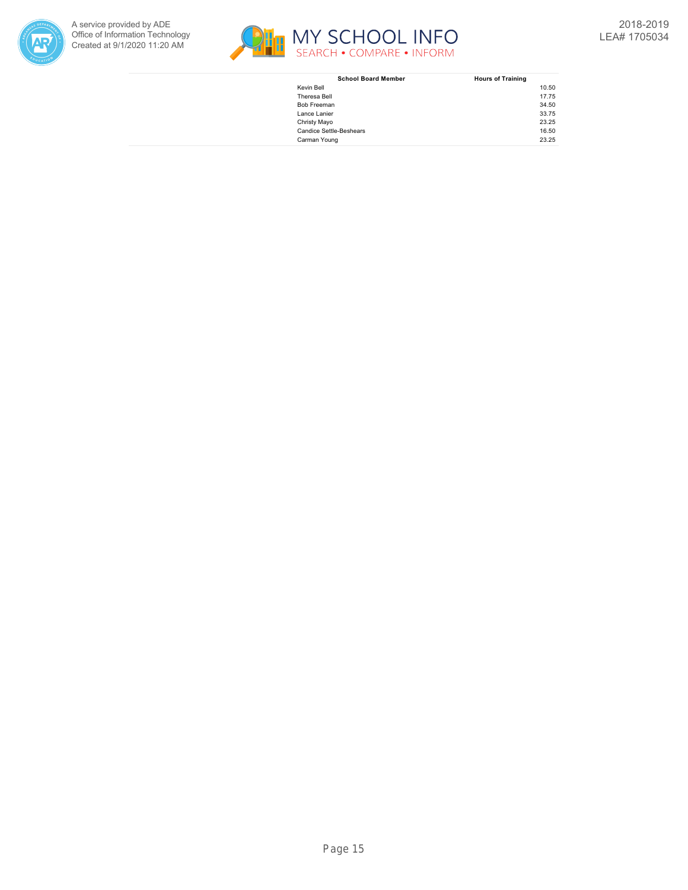| School Board Member | Hours of Training |
|---|---|
| Kevin Bell | 10.50 |
| Theresa Bell | 17.75 |
| Bob Freeman | 34.50 |
| Lance Lanier | 33.75 |
| Christy Mayo | 23.25 |
| Candice Settle-Beshears | 16.50 |
| Carman Young | 23.25 |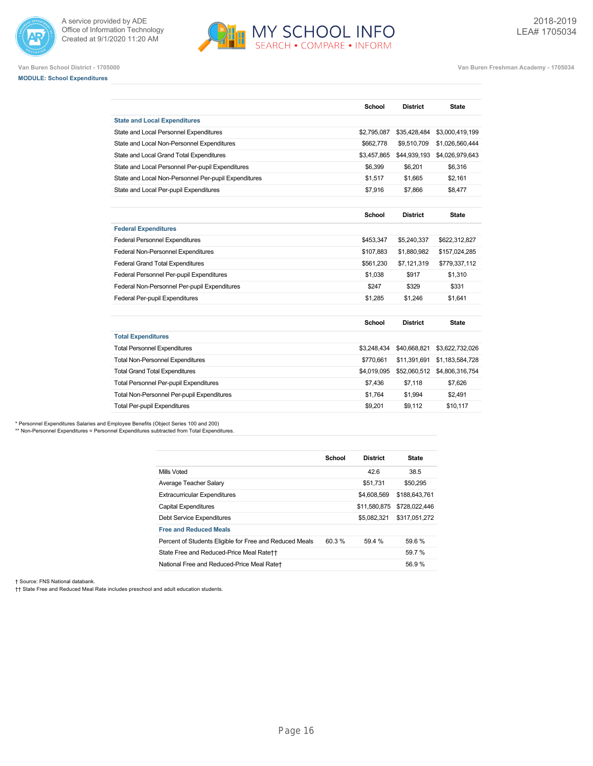Van Buren School District - 1705000

Van Buren Freshman Academy - 1705034

**MODULE: School Expenditures**

| | School | District | State |
|---|---|---|---|
| **State and Local Expenditures** | | | |
| State and Local Personnel Expenditures | $2,795,087 | $35,428,484 | $3,000,419,199 |
| State and Local Non-Personnel Expenditures | $662,778 | $9,510,709 | $1,026,560,444 |
| State and Local Grand Total Expenditures | $3,457,865 | $44,939,193 | $4,026,979,643 |
| State and Local Personnel Per-pupil Expenditures | $6,399 | $6,201 | $6,316 |
| State and Local Non-Personnel Per-pupil Expenditures | $1,517 | $1,665 | $2,161 |
| State and Local Per-pupil Expenditures | $7,916 | $7,866 | $8,477 |

| | School | District | State |
|---|---|---|---|
| **Federal Expenditures** | | | |
| Federal Personnel Expenditures | $453,347 | $5,240,337 | $622,312,827 |
| Federal Non-Personnel Expenditures | $107,883 | $1,880,982 | $157,024,285 |
| Federal Grand Total Expenditures | $561,230 | $7,121,319 | $779,337,112 |
| Federal Personnel Per-pupil Expenditures | $1,038 | $917 | $1,310 |
| Federal Non-Personnel Per-pupil Expenditures | $247 | $329 | $331 |
| Federal Per-pupil Expenditures | $1,285 | $1,246 | $1,641 |

| | School | District | State |
|---|---|---|---|
| **Total Expenditures** | | | |
| Total Personnel Expenditures | $3,248,434 | $40,668,821 | $3,622,732,026 |
| Total Non-Personnel Expenditures | $770,661 | $11,391,691 | $1,183,584,728 |
| Total Grand Total Expenditures | $4,019,095 | $52,060,512 | $4,806,316,754 |
| Total Personnel Per-pupil Expenditures | $7,436 | $7,118 | $7,626 |
| Total Non-Personnel Per-pupil Expenditures | $1,764 | $1,994 | $2,491 |
| Total Per-pupil Expenditures | $9,201 | $9,112 | $10,117 |

* Personnel Expenditures Salaries and Employee Benefits (Object Series 100 and 200)
** Non-Personnel Expenditures = Personnel Expenditures subtracted from Total Expenditures.

| | School | District | State |
|---|---|---|---|
| Mills Voted | | 42.6 | 38.5 |
| Average Teacher Salary | | $51,731 | $50,295 |
| Extracurricular Expenditures | | $4,608,569 | $188,643,761 |
| Capital Expenditures | | $11,580,875 | $728,022,446 |
| Debt Service Expenditures | | $5,082,321 | $317,051,272 |
| **Free and Reduced Meals** | | | |
| Percent of Students Eligible for Free and Reduced Meals | 60.3 % | 59.4 % | 59.6 % |
| State Free and Reduced-Price Meal Rate†† | | | 59.7 % |
| National Free and Reduced-Price Meal Rate† | | | 56.9 % |

† Source: FNS National databank.
†† State Free and Reduced Meal Rate includes preschool and adult education students.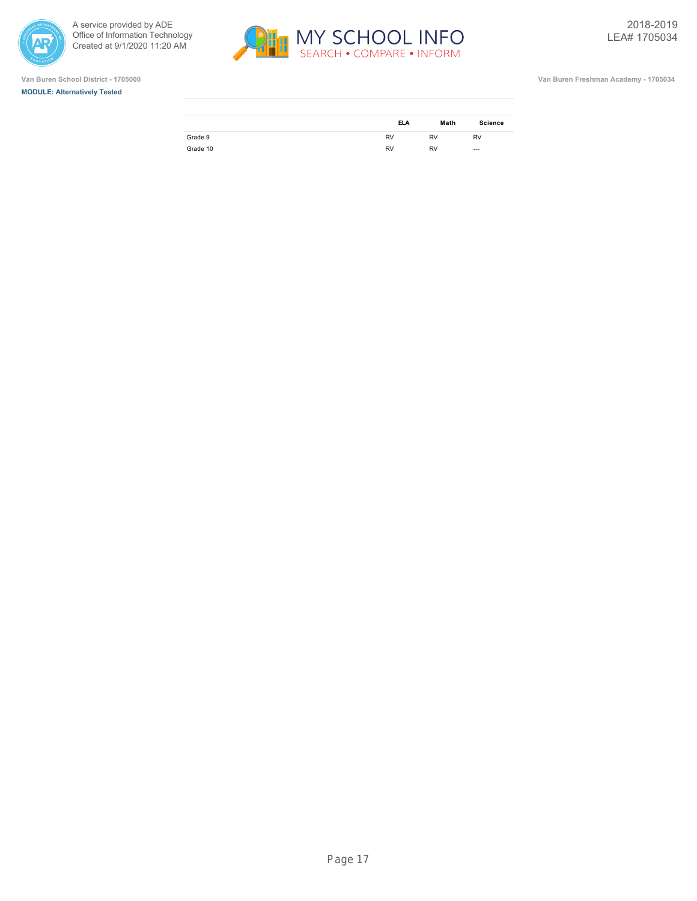Van Buren School District - 1705000

Van Buren Freshman Academy - 1705034

**MODULE: Alternatively Tested**

| | ELA | Math | Science |
|---|---|---|---|
| Grade 9 | RV | RV | RV |
| Grade 10 | RV | RV | --- |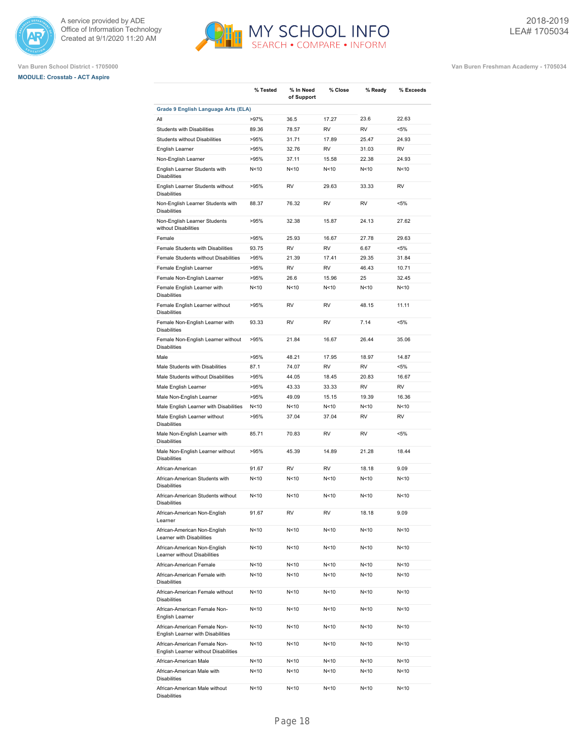A service provided by ADE
Office of Information Technology
Created at 9/1/2020 11:20 AM

2018-2019
LEA# 1705034

Van Buren School District - 1705000

Van Buren Freshman Academy - 1705034

**MODULE: Crosstab - ACT Aspire**

| | % Tested | % In Need of Support | % Close | % Ready | % Exceeds |
|---|---|---|---|---|---|
| **Grade 9 English Language Arts (ELA)** | | | | | |
| All | >97% | 36.5 | 17.27 | 23.6 | 22.63 |
| Students with Disabilities | 89.36 | 78.57 | RV | RV | <5% |
| Students without Disabilities | >95% | 31.71 | 17.89 | 25.47 | 24.93 |
| English Learner | >95% | 32.76 | RV | 31.03 | RV |
| Non-English Learner | >95% | 37.11 | 15.58 | 22.38 | 24.93 |
| English Learner Students with Disabilities | N<10 | N<10 | N<10 | N<10 | N<10 |
| English Learner Students without Disabilities | >95% | RV | 29.63 | 33.33 | RV |
| Non-English Learner Students with Disabilities | 88.37 | 76.32 | RV | RV | <5% |
| Non-English Learner Students without Disabilities | >95% | 32.38 | 15.87 | 24.13 | 27.62 |
| Female | >95% | 25.93 | 16.67 | 27.78 | 29.63 |
| Female Students with Disabilities | 93.75 | RV | RV | 6.67 | <5% |
| Female Students without Disabilities | >95% | 21.39 | 17.41 | 29.35 | 31.84 |
| Female English Learner | >95% | RV | RV | 46.43 | 10.71 |
| Female Non-English Learner | >95% | 26.6 | 15.96 | 25 | 32.45 |
| Female English Learner with Disabilities | N<10 | N<10 | N<10 | N<10 | N<10 |
| Female English Learner without Disabilities | >95% | RV | RV | 48.15 | 11.11 |
| Female Non-English Learner with Disabilities | 93.33 | RV | RV | 7.14 | <5% |
| Female Non-English Learner without Disabilities | >95% | 21.84 | 16.67 | 26.44 | 35.06 |
| Male | >95% | 48.21 | 17.95 | 18.97 | 14.87 |
| Male Students with Disabilities | 87.1 | 74.07 | RV | RV | <5% |
| Male Students without Disabilities | >95% | 44.05 | 18.45 | 20.83 | 16.67 |
| Male English Learner | >95% | 43.33 | 33.33 | RV | RV |
| Male Non-English Learner | >95% | 49.09 | 15.15 | 19.39 | 16.36 |
| Male English Learner with Disabilities | N<10 | N<10 | N<10 | N<10 | N<10 |
| Male English Learner without Disabilities | >95% | 37.04 | 37.04 | RV | RV |
| Male Non-English Learner with Disabilities | 85.71 | 70.83 | RV | RV | <5% |
| Male Non-English Learner without Disabilities | >95% | 45.39 | 14.89 | 21.28 | 18.44 |
| African-American | 91.67 | RV | RV | 18.18 | 9.09 |
| African-American Students with Disabilities | N<10 | N<10 | N<10 | N<10 | N<10 |
| African-American Students without Disabilities | N<10 | N<10 | N<10 | N<10 | N<10 |
| African-American Non-English Learner | 91.67 | RV | RV | 18.18 | 9.09 |
| African-American Non-English Learner with Disabilities | N<10 | N<10 | N<10 | N<10 | N<10 |
| African-American Non-English Learner without Disabilities | N<10 | N<10 | N<10 | N<10 | N<10 |
| African-American Female | N<10 | N<10 | N<10 | N<10 | N<10 |
| African-American Female with Disabilities | N<10 | N<10 | N<10 | N<10 | N<10 |
| African-American Female without Disabilities | N<10 | N<10 | N<10 | N<10 | N<10 |
| African-American Female Non-English Learner | N<10 | N<10 | N<10 | N<10 | N<10 |
| African-American Female Non-English Learner with Disabilities | N<10 | N<10 | N<10 | N<10 | N<10 |
| African-American Female Non-English Learner without Disabilities | N<10 | N<10 | N<10 | N<10 | N<10 |
| African-American Male | N<10 | N<10 | N<10 | N<10 | N<10 |
| African-American Male with Disabilities | N<10 | N<10 | N<10 | N<10 | N<10 |
| African-American Male without Disabilities | N<10 | N<10 | N<10 | N<10 | N<10 |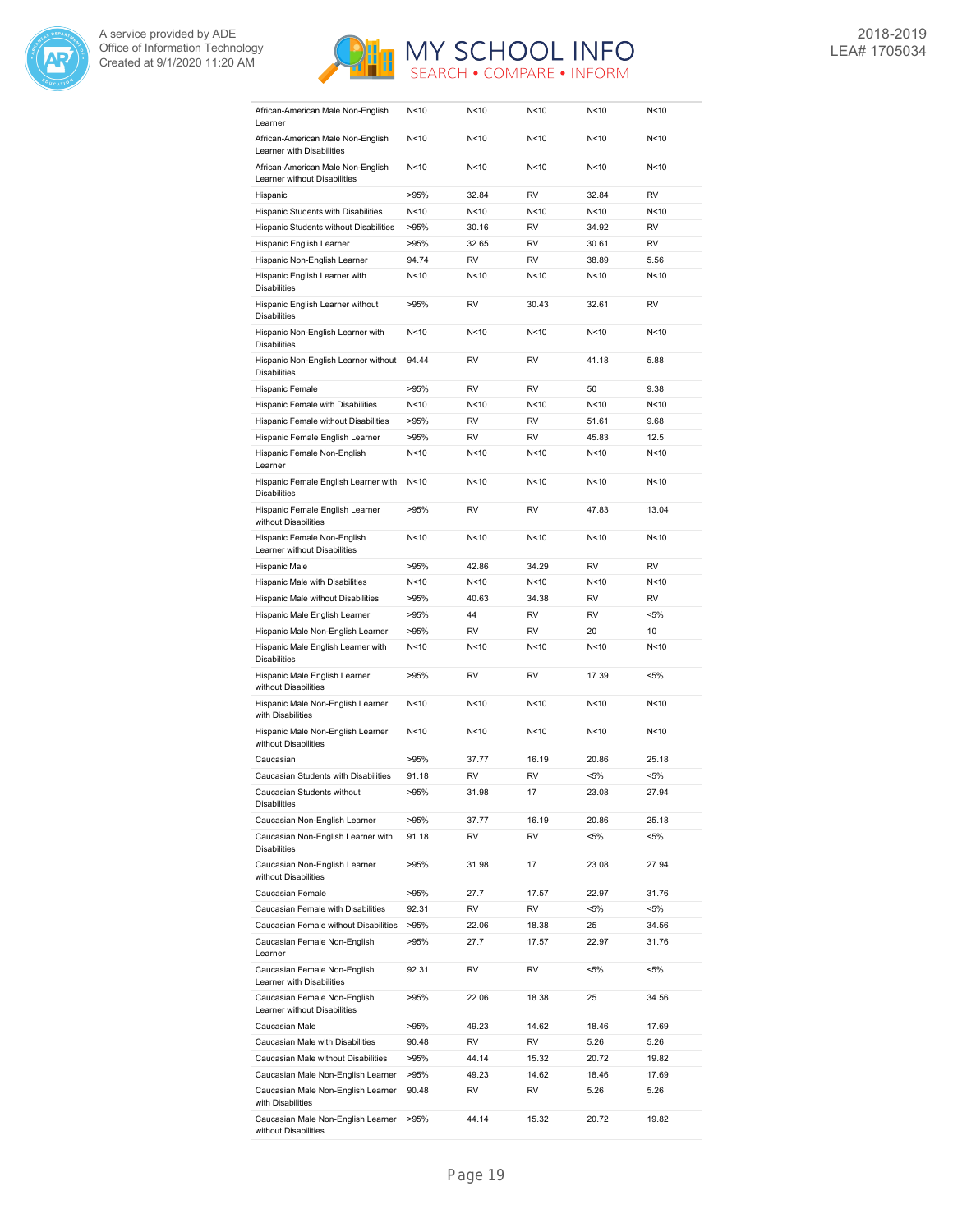| | | | | | |
|---|---|---|---|---|---|
| African-American Male Non-English Learner | N<10 | N<10 | N<10 | N<10 | N<10 |
| African-American Male Non-English Learner with Disabilities | N<10 | N<10 | N<10 | N<10 | N<10 |
| African-American Male Non-English Learner without Disabilities | N<10 | N<10 | N<10 | N<10 | N<10 |
| Hispanic | >95% | 32.84 | RV | 32.84 | RV |
| Hispanic Students with Disabilities | N<10 | N<10 | N<10 | N<10 | N<10 |
| Hispanic Students without Disabilities | >95% | 30.16 | RV | 34.92 | RV |
| Hispanic English Learner | >95% | 32.65 | RV | 30.61 | RV |
| Hispanic Non-English Learner | 94.74 | RV | RV | 38.89 | 5.56 |
| Hispanic English Learner with Disabilities | N<10 | N<10 | N<10 | N<10 | N<10 |
| Hispanic English Learner without Disabilities | >95% | RV | 30.43 | 32.61 | RV |
| Hispanic Non-English Learner with Disabilities | N<10 | N<10 | N<10 | N<10 | N<10 |
| Hispanic Non-English Learner without Disabilities | 94.44 | RV | RV | 41.18 | 5.88 |
| Hispanic Female | >95% | RV | RV | 50 | 9.38 |
| Hispanic Female with Disabilities | N<10 | N<10 | N<10 | N<10 | N<10 |
| Hispanic Female without Disabilities | >95% | RV | RV | 51.61 | 9.68 |
| Hispanic Female English Learner | >95% | RV | RV | 45.83 | 12.5 |
| Hispanic Female Non-English Learner | N<10 | N<10 | N<10 | N<10 | N<10 |
| Hispanic Female English Learner with Disabilities | N<10 | N<10 | N<10 | N<10 | N<10 |
| Hispanic Female English Learner without Disabilities | >95% | RV | RV | 47.83 | 13.04 |
| Hispanic Female Non-English Learner without Disabilities | N<10 | N<10 | N<10 | N<10 | N<10 |
| Hispanic Male | >95% | 42.86 | 34.29 | RV | RV |
| Hispanic Male with Disabilities | N<10 | N<10 | N<10 | N<10 | N<10 |
| Hispanic Male without Disabilities | >95% | 40.63 | 34.38 | RV | RV |
| Hispanic Male English Learner | >95% | 44 | RV | RV | <5% |
| Hispanic Male Non-English Learner | >95% | RV | RV | 20 | 10 |
| Hispanic Male English Learner with Disabilities | N<10 | N<10 | N<10 | N<10 | N<10 |
| Hispanic Male English Learner without Disabilities | >95% | RV | RV | 17.39 | <5% |
| Hispanic Male Non-English Learner with Disabilities | N<10 | N<10 | N<10 | N<10 | N<10 |
| Hispanic Male Non-English Learner without Disabilities | N<10 | N<10 | N<10 | N<10 | N<10 |
| Caucasian | >95% | 37.77 | 16.19 | 20.86 | 25.18 |
| Caucasian Students with Disabilities | 91.18 | RV | RV | <5% | <5% |
| Caucasian Students without Disabilities | >95% | 31.98 | 17 | 23.08 | 27.94 |
| Caucasian Non-English Learner | >95% | 37.77 | 16.19 | 20.86 | 25.18 |
| Caucasian Non-English Learner with Disabilities | 91.18 | RV | RV | <5% | <5% |
| Caucasian Non-English Learner without Disabilities | >95% | 31.98 | 17 | 23.08 | 27.94 |
| Caucasian Female | >95% | 27.7 | 17.57 | 22.97 | 31.76 |
| Caucasian Female with Disabilities | 92.31 | RV | RV | <5% | <5% |
| Caucasian Female without Disabilities | >95% | 22.06 | 18.38 | 25 | 34.56 |
| Caucasian Female Non-English Learner | >95% | 27.7 | 17.57 | 22.97 | 31.76 |
| Caucasian Female Non-English Learner with Disabilities | 92.31 | RV | RV | <5% | <5% |
| Caucasian Female Non-English Learner without Disabilities | >95% | 22.06 | 18.38 | 25 | 34.56 |
| Caucasian Male | >95% | 49.23 | 14.62 | 18.46 | 17.69 |
| Caucasian Male with Disabilities | 90.48 | RV | RV | 5.26 | 5.26 |
| Caucasian Male without Disabilities | >95% | 44.14 | 15.32 | 20.72 | 19.82 |
| Caucasian Male Non-English Learner | >95% | 49.23 | 14.62 | 18.46 | 17.69 |
| Caucasian Male Non-English Learner with Disabilities | 90.48 | RV | RV | 5.26 | 5.26 |
| Caucasian Male Non-English Learner without Disabilities | >95% | 44.14 | 15.32 | 20.72 | 19.82 |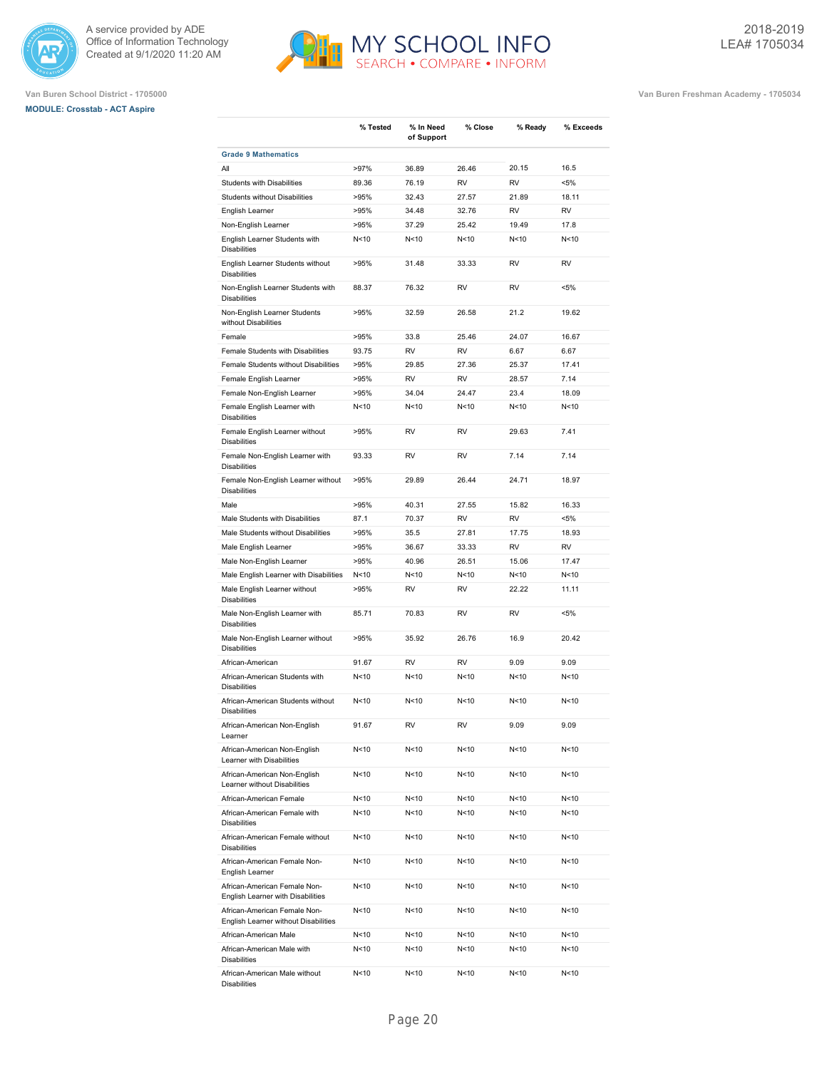Van Buren School District - 1705000

**MODULE: Crosstab - ACT Aspire**

Van Buren Freshman Academy - 1705034

2018-2019
LEA# 1705034

| | % Tested | % In Need of Support | % Close | % Ready | % Exceeds |
|---|---|---|---|---|---|
| **Grade 9 Mathematics** | | | | | |
| All | >97% | 36.89 | 26.46 | 20.15 | 16.5 |
| Students with Disabilities | 89.36 | 76.19 | RV | RV | <5% |
| Students without Disabilities | >95% | 32.43 | 27.57 | 21.89 | 18.11 |
| English Learner | >95% | 34.48 | 32.76 | RV | RV |
| Non-English Learner | >95% | 37.29 | 25.42 | 19.49 | 17.8 |
| English Learner Students with Disabilities | N<10 | N<10 | N<10 | N<10 | N<10 |
| English Learner Students without Disabilities | >95% | 31.48 | 33.33 | RV | RV |
| Non-English Learner Students with Disabilities | 88.37 | 76.32 | RV | RV | <5% |
| Non-English Learner Students without Disabilities | >95% | 32.59 | 26.58 | 21.2 | 19.62 |
| Female | >95% | 33.8 | 25.46 | 24.07 | 16.67 |
| Female Students with Disabilities | 93.75 | RV | RV | 6.67 | 6.67 |
| Female Students without Disabilities | >95% | 29.85 | 27.36 | 25.37 | 17.41 |
| Female English Learner | >95% | RV | RV | 28.57 | 7.14 |
| Female Non-English Learner | >95% | 34.04 | 24.47 | 23.4 | 18.09 |
| Female English Learner with Disabilities | N<10 | N<10 | N<10 | N<10 | N<10 |
| Female English Learner without Disabilities | >95% | RV | RV | 29.63 | 7.41 |
| Female Non-English Learner with Disabilities | 93.33 | RV | RV | 7.14 | 7.14 |
| Female Non-English Learner without Disabilities | >95% | 29.89 | 26.44 | 24.71 | 18.97 |
| Male | >95% | 40.31 | 27.55 | 15.82 | 16.33 |
| Male Students with Disabilities | 87.1 | 70.37 | RV | RV | <5% |
| Male Students without Disabilities | >95% | 35.5 | 27.81 | 17.75 | 18.93 |
| Male English Learner | >95% | 36.67 | 33.33 | RV | RV |
| Male Non-English Learner | >95% | 40.96 | 26.51 | 15.06 | 17.47 |
| Male English Learner with Disabilities | N<10 | N<10 | N<10 | N<10 | N<10 |
| Male English Learner without Disabilities | >95% | RV | RV | 22.22 | 11.11 |
| Male Non-English Learner with Disabilities | 85.71 | 70.83 | RV | RV | <5% |
| Male Non-English Learner without Disabilities | >95% | 35.92 | 26.76 | 16.9 | 20.42 |
| African-American | 91.67 | RV | RV | 9.09 | 9.09 |
| African-American Students with Disabilities | N<10 | N<10 | N<10 | N<10 | N<10 |
| African-American Students without Disabilities | N<10 | N<10 | N<10 | N<10 | N<10 |
| African-American Non-English Learner | 91.67 | RV | RV | 9.09 | 9.09 |
| African-American Non-English Learner with Disabilities | N<10 | N<10 | N<10 | N<10 | N<10 |
| African-American Non-English Learner without Disabilities | N<10 | N<10 | N<10 | N<10 | N<10 |
| African-American Female | N<10 | N<10 | N<10 | N<10 | N<10 |
| African-American Female with Disabilities | N<10 | N<10 | N<10 | N<10 | N<10 |
| African-American Female without Disabilities | N<10 | N<10 | N<10 | N<10 | N<10 |
| African-American Female Non-English Learner | N<10 | N<10 | N<10 | N<10 | N<10 |
| African-American Female Non-English Learner with Disabilities | N<10 | N<10 | N<10 | N<10 | N<10 |
| African-American Female Non-English Learner without Disabilities | N<10 | N<10 | N<10 | N<10 | N<10 |
| African-American Male | N<10 | N<10 | N<10 | N<10 | N<10 |
| African-American Male with Disabilities | N<10 | N<10 | N<10 | N<10 | N<10 |
| African-American Male without Disabilities | N<10 | N<10 | N<10 | N<10 | N<10 |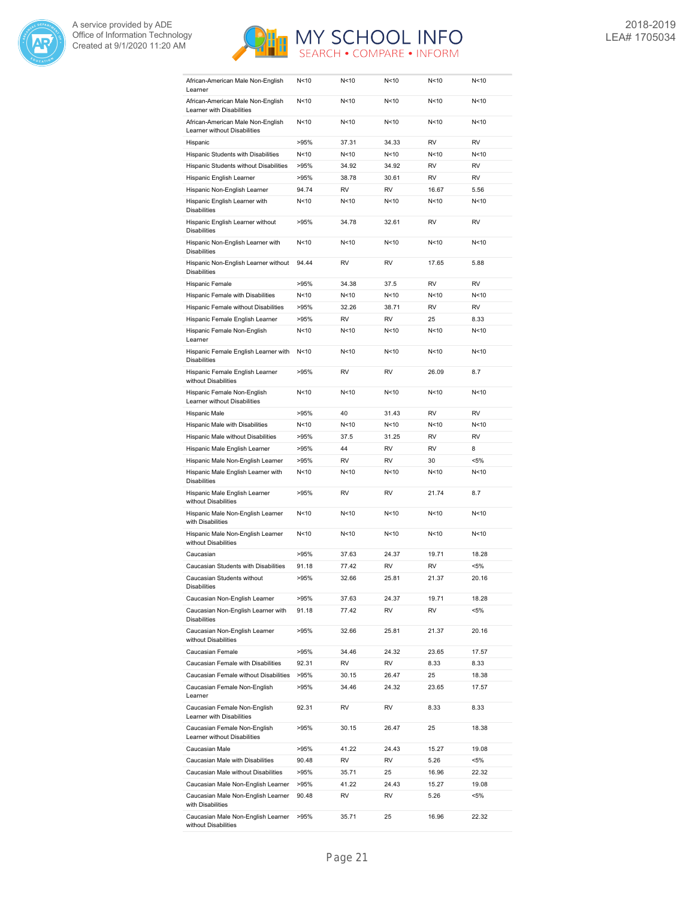| | | | | | |
|---|---|---|---|---|---|
| African-American Male Non-English Learner | N<10 | N<10 | N<10 | N<10 | N<10 |
| African-American Male Non-English Learner with Disabilities | N<10 | N<10 | N<10 | N<10 | N<10 |
| African-American Male Non-English Learner without Disabilities | N<10 | N<10 | N<10 | N<10 | N<10 |
| Hispanic | >95% | 37.31 | 34.33 | RV | RV |
| Hispanic Students with Disabilities | N<10 | N<10 | N<10 | N<10 | N<10 |
| Hispanic Students without Disabilities | >95% | 34.92 | 34.92 | RV | RV |
| Hispanic English Learner | >95% | 38.78 | 30.61 | RV | RV |
| Hispanic Non-English Learner | 94.74 | RV | RV | 16.67 | 5.56 |
| Hispanic English Learner with Disabilities | N<10 | N<10 | N<10 | N<10 | N<10 |
| Hispanic English Learner without Disabilities | >95% | 34.78 | 32.61 | RV | RV |
| Hispanic Non-English Learner with Disabilities | N<10 | N<10 | N<10 | N<10 | N<10 |
| Hispanic Non-English Learner without Disabilities | 94.44 | RV | RV | 17.65 | 5.88 |
| Hispanic Female | >95% | 34.38 | 37.5 | RV | RV |
| Hispanic Female with Disabilities | N<10 | N<10 | N<10 | N<10 | N<10 |
| Hispanic Female without Disabilities | >95% | 32.26 | 38.71 | RV | RV |
| Hispanic Female English Learner | >95% | RV | RV | 25 | 8.33 |
| Hispanic Female Non-English Learner | N<10 | N<10 | N<10 | N<10 | N<10 |
| Hispanic Female English Learner with Disabilities | N<10 | N<10 | N<10 | N<10 | N<10 |
| Hispanic Female English Learner without Disabilities | >95% | RV | RV | 26.09 | 8.7 |
| Hispanic Female Non-English Learner without Disabilities | N<10 | N<10 | N<10 | N<10 | N<10 |
| Hispanic Male | >95% | 40 | 31.43 | RV | RV |
| Hispanic Male with Disabilities | N<10 | N<10 | N<10 | N<10 | N<10 |
| Hispanic Male without Disabilities | >95% | 37.5 | 31.25 | RV | RV |
| Hispanic Male English Learner | >95% | 44 | RV | RV | 8 |
| Hispanic Male Non-English Learner | >95% | RV | RV | 30 | <5% |
| Hispanic Male English Learner with Disabilities | N<10 | N<10 | N<10 | N<10 | N<10 |
| Hispanic Male English Learner without Disabilities | >95% | RV | RV | 21.74 | 8.7 |
| Hispanic Male Non-English Learner with Disabilities | N<10 | N<10 | N<10 | N<10 | N<10 |
| Hispanic Male Non-English Learner without Disabilities | N<10 | N<10 | N<10 | N<10 | N<10 |
| Caucasian | >95% | 37.63 | 24.37 | 19.71 | 18.28 |
| Caucasian Students with Disabilities | 91.18 | 77.42 | RV | RV | <5% |
| Caucasian Students without Disabilities | >95% | 32.66 | 25.81 | 21.37 | 20.16 |
| Caucasian Non-English Learner | >95% | 37.63 | 24.37 | 19.71 | 18.28 |
| Caucasian Non-English Learner with Disabilities | 91.18 | 77.42 | RV | RV | <5% |
| Caucasian Non-English Learner without Disabilities | >95% | 32.66 | 25.81 | 21.37 | 20.16 |
| Caucasian Female | >95% | 34.46 | 24.32 | 23.65 | 17.57 |
| Caucasian Female with Disabilities | 92.31 | RV | RV | 8.33 | 8.33 |
| Caucasian Female without Disabilities | >95% | 30.15 | 26.47 | 25 | 18.38 |
| Caucasian Female Non-English Learner | >95% | 34.46 | 24.32 | 23.65 | 17.57 |
| Caucasian Female Non-English Learner with Disabilities | 92.31 | RV | RV | 8.33 | 8.33 |
| Caucasian Female Non-English Learner without Disabilities | >95% | 30.15 | 26.47 | 25 | 18.38 |
| Caucasian Male | >95% | 41.22 | 24.43 | 15.27 | 19.08 |
| Caucasian Male with Disabilities | 90.48 | RV | RV | 5.26 | <5% |
| Caucasian Male without Disabilities | >95% | 35.71 | 25 | 16.96 | 22.32 |
| Caucasian Male Non-English Learner | >95% | 41.22 | 24.43 | 15.27 | 19.08 |
| Caucasian Male Non-English Learner with Disabilities | 90.48 | RV | RV | 5.26 | <5% |
| Caucasian Male Non-English Learner without Disabilities | >95% | 35.71 | 25 | 16.96 | 22.32 |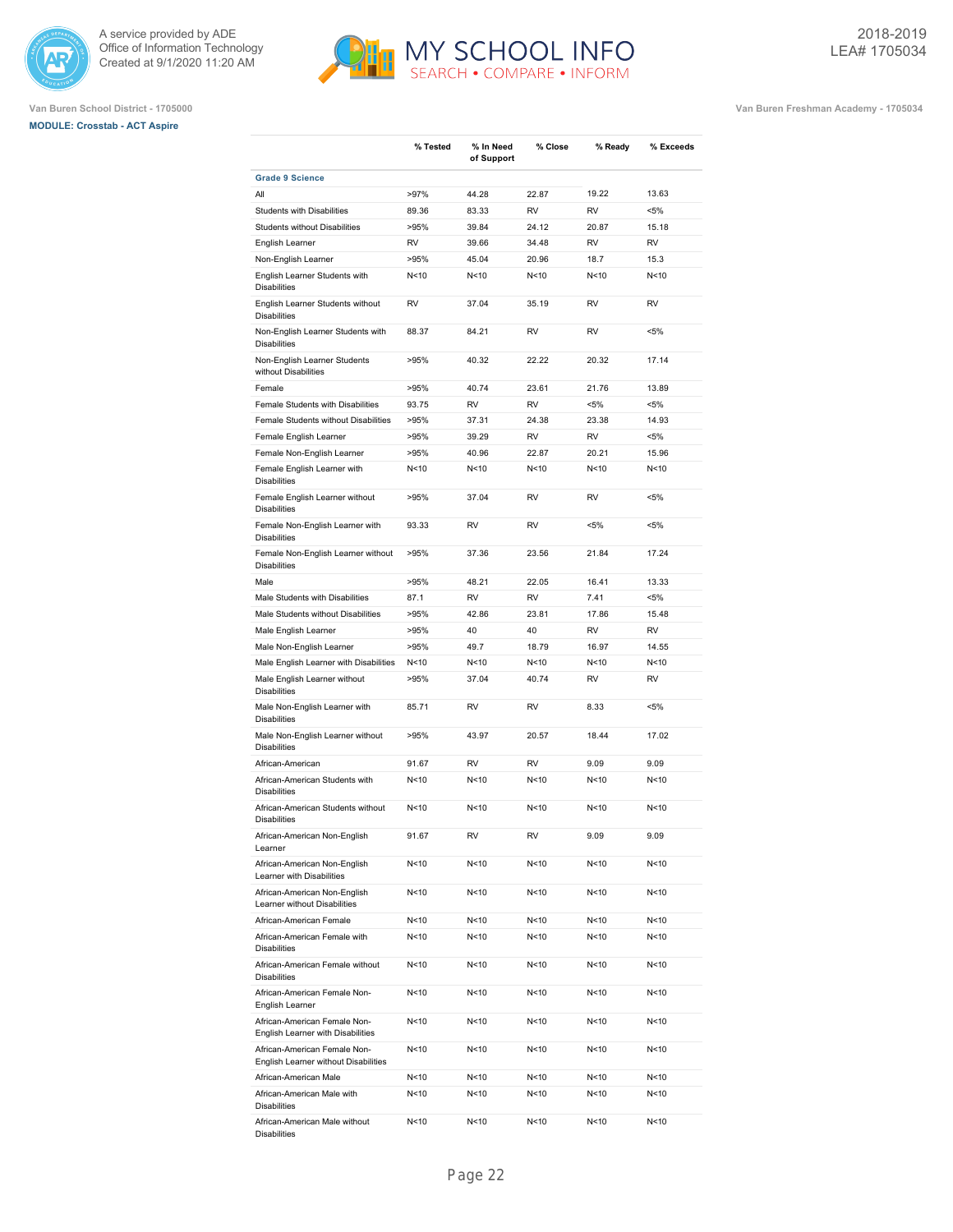Van Buren School District - 1705000

Van Buren Freshman Academy - 1705034

**MODULE: Crosstab - ACT Aspire**

| | % Tested | % In Need of Support | % Close | % Ready | % Exceeds |
|---|---|---|---|---|---|
| **Grade 9 Science** | | | | | |
| All | >97% | 44.28 | 22.87 | 19.22 | 13.63 |
| Students with Disabilities | 89.36 | 83.33 | RV | RV | <5% |
| Students without Disabilities | >95% | 39.84 | 24.12 | 20.87 | 15.18 |
| English Learner | RV | 39.66 | 34.48 | RV | RV |
| Non-English Learner | >95% | 45.04 | 20.96 | 18.7 | 15.3 |
| English Learner Students with Disabilities | N<10 | N<10 | N<10 | N<10 | N<10 |
| English Learner Students without Disabilities | RV | 37.04 | 35.19 | RV | RV |
| Non-English Learner Students with Disabilities | 88.37 | 84.21 | RV | RV | <5% |
| Non-English Learner Students without Disabilities | >95% | 40.32 | 22.22 | 20.32 | 17.14 |
| Female | >95% | 40.74 | 23.61 | 21.76 | 13.89 |
| Female Students with Disabilities | 93.75 | RV | RV | <5% | <5% |
| Female Students without Disabilities | >95% | 37.31 | 24.38 | 23.38 | 14.93 |
| Female English Learner | >95% | 39.29 | RV | RV | <5% |
| Female Non-English Learner | >95% | 40.96 | 22.87 | 20.21 | 15.96 |
| Female English Learner with Disabilities | N<10 | N<10 | N<10 | N<10 | N<10 |
| Female English Learner without Disabilities | >95% | 37.04 | RV | RV | <5% |
| Female Non-English Learner with Disabilities | 93.33 | RV | RV | <5% | <5% |
| Female Non-English Learner without Disabilities | >95% | 37.36 | 23.56 | 21.84 | 17.24 |
| Male | >95% | 48.21 | 22.05 | 16.41 | 13.33 |
| Male Students with Disabilities | 87.1 | RV | RV | 7.41 | <5% |
| Male Students without Disabilities | >95% | 42.86 | 23.81 | 17.86 | 15.48 |
| Male English Learner | >95% | 40 | 40 | RV | RV |
| Male Non-English Learner | >95% | 49.7 | 18.79 | 16.97 | 14.55 |
| Male English Learner with Disabilities | N<10 | N<10 | N<10 | N<10 | N<10 |
| Male English Learner without Disabilities | >95% | 37.04 | 40.74 | RV | RV |
| Male Non-English Learner with Disabilities | 85.71 | RV | RV | 8.33 | <5% |
| Male Non-English Learner without Disabilities | >95% | 43.97 | 20.57 | 18.44 | 17.02 |
| African-American | 91.67 | RV | RV | 9.09 | 9.09 |
| African-American Students with Disabilities | N<10 | N<10 | N<10 | N<10 | N<10 |
| African-American Students without Disabilities | N<10 | N<10 | N<10 | N<10 | N<10 |
| African-American Non-English Learner | 91.67 | RV | RV | 9.09 | 9.09 |
| African-American Non-English Learner with Disabilities | N<10 | N<10 | N<10 | N<10 | N<10 |
| African-American Non-English Learner without Disabilities | N<10 | N<10 | N<10 | N<10 | N<10 |
| African-American Female | N<10 | N<10 | N<10 | N<10 | N<10 |
| African-American Female with Disabilities | N<10 | N<10 | N<10 | N<10 | N<10 |
| African-American Female without Disabilities | N<10 | N<10 | N<10 | N<10 | N<10 |
| African-American Female Non-English Learner | N<10 | N<10 | N<10 | N<10 | N<10 |
| African-American Female Non-English Learner with Disabilities | N<10 | N<10 | N<10 | N<10 | N<10 |
| African-American Female Non-English Learner without Disabilities | N<10 | N<10 | N<10 | N<10 | N<10 |
| African-American Male | N<10 | N<10 | N<10 | N<10 | N<10 |
| African-American Male with Disabilities | N<10 | N<10 | N<10 | N<10 | N<10 |
| African-American Male without Disabilities | N<10 | N<10 | N<10 | N<10 | N<10 |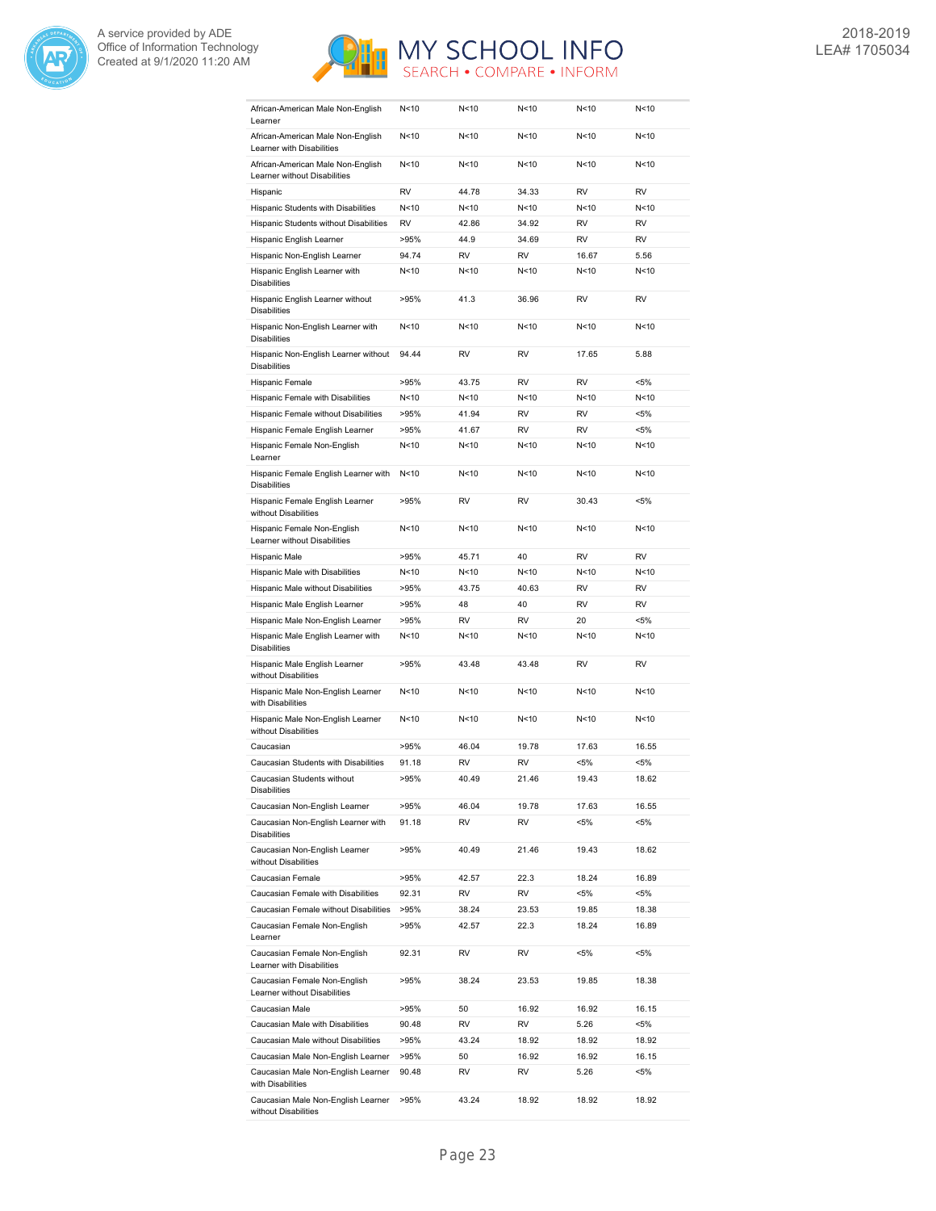| | | | | | |
|---|---|---|---|---|---|
| African-American Male Non-English Learner | N<10 | N<10 | N<10 | N<10 | N<10 |
| African-American Male Non-English Learner with Disabilities | N<10 | N<10 | N<10 | N<10 | N<10 |
| African-American Male Non-English Learner without Disabilities | N<10 | N<10 | N<10 | N<10 | N<10 |
| Hispanic | RV | 44.78 | 34.33 | RV | RV |
| Hispanic Students with Disabilities | N<10 | N<10 | N<10 | N<10 | N<10 |
| Hispanic Students without Disabilities | RV | 42.86 | 34.92 | RV | RV |
| Hispanic English Learner | >95% | 44.9 | 34.69 | RV | RV |
| Hispanic Non-English Learner | 94.74 | RV | RV | 16.67 | 5.56 |
| Hispanic English Learner with Disabilities | N<10 | N<10 | N<10 | N<10 | N<10 |
| Hispanic English Learner without Disabilities | >95% | 41.3 | 36.96 | RV | RV |
| Hispanic Non-English Learner with Disabilities | N<10 | N<10 | N<10 | N<10 | N<10 |
| Hispanic Non-English Learner without Disabilities | 94.44 | RV | RV | 17.65 | 5.88 |
| Hispanic Female | >95% | 43.75 | RV | RV | <5% |
| Hispanic Female with Disabilities | N<10 | N<10 | N<10 | N<10 | N<10 |
| Hispanic Female without Disabilities | >95% | 41.94 | RV | RV | <5% |
| Hispanic Female English Learner | >95% | 41.67 | RV | RV | <5% |
| Hispanic Female Non-English Learner | N<10 | N<10 | N<10 | N<10 | N<10 |
| Hispanic Female English Learner with Disabilities | N<10 | N<10 | N<10 | N<10 | N<10 |
| Hispanic Female English Learner without Disabilities | >95% | RV | RV | 30.43 | <5% |
| Hispanic Female Non-English Learner without Disabilities | N<10 | N<10 | N<10 | N<10 | N<10 |
| Hispanic Male | >95% | 45.71 | 40 | RV | RV |
| Hispanic Male with Disabilities | N<10 | N<10 | N<10 | N<10 | N<10 |
| Hispanic Male without Disabilities | >95% | 43.75 | 40.63 | RV | RV |
| Hispanic Male English Learner | >95% | 48 | 40 | RV | RV |
| Hispanic Male Non-English Learner | >95% | RV | RV | 20 | <5% |
| Hispanic Male English Learner with Disabilities | N<10 | N<10 | N<10 | N<10 | N<10 |
| Hispanic Male English Learner without Disabilities | >95% | 43.48 | 43.48 | RV | RV |
| Hispanic Male Non-English Learner with Disabilities | N<10 | N<10 | N<10 | N<10 | N<10 |
| Hispanic Male Non-English Learner without Disabilities | N<10 | N<10 | N<10 | N<10 | N<10 |
| Caucasian | >95% | 46.04 | 19.78 | 17.63 | 16.55 |
| Caucasian Students with Disabilities | 91.18 | RV | RV | <5% | <5% |
| Caucasian Students without Disabilities | >95% | 40.49 | 21.46 | 19.43 | 18.62 |
| Caucasian Non-English Learner | >95% | 46.04 | 19.78 | 17.63 | 16.55 |
| Caucasian Non-English Learner with Disabilities | 91.18 | RV | RV | <5% | <5% |
| Caucasian Non-English Learner without Disabilities | >95% | 40.49 | 21.46 | 19.43 | 18.62 |
| Caucasian Female | >95% | 42.57 | 22.3 | 18.24 | 16.89 |
| Caucasian Female with Disabilities | 92.31 | RV | RV | <5% | <5% |
| Caucasian Female without Disabilities | >95% | 38.24 | 23.53 | 19.85 | 18.38 |
| Caucasian Female Non-English Learner | >95% | 42.57 | 22.3 | 18.24 | 16.89 |
| Caucasian Female Non-English Learner with Disabilities | 92.31 | RV | RV | <5% | <5% |
| Caucasian Female Non-English Learner without Disabilities | >95% | 38.24 | 23.53 | 19.85 | 18.38 |
| Caucasian Male | >95% | 50 | 16.92 | 16.92 | 16.15 |
| Caucasian Male with Disabilities | 90.48 | RV | RV | 5.26 | <5% |
| Caucasian Male without Disabilities | >95% | 43.24 | 18.92 | 18.92 | 18.92 |
| Caucasian Male Non-English Learner | >95% | 50 | 16.92 | 16.92 | 16.15 |
| Caucasian Male Non-English Learner with Disabilities | 90.48 | RV | RV | 5.26 | <5% |
| Caucasian Male Non-English Learner without Disabilities | >95% | 43.24 | 18.92 | 18.92 | 18.92 |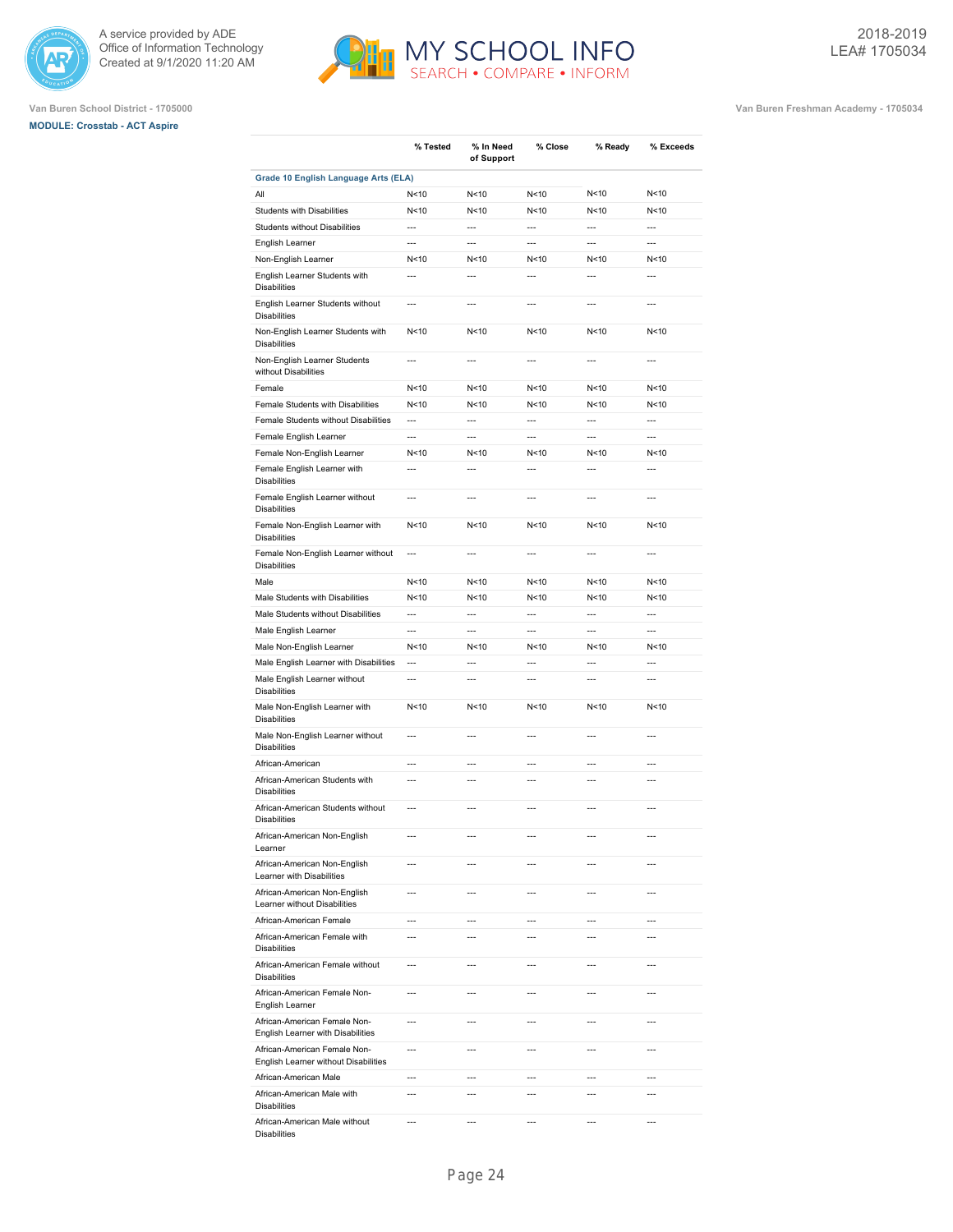Van Buren School District - 1705000

**MODULE: Crosstab - ACT Aspire**

Van Buren Freshman Academy - 1705034

2018-2019
LEA# 1705034

| | % Tested | % In Need of Support | % Close | % Ready | % Exceeds |
|---|---|---|---|---|---|
| **Grade 10 English Language Arts (ELA)** | | | | | |
| All | N<10 | N<10 | N<10 | N<10 | N<10 |
| Students with Disabilities | N<10 | N<10 | N<10 | N<10 | N<10 |
| Students without Disabilities | --- | --- | --- | --- | --- |
| English Learner | --- | --- | --- | --- | --- |
| Non-English Learner | N<10 | N<10 | N<10 | N<10 | N<10 |
| English Learner Students with Disabilities | --- | --- | --- | --- | --- |
| English Learner Students without Disabilities | --- | --- | --- | --- | --- |
| Non-English Learner Students with Disabilities | N<10 | N<10 | N<10 | N<10 | N<10 |
| Non-English Learner Students without Disabilities | --- | --- | --- | --- | --- |
| Female | N<10 | N<10 | N<10 | N<10 | N<10 |
| Female Students with Disabilities | N<10 | N<10 | N<10 | N<10 | N<10 |
| Female Students without Disabilities | --- | --- | --- | --- | --- |
| Female English Learner | --- | --- | --- | --- | --- |
| Female Non-English Learner | N<10 | N<10 | N<10 | N<10 | N<10 |
| Female English Learner with Disabilities | --- | --- | --- | --- | --- |
| Female English Learner without Disabilities | --- | --- | --- | --- | --- |
| Female Non-English Learner with Disabilities | N<10 | N<10 | N<10 | N<10 | N<10 |
| Female Non-English Learner without Disabilities | --- | --- | --- | --- | --- |
| Male | N<10 | N<10 | N<10 | N<10 | N<10 |
| Male Students with Disabilities | N<10 | N<10 | N<10 | N<10 | N<10 |
| Male Students without Disabilities | --- | --- | --- | --- | --- |
| Male English Learner | --- | --- | --- | --- | --- |
| Male Non-English Learner | N<10 | N<10 | N<10 | N<10 | N<10 |
| Male English Learner with Disabilities | --- | --- | --- | --- | --- |
| Male English Learner without Disabilities | --- | --- | --- | --- | --- |
| Male Non-English Learner with Disabilities | N<10 | N<10 | N<10 | N<10 | N<10 |
| Male Non-English Learner without Disabilities | --- | --- | --- | --- | --- |
| African-American | --- | --- | --- | --- | --- |
| African-American Students with Disabilities | --- | --- | --- | --- | --- |
| African-American Students without Disabilities | --- | --- | --- | --- | --- |
| African-American Non-English Learner | --- | --- | --- | --- | --- |
| African-American Non-English Learner with Disabilities | --- | --- | --- | --- | --- |
| African-American Non-English Learner without Disabilities | --- | --- | --- | --- | --- |
| African-American Female | --- | --- | --- | --- | --- |
| African-American Female with Disabilities | --- | --- | --- | --- | --- |
| African-American Female without Disabilities | --- | --- | --- | --- | --- |
| African-American Female Non-English Learner | --- | --- | --- | --- | --- |
| African-American Female Non-English Learner with Disabilities | --- | --- | --- | --- | --- |
| African-American Female Non-English Learner without Disabilities | --- | --- | --- | --- | --- |
| African-American Male | --- | --- | --- | --- | --- |
| African-American Male with Disabilities | --- | --- | --- | --- | --- |
| African-American Male without Disabilities | --- | --- | --- | --- | --- |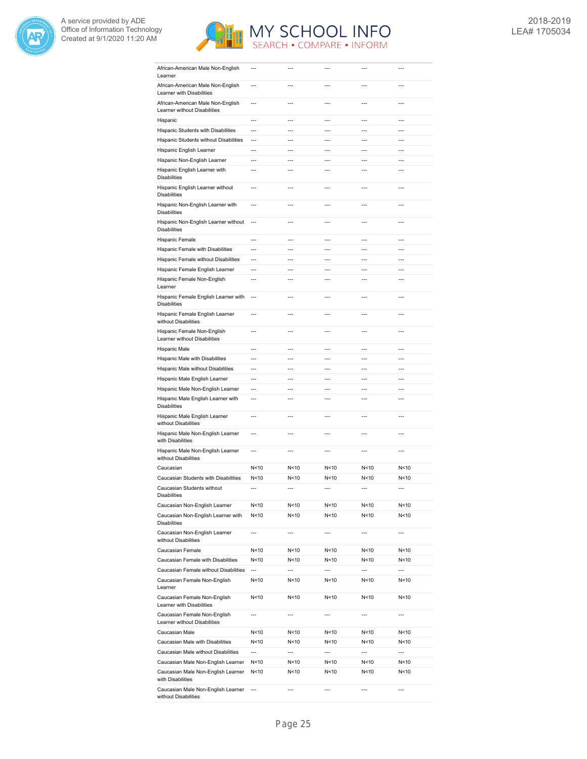| | | | | | |
|---|---|---|---|---|---|
| African-American Male Non-English Learner | --- | --- | --- | --- | --- |
| African-American Male Non-English Learner with Disabilities | --- | --- | --- | --- | --- |
| African-American Male Non-English Learner without Disabilities | --- | --- | --- | --- | --- |
| Hispanic | --- | --- | --- | --- | --- |
| Hispanic Students with Disabilities | --- | --- | --- | --- | --- |
| Hispanic Students without Disabilities | --- | --- | --- | --- | --- |
| Hispanic English Learner | --- | --- | --- | --- | --- |
| Hispanic Non-English Learner | --- | --- | --- | --- | --- |
| Hispanic English Learner with Disabilities | --- | --- | --- | --- | --- |
| Hispanic English Learner without Disabilities | --- | --- | --- | --- | --- |
| Hispanic Non-English Learner with Disabilities | --- | --- | --- | --- | --- |
| Hispanic Non-English Learner without Disabilities | --- | --- | --- | --- | --- |
| Hispanic Female | --- | --- | --- | --- | --- |
| Hispanic Female with Disabilities | --- | --- | --- | --- | --- |
| Hispanic Female without Disabilities | --- | --- | --- | --- | --- |
| Hispanic Female English Learner | --- | --- | --- | --- | --- |
| Hispanic Female Non-English Learner | --- | --- | --- | --- | --- |
| Hispanic Female English Learner with Disabilities | --- | --- | --- | --- | --- |
| Hispanic Female English Learner without Disabilities | --- | --- | --- | --- | --- |
| Hispanic Female Non-English Learner without Disabilities | --- | --- | --- | --- | --- |
| Hispanic Male | --- | --- | --- | --- | --- |
| Hispanic Male with Disabilities | --- | --- | --- | --- | --- |
| Hispanic Male without Disabilities | --- | --- | --- | --- | --- |
| Hispanic Male English Learner | --- | --- | --- | --- | --- |
| Hispanic Male Non-English Learner | --- | --- | --- | --- | --- |
| Hispanic Male English Learner with Disabilities | --- | --- | --- | --- | --- |
| Hispanic Male English Learner without Disabilities | --- | --- | --- | --- | --- |
| Hispanic Male Non-English Learner with Disabilities | --- | --- | --- | --- | --- |
| Hispanic Male Non-English Learner without Disabilities | --- | --- | --- | --- | --- |
| Caucasian | N<10 | N<10 | N<10 | N<10 | N<10 |
| Caucasian Students with Disabilities | N<10 | N<10 | N<10 | N<10 | N<10 |
| Caucasian Students without Disabilities | --- | --- | --- | --- | --- |
| Caucasian Non-English Learner | N<10 | N<10 | N<10 | N<10 | N<10 |
| Caucasian Non-English Learner with Disabilities | N<10 | N<10 | N<10 | N<10 | N<10 |
| Caucasian Non-English Learner without Disabilities | --- | --- | --- | --- | --- |
| Caucasian Female | N<10 | N<10 | N<10 | N<10 | N<10 |
| Caucasian Female with Disabilities | N<10 | N<10 | N<10 | N<10 | N<10 |
| Caucasian Female without Disabilities | --- | --- | --- | --- | --- |
| Caucasian Female Non-English Learner | N<10 | N<10 | N<10 | N<10 | N<10 |
| Caucasian Female Non-English Learner with Disabilities | N<10 | N<10 | N<10 | N<10 | N<10 |
| Caucasian Female Non-English Learner without Disabilities | --- | --- | --- | --- | --- |
| Caucasian Male | N<10 | N<10 | N<10 | N<10 | N<10 |
| Caucasian Male with Disabilities | N<10 | N<10 | N<10 | N<10 | N<10 |
| Caucasian Male without Disabilities | --- | --- | --- | --- | --- |
| Caucasian Male Non-English Learner | N<10 | N<10 | N<10 | N<10 | N<10 |
| Caucasian Male Non-English Learner with Disabilities | N<10 | N<10 | N<10 | N<10 | N<10 |
| Caucasian Male Non-English Learner without Disabilities | --- | --- | --- | --- | --- |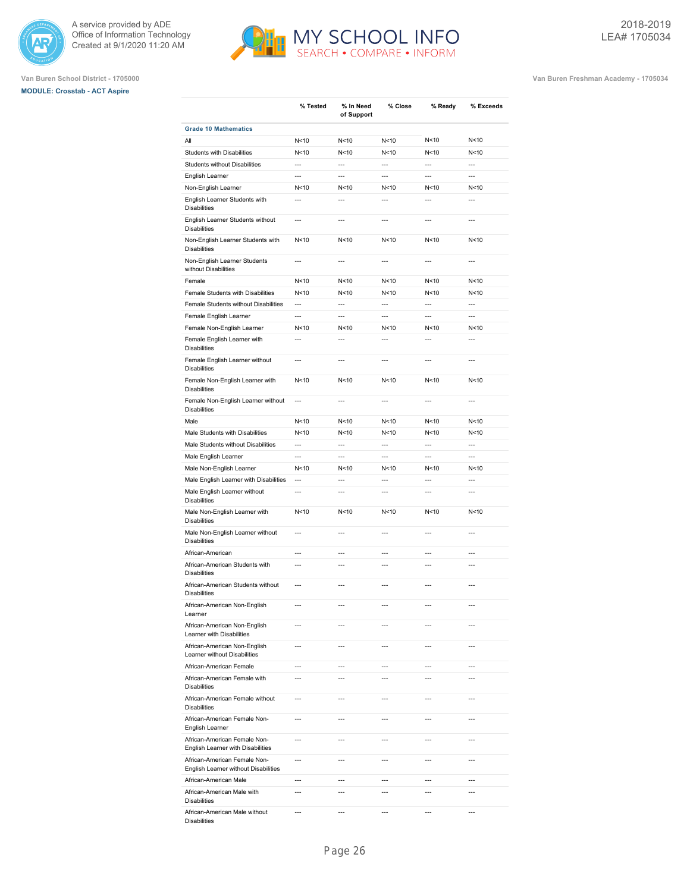Van Buren School District - 1705000

Van Buren Freshman Academy - 1705034

**MODULE: Crosstab - ACT Aspire**

| | % Tested | % In Need of Support | % Close | % Ready | % Exceeds |
|---|---|---|---|---|---|
| **Grade 10 Mathematics** | | | | | |
| All | N<10 | N<10 | N<10 | N<10 | N<10 |
| Students with Disabilities | N<10 | N<10 | N<10 | N<10 | N<10 |
| Students without Disabilities | --- | --- | --- | --- | --- |
| English Learner | --- | --- | --- | --- | --- |
| Non-English Learner | N<10 | N<10 | N<10 | N<10 | N<10 |
| English Learner Students with Disabilities | --- | --- | --- | --- | --- |
| English Learner Students without Disabilities | --- | --- | --- | --- | --- |
| Non-English Learner Students with Disabilities | N<10 | N<10 | N<10 | N<10 | N<10 |
| Non-English Learner Students without Disabilities | --- | --- | --- | --- | --- |
| Female | N<10 | N<10 | N<10 | N<10 | N<10 |
| Female Students with Disabilities | N<10 | N<10 | N<10 | N<10 | N<10 |
| Female Students without Disabilities | --- | --- | --- | --- | --- |
| Female English Learner | --- | --- | --- | --- | --- |
| Female Non-English Learner | N<10 | N<10 | N<10 | N<10 | N<10 |
| Female English Learner with Disabilities | --- | --- | --- | --- | --- |
| Female English Learner without Disabilities | --- | --- | --- | --- | --- |
| Female Non-English Learner with Disabilities | N<10 | N<10 | N<10 | N<10 | N<10 |
| Female Non-English Learner without Disabilities | --- | --- | --- | --- | --- |
| Male | N<10 | N<10 | N<10 | N<10 | N<10 |
| Male Students with Disabilities | N<10 | N<10 | N<10 | N<10 | N<10 |
| Male Students without Disabilities | --- | --- | --- | --- | --- |
| Male English Learner | --- | --- | --- | --- | --- |
| Male Non-English Learner | N<10 | N<10 | N<10 | N<10 | N<10 |
| Male English Learner with Disabilities | --- | --- | --- | --- | --- |
| Male English Learner without Disabilities | --- | --- | --- | --- | --- |
| Male Non-English Learner with Disabilities | N<10 | N<10 | N<10 | N<10 | N<10 |
| Male Non-English Learner without Disabilities | --- | --- | --- | --- | --- |
| African-American | --- | --- | --- | --- | --- |
| African-American Students with Disabilities | --- | --- | --- | --- | --- |
| African-American Students without Disabilities | --- | --- | --- | --- | --- |
| African-American Non-English Learner | --- | --- | --- | --- | --- |
| African-American Non-English Learner with Disabilities | --- | --- | --- | --- | --- |
| African-American Non-English Learner without Disabilities | --- | --- | --- | --- | --- |
| African-American Female | --- | --- | --- | --- | --- |
| African-American Female with Disabilities | --- | --- | --- | --- | --- |
| African-American Female without Disabilities | --- | --- | --- | --- | --- |
| African-American Female Non-English Learner | --- | --- | --- | --- | --- |
| African-American Female Non-English Learner with Disabilities | --- | --- | --- | --- | --- |
| African-American Female Non-English Learner without Disabilities | --- | --- | --- | --- | --- |
| African-American Male | --- | --- | --- | --- | --- |
| African-American Male with Disabilities | --- | --- | --- | --- | --- |
| African-American Male without Disabilities | --- | --- | --- | --- | --- |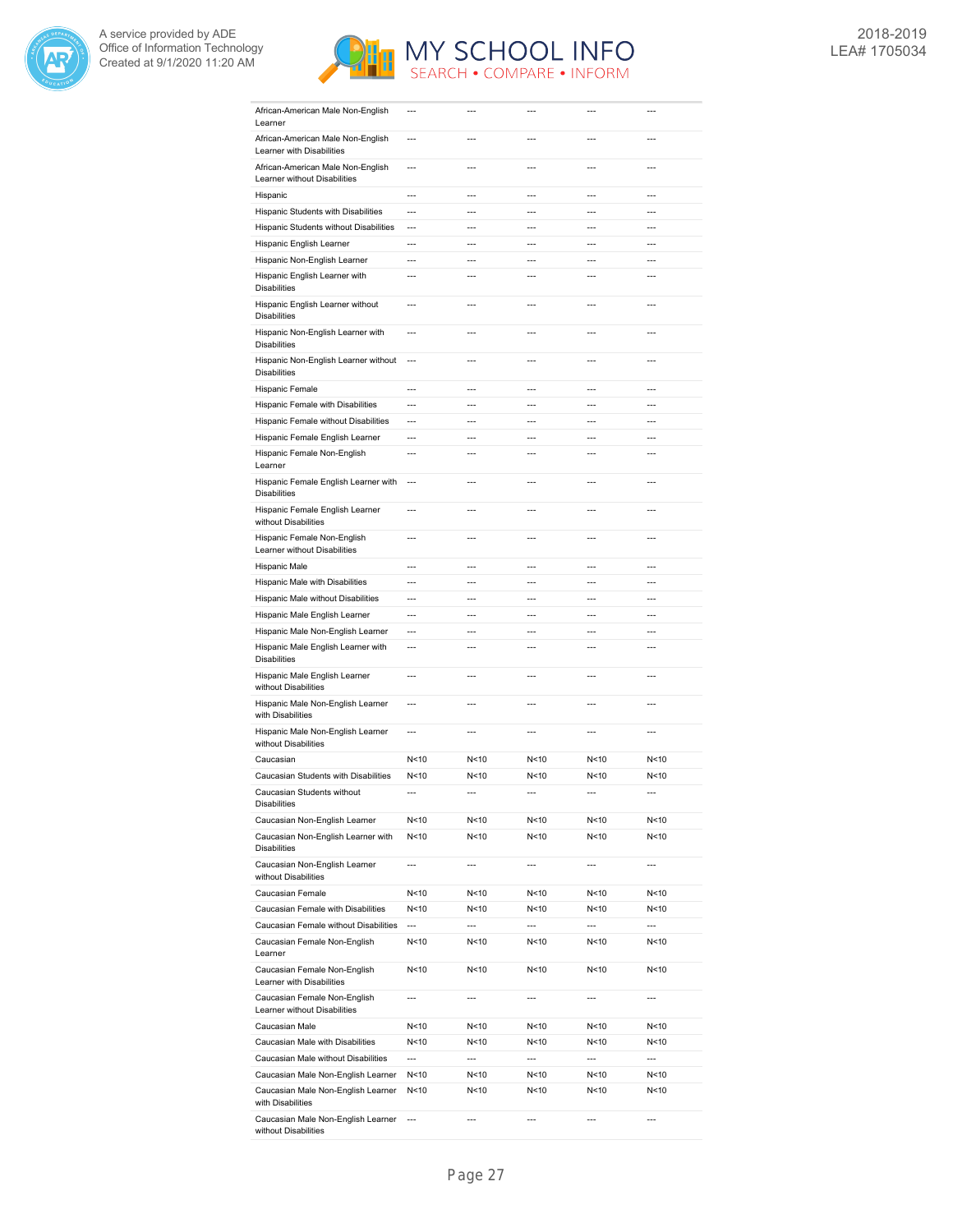| | | | | | |
|---|---|---|---|---|---|
| African-American Male Non-English Learner | --- | --- | --- | --- | --- |
| African-American Male Non-English Learner with Disabilities | --- | --- | --- | --- | --- |
| African-American Male Non-English Learner without Disabilities | --- | --- | --- | --- | --- |
| Hispanic | --- | --- | --- | --- | --- |
| Hispanic Students with Disabilities | --- | --- | --- | --- | --- |
| Hispanic Students without Disabilities | --- | --- | --- | --- | --- |
| Hispanic English Learner | --- | --- | --- | --- | --- |
| Hispanic Non-English Learner | --- | --- | --- | --- | --- |
| Hispanic English Learner with Disabilities | --- | --- | --- | --- | --- |
| Hispanic English Learner without Disabilities | --- | --- | --- | --- | --- |
| Hispanic Non-English Learner with Disabilities | --- | --- | --- | --- | --- |
| Hispanic Non-English Learner without Disabilities | --- | --- | --- | --- | --- |
| Hispanic Female | --- | --- | --- | --- | --- |
| Hispanic Female with Disabilities | --- | --- | --- | --- | --- |
| Hispanic Female without Disabilities | --- | --- | --- | --- | --- |
| Hispanic Female English Learner | --- | --- | --- | --- | --- |
| Hispanic Female Non-English Learner | --- | --- | --- | --- | --- |
| Hispanic Female English Learner with Disabilities | --- | --- | --- | --- | --- |
| Hispanic Female English Learner without Disabilities | --- | --- | --- | --- | --- |
| Hispanic Female Non-English Learner without Disabilities | --- | --- | --- | --- | --- |
| Hispanic Male | --- | --- | --- | --- | --- |
| Hispanic Male with Disabilities | --- | --- | --- | --- | --- |
| Hispanic Male without Disabilities | --- | --- | --- | --- | --- |
| Hispanic Male English Learner | --- | --- | --- | --- | --- |
| Hispanic Male Non-English Learner | --- | --- | --- | --- | --- |
| Hispanic Male English Learner with Disabilities | --- | --- | --- | --- | --- |
| Hispanic Male English Learner without Disabilities | --- | --- | --- | --- | --- |
| Hispanic Male Non-English Learner with Disabilities | --- | --- | --- | --- | --- |
| Hispanic Male Non-English Learner without Disabilities | --- | --- | --- | --- | --- |
| Caucasian | N<10 | N<10 | N<10 | N<10 | N<10 |
| Caucasian Students with Disabilities | N<10 | N<10 | N<10 | N<10 | N<10 |
| Caucasian Students without Disabilities | --- | --- | --- | --- | --- |
| Caucasian Non-English Learner | N<10 | N<10 | N<10 | N<10 | N<10 |
| Caucasian Non-English Learner with Disabilities | N<10 | N<10 | N<10 | N<10 | N<10 |
| Caucasian Non-English Learner without Disabilities | --- | --- | --- | --- | --- |
| Caucasian Female | N<10 | N<10 | N<10 | N<10 | N<10 |
| Caucasian Female with Disabilities | N<10 | N<10 | N<10 | N<10 | N<10 |
| Caucasian Female without Disabilities | --- | --- | --- | --- | --- |
| Caucasian Female Non-English Learner | N<10 | N<10 | N<10 | N<10 | N<10 |
| Caucasian Female Non-English Learner with Disabilities | N<10 | N<10 | N<10 | N<10 | N<10 |
| Caucasian Female Non-English Learner without Disabilities | --- | --- | --- | --- | --- |
| Caucasian Male | N<10 | N<10 | N<10 | N<10 | N<10 |
| Caucasian Male with Disabilities | N<10 | N<10 | N<10 | N<10 | N<10 |
| Caucasian Male without Disabilities | --- | --- | --- | --- | --- |
| Caucasian Male Non-English Learner | N<10 | N<10 | N<10 | N<10 | N<10 |
| Caucasian Male Non-English Learner with Disabilities | N<10 | N<10 | N<10 | N<10 | N<10 |
| Caucasian Male Non-English Learner without Disabilities | --- | --- | --- | --- | --- |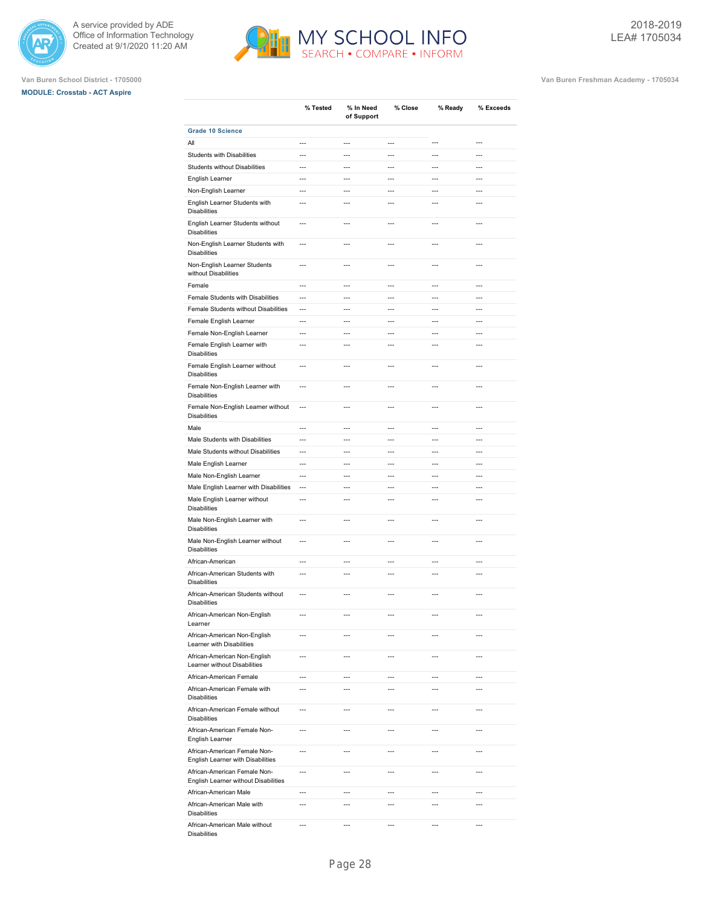Van Buren School District - 1705000

MODULE: Crosstab - ACT Aspire

Van Buren Freshman Academy - 1705034

2018-2019
LEA# 1705034

| | % Tested | % In Need of Support | % Close | % Ready | % Exceeds |
|---|---|---|---|---|---|
| **Grade 10 Science** | | | | | |
| All | --- | --- | --- | --- | --- |
| Students with Disabilities | --- | --- | --- | --- | --- |
| Students without Disabilities | --- | --- | --- | --- | --- |
| English Learner | --- | --- | --- | --- | --- |
| Non-English Learner | --- | --- | --- | --- | --- |
| English Learner Students with Disabilities | --- | --- | --- | --- | --- |
| English Learner Students without Disabilities | --- | --- | --- | --- | --- |
| Non-English Learner Students with Disabilities | --- | --- | --- | --- | --- |
| Non-English Learner Students without Disabilities | --- | --- | --- | --- | --- |
| Female | --- | --- | --- | --- | --- |
| Female Students with Disabilities | --- | --- | --- | --- | --- |
| Female Students without Disabilities | --- | --- | --- | --- | --- |
| Female English Learner | --- | --- | --- | --- | --- |
| Female Non-English Learner | --- | --- | --- | --- | --- |
| Female English Learner with Disabilities | --- | --- | --- | --- | --- |
| Female English Learner without Disabilities | --- | --- | --- | --- | --- |
| Female Non-English Learner with Disabilities | --- | --- | --- | --- | --- |
| Female Non-English Learner without Disabilities | --- | --- | --- | --- | --- |
| Male | --- | --- | --- | --- | --- |
| Male Students with Disabilities | --- | --- | --- | --- | --- |
| Male Students without Disabilities | --- | --- | --- | --- | --- |
| Male English Learner | --- | --- | --- | --- | --- |
| Male Non-English Learner | --- | --- | --- | --- | --- |
| Male English Learner with Disabilities | --- | --- | --- | --- | --- |
| Male English Learner without Disabilities | --- | --- | --- | --- | --- |
| Male Non-English Learner with Disabilities | --- | --- | --- | --- | --- |
| Male Non-English Learner without Disabilities | --- | --- | --- | --- | --- |
| African-American | --- | --- | --- | --- | --- |
| African-American Students with Disabilities | --- | --- | --- | --- | --- |
| African-American Students without Disabilities | --- | --- | --- | --- | --- |
| African-American Non-English Learner | --- | --- | --- | --- | --- |
| African-American Non-English Learner with Disabilities | --- | --- | --- | --- | --- |
| African-American Non-English Learner without Disabilities | --- | --- | --- | --- | --- |
| African-American Female | --- | --- | --- | --- | --- |
| African-American Female with Disabilities | --- | --- | --- | --- | --- |
| African-American Female without Disabilities | --- | --- | --- | --- | --- |
| African-American Female Non-English Learner | --- | --- | --- | --- | --- |
| African-American Female Non-English Learner with Disabilities | --- | --- | --- | --- | --- |
| African-American Female Non-English Learner without Disabilities | --- | --- | --- | --- | --- |
| African-American Male | --- | --- | --- | --- | --- |
| African-American Male with Disabilities | --- | --- | --- | --- | --- |
| African-American Male without Disabilities | --- | --- | --- | --- | --- |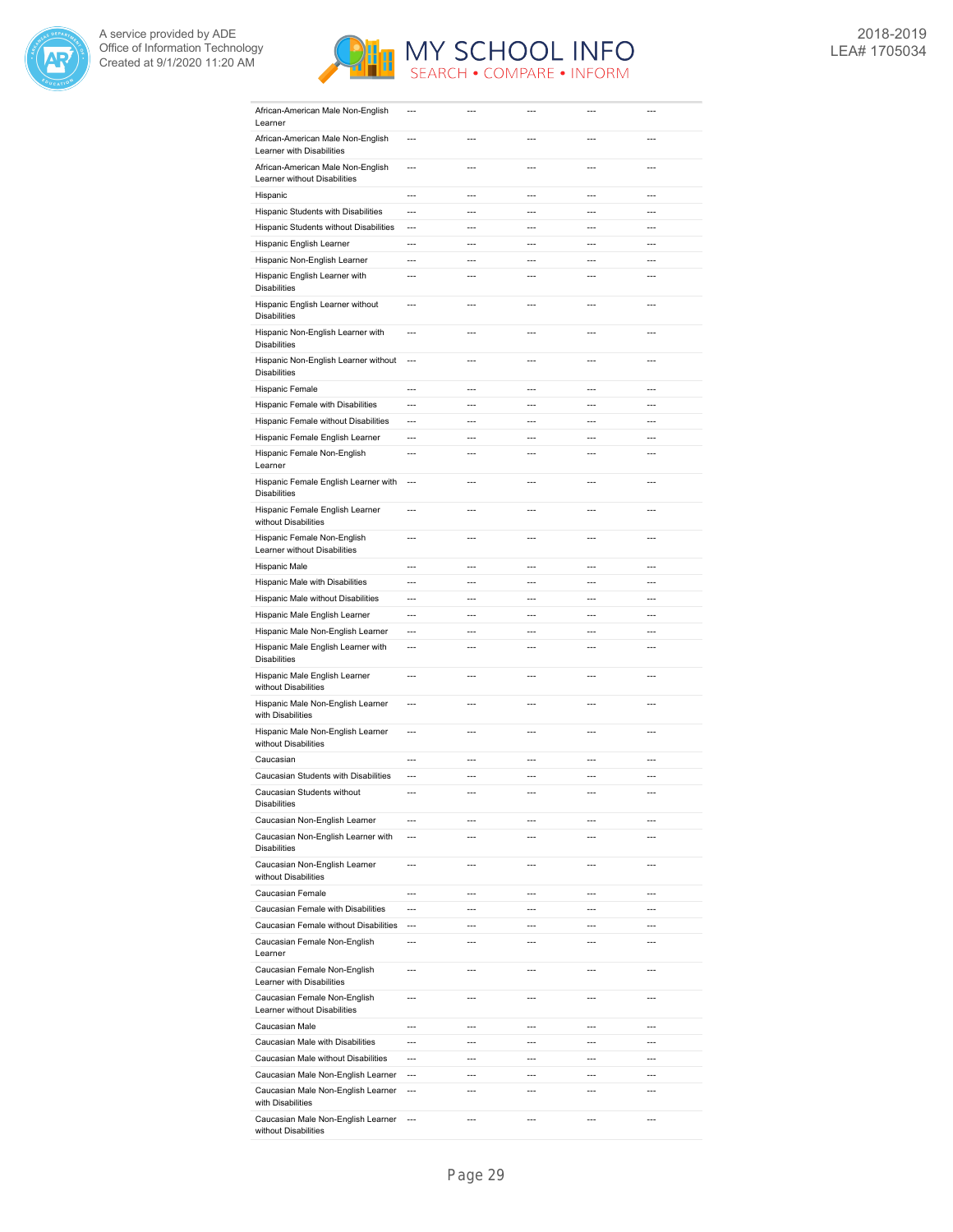| | | | | | |
|---|---|---|---|---|---|
| African-American Male Non-English Learner | --- | --- | --- | --- | --- |
| African-American Male Non-English Learner with Disabilities | --- | --- | --- | --- | --- |
| African-American Male Non-English Learner without Disabilities | --- | --- | --- | --- | --- |
| Hispanic | --- | --- | --- | --- | --- |
| Hispanic Students with Disabilities | --- | --- | --- | --- | --- |
| Hispanic Students without Disabilities | --- | --- | --- | --- | --- |
| Hispanic English Learner | --- | --- | --- | --- | --- |
| Hispanic Non-English Learner | --- | --- | --- | --- | --- |
| Hispanic English Learner with Disabilities | --- | --- | --- | --- | --- |
| Hispanic English Learner without Disabilities | --- | --- | --- | --- | --- |
| Hispanic Non-English Learner with Disabilities | --- | --- | --- | --- | --- |
| Hispanic Non-English Learner without Disabilities | --- | --- | --- | --- | --- |
| Hispanic Female | --- | --- | --- | --- | --- |
| Hispanic Female with Disabilities | --- | --- | --- | --- | --- |
| Hispanic Female without Disabilities | --- | --- | --- | --- | --- |
| Hispanic Female English Learner | --- | --- | --- | --- | --- |
| Hispanic Female Non-English Learner | --- | --- | --- | --- | --- |
| Hispanic Female English Learner with Disabilities | --- | --- | --- | --- | --- |
| Hispanic Female English Learner without Disabilities | --- | --- | --- | --- | --- |
| Hispanic Female Non-English Learner without Disabilities | --- | --- | --- | --- | --- |
| Hispanic Male | --- | --- | --- | --- | --- |
| Hispanic Male with Disabilities | --- | --- | --- | --- | --- |
| Hispanic Male without Disabilities | --- | --- | --- | --- | --- |
| Hispanic Male English Learner | --- | --- | --- | --- | --- |
| Hispanic Male Non-English Learner | --- | --- | --- | --- | --- |
| Hispanic Male English Learner with Disabilities | --- | --- | --- | --- | --- |
| Hispanic Male English Learner without Disabilities | --- | --- | --- | --- | --- |
| Hispanic Male Non-English Learner with Disabilities | --- | --- | --- | --- | --- |
| Hispanic Male Non-English Learner without Disabilities | --- | --- | --- | --- | --- |
| Caucasian | --- | --- | --- | --- | --- |
| Caucasian Students with Disabilities | --- | --- | --- | --- | --- |
| Caucasian Students without Disabilities | --- | --- | --- | --- | --- |
| Caucasian Non-English Learner | --- | --- | --- | --- | --- |
| Caucasian Non-English Learner with Disabilities | --- | --- | --- | --- | --- |
| Caucasian Non-English Learner without Disabilities | --- | --- | --- | --- | --- |
| Caucasian Female | --- | --- | --- | --- | --- |
| Caucasian Female with Disabilities | --- | --- | --- | --- | --- |
| Caucasian Female without Disabilities | --- | --- | --- | --- | --- |
| Caucasian Female Non-English Learner | --- | --- | --- | --- | --- |
| Caucasian Female Non-English Learner with Disabilities | --- | --- | --- | --- | --- |
| Caucasian Female Non-English Learner without Disabilities | --- | --- | --- | --- | --- |
| Caucasian Male | --- | --- | --- | --- | --- |
| Caucasian Male with Disabilities | --- | --- | --- | --- | --- |
| Caucasian Male without Disabilities | --- | --- | --- | --- | --- |
| Caucasian Male Non-English Learner | --- | --- | --- | --- | --- |
| Caucasian Male Non-English Learner with Disabilities | --- | --- | --- | --- | --- |
| Caucasian Male Non-English Learner without Disabilities | --- | --- | --- | --- | --- |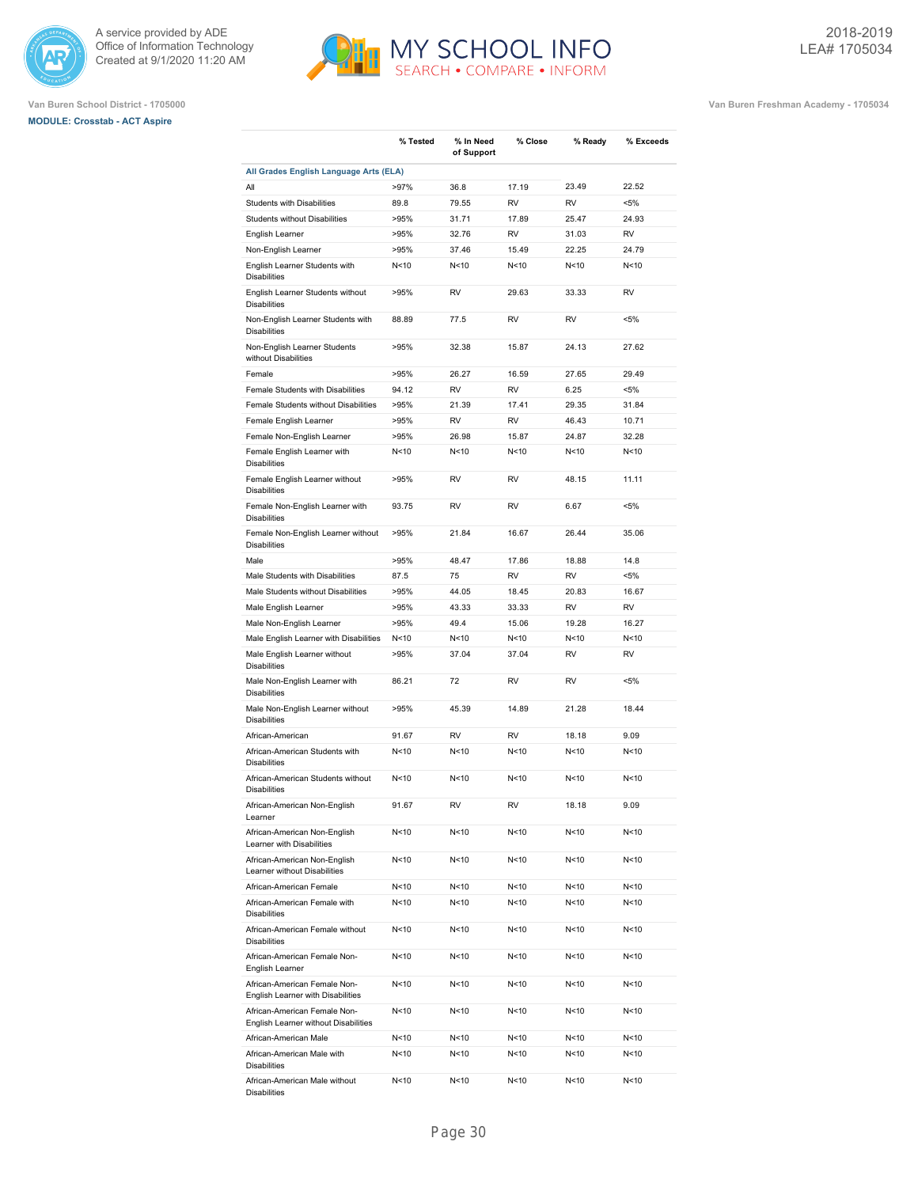A service provided by ADE
Office of Information Technology
Created at 9/1/2020 11:20 AM

2018-2019
LEA# 1705034

Van Buren School District - 1705000

Van Buren Freshman Academy - 1705034

**MODULE: Crosstab - ACT Aspire**

| | % Tested | % In Need of Support | % Close | % Ready | % Exceeds |
|---|---|---|---|---|---|
| **All Grades English Language Arts (ELA)** | | | | | |
| All | >97% | 36.8 | 17.19 | 23.49 | 22.52 |
| Students with Disabilities | 89.8 | 79.55 | RV | RV | <5% |
| Students without Disabilities | >95% | 31.71 | 17.89 | 25.47 | 24.93 |
| English Learner | >95% | 32.76 | RV | 31.03 | RV |
| Non-English Learner | >95% | 37.46 | 15.49 | 22.25 | 24.79 |
| English Learner Students with Disabilities | N<10 | N<10 | N<10 | N<10 | N<10 |
| English Learner Students without Disabilities | >95% | RV | 29.63 | 33.33 | RV |
| Non-English Learner Students with Disabilities | 88.89 | 77.5 | RV | RV | <5% |
| Non-English Learner Students without Disabilities | >95% | 32.38 | 15.87 | 24.13 | 27.62 |
| Female | >95% | 26.27 | 16.59 | 27.65 | 29.49 |
| Female Students with Disabilities | 94.12 | RV | RV | 6.25 | <5% |
| Female Students without Disabilities | >95% | 21.39 | 17.41 | 29.35 | 31.84 |
| Female English Learner | >95% | RV | RV | 46.43 | 10.71 |
| Female Non-English Learner | >95% | 26.98 | 15.87 | 24.87 | 32.28 |
| Female English Learner with Disabilities | N<10 | N<10 | N<10 | N<10 | N<10 |
| Female English Learner without Disabilities | >95% | RV | RV | 48.15 | 11.11 |
| Female Non-English Learner with Disabilities | 93.75 | RV | RV | 6.67 | <5% |
| Female Non-English Learner without Disabilities | >95% | 21.84 | 16.67 | 26.44 | 35.06 |
| Male | >95% | 48.47 | 17.86 | 18.88 | 14.8 |
| Male Students with Disabilities | 87.5 | 75 | RV | RV | <5% |
| Male Students without Disabilities | >95% | 44.05 | 18.45 | 20.83 | 16.67 |
| Male English Learner | >95% | 43.33 | 33.33 | RV | RV |
| Male Non-English Learner | >95% | 49.4 | 15.06 | 19.28 | 16.27 |
| Male English Learner with Disabilities | N<10 | N<10 | N<10 | N<10 | N<10 |
| Male English Learner without Disabilities | >95% | 37.04 | 37.04 | RV | RV |
| Male Non-English Learner with Disabilities | 86.21 | 72 | RV | RV | <5% |
| Male Non-English Learner without Disabilities | >95% | 45.39 | 14.89 | 21.28 | 18.44 |
| African-American | 91.67 | RV | RV | 18.18 | 9.09 |
| African-American Students with Disabilities | N<10 | N<10 | N<10 | N<10 | N<10 |
| African-American Students without Disabilities | N<10 | N<10 | N<10 | N<10 | N<10 |
| African-American Non-English Learner | 91.67 | RV | RV | 18.18 | 9.09 |
| African-American Non-English Learner with Disabilities | N<10 | N<10 | N<10 | N<10 | N<10 |
| African-American Non-English Learner without Disabilities | N<10 | N<10 | N<10 | N<10 | N<10 |
| African-American Female | N<10 | N<10 | N<10 | N<10 | N<10 |
| African-American Female with Disabilities | N<10 | N<10 | N<10 | N<10 | N<10 |
| African-American Female without Disabilities | N<10 | N<10 | N<10 | N<10 | N<10 |
| African-American Female Non-English Learner | N<10 | N<10 | N<10 | N<10 | N<10 |
| African-American Female Non-English Learner with Disabilities | N<10 | N<10 | N<10 | N<10 | N<10 |
| African-American Female Non-English Learner without Disabilities | N<10 | N<10 | N<10 | N<10 | N<10 |
| African-American Male | N<10 | N<10 | N<10 | N<10 | N<10 |
| African-American Male with Disabilities | N<10 | N<10 | N<10 | N<10 | N<10 |
| African-American Male without Disabilities | N<10 | N<10 | N<10 | N<10 | N<10 |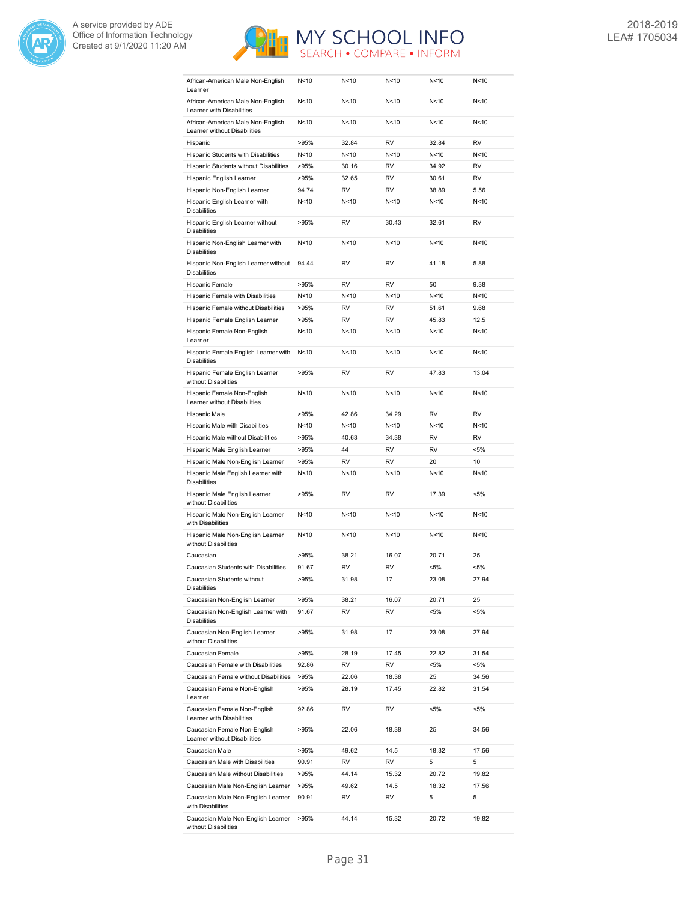| | | | | | |
|---|---|---|---|---|---|
| African-American Male Non-English Learner | N<10 | N<10 | N<10 | N<10 | N<10 |
| African-American Male Non-English Learner with Disabilities | N<10 | N<10 | N<10 | N<10 | N<10 |
| African-American Male Non-English Learner without Disabilities | N<10 | N<10 | N<10 | N<10 | N<10 |
| Hispanic | >95% | 32.84 | RV | 32.84 | RV |
| Hispanic Students with Disabilities | N<10 | N<10 | N<10 | N<10 | N<10 |
| Hispanic Students without Disabilities | >95% | 30.16 | RV | 34.92 | RV |
| Hispanic English Learner | >95% | 32.65 | RV | 30.61 | RV |
| Hispanic Non-English Learner | 94.74 | RV | RV | 38.89 | 5.56 |
| Hispanic English Learner with Disabilities | N<10 | N<10 | N<10 | N<10 | N<10 |
| Hispanic English Learner without Disabilities | >95% | RV | 30.43 | 32.61 | RV |
| Hispanic Non-English Learner with Disabilities | N<10 | N<10 | N<10 | N<10 | N<10 |
| Hispanic Non-English Learner without Disabilities | 94.44 | RV | RV | 41.18 | 5.88 |
| Hispanic Female | >95% | RV | RV | 50 | 9.38 |
| Hispanic Female with Disabilities | N<10 | N<10 | N<10 | N<10 | N<10 |
| Hispanic Female without Disabilities | >95% | RV | RV | 51.61 | 9.68 |
| Hispanic Female English Learner | >95% | RV | RV | 45.83 | 12.5 |
| Hispanic Female Non-English Learner | N<10 | N<10 | N<10 | N<10 | N<10 |
| Hispanic Female English Learner with Disabilities | N<10 | N<10 | N<10 | N<10 | N<10 |
| Hispanic Female English Learner without Disabilities | >95% | RV | RV | 47.83 | 13.04 |
| Hispanic Female Non-English Learner without Disabilities | N<10 | N<10 | N<10 | N<10 | N<10 |
| Hispanic Male | >95% | 42.86 | 34.29 | RV | RV |
| Hispanic Male with Disabilities | N<10 | N<10 | N<10 | N<10 | N<10 |
| Hispanic Male without Disabilities | >95% | 40.63 | 34.38 | RV | RV |
| Hispanic Male English Learner | >95% | 44 | RV | RV | <5% |
| Hispanic Male Non-English Learner | >95% | RV | RV | 20 | 10 |
| Hispanic Male English Learner with Disabilities | N<10 | N<10 | N<10 | N<10 | N<10 |
| Hispanic Male English Learner without Disabilities | >95% | RV | RV | 17.39 | <5% |
| Hispanic Male Non-English Learner with Disabilities | N<10 | N<10 | N<10 | N<10 | N<10 |
| Hispanic Male Non-English Learner without Disabilities | N<10 | N<10 | N<10 | N<10 | N<10 |
| Caucasian | >95% | 38.21 | 16.07 | 20.71 | 25 |
| Caucasian Students with Disabilities | 91.67 | RV | RV | <5% | <5% |
| Caucasian Students without Disabilities | >95% | 31.98 | 17 | 23.08 | 27.94 |
| Caucasian Non-English Learner | >95% | 38.21 | 16.07 | 20.71 | 25 |
| Caucasian Non-English Learner with Disabilities | 91.67 | RV | RV | <5% | <5% |
| Caucasian Non-English Learner without Disabilities | >95% | 31.98 | 17 | 23.08 | 27.94 |
| Caucasian Female | >95% | 28.19 | 17.45 | 22.82 | 31.54 |
| Caucasian Female with Disabilities | 92.86 | RV | RV | <5% | <5% |
| Caucasian Female without Disabilities | >95% | 22.06 | 18.38 | 25 | 34.56 |
| Caucasian Female Non-English Learner | >95% | 28.19 | 17.45 | 22.82 | 31.54 |
| Caucasian Female Non-English Learner with Disabilities | 92.86 | RV | RV | <5% | <5% |
| Caucasian Female Non-English Learner without Disabilities | >95% | 22.06 | 18.38 | 25 | 34.56 |
| Caucasian Male | >95% | 49.62 | 14.5 | 18.32 | 17.56 |
| Caucasian Male with Disabilities | 90.91 | RV | RV | 5 | 5 |
| Caucasian Male without Disabilities | >95% | 44.14 | 15.32 | 20.72 | 19.82 |
| Caucasian Male Non-English Learner | >95% | 49.62 | 14.5 | 18.32 | 17.56 |
| Caucasian Male Non-English Learner with Disabilities | 90.91 | RV | RV | 5 | 5 |
| Caucasian Male Non-English Learner without Disabilities | >95% | 44.14 | 15.32 | 20.72 | 19.82 |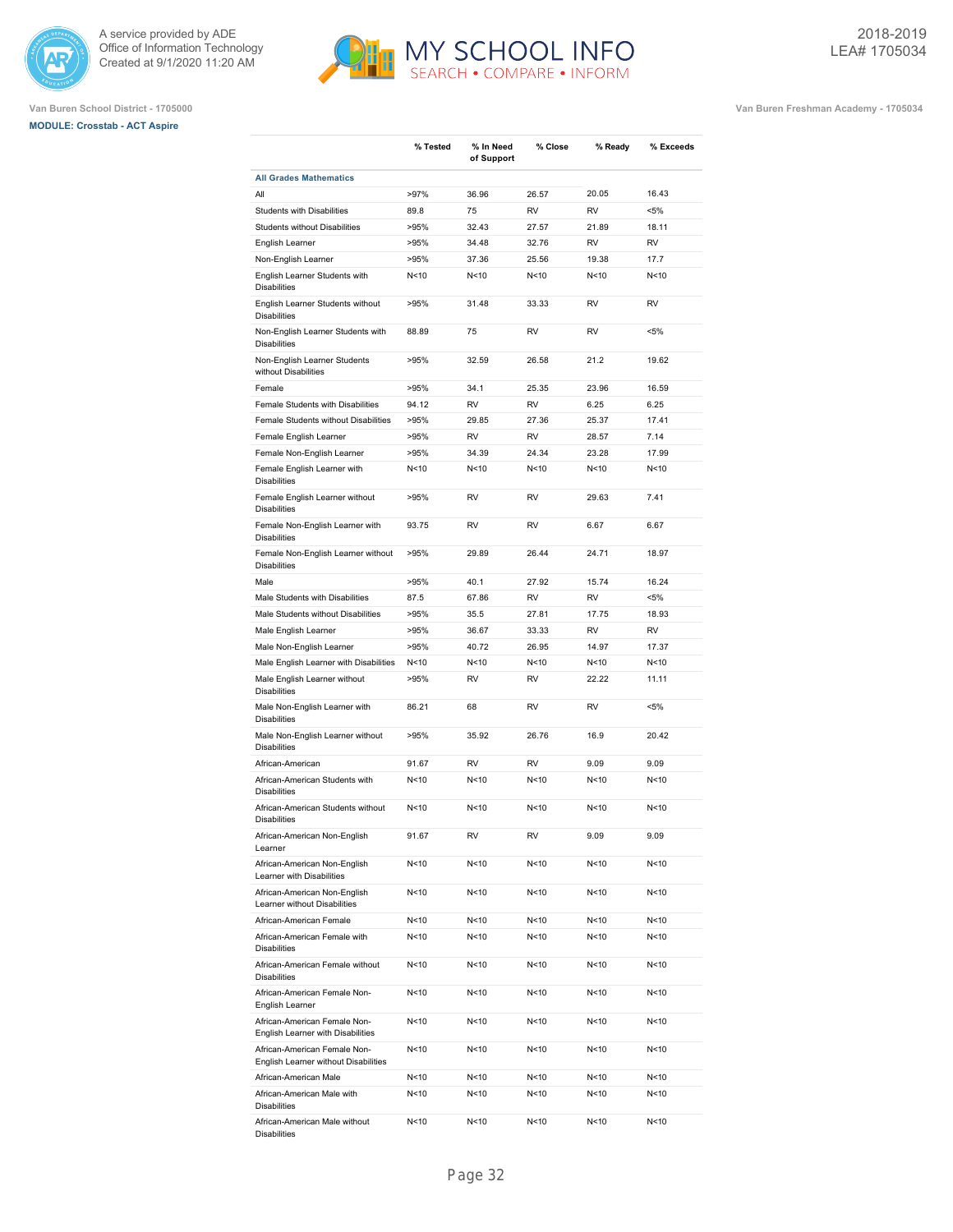Van Buren School District - 1705000

Van Buren Freshman Academy - 1705034

2018-2019
LEA# 1705034

**MODULE: Crosstab - ACT Aspire**

| | % Tested | % In Need of Support | % Close | % Ready | % Exceeds |
|---|---|---|---|---|---|
| **All Grades Mathematics** | | | | | |
| All | >97% | 36.96 | 26.57 | 20.05 | 16.43 |
| Students with Disabilities | 89.8 | 75 | RV | RV | <5% |
| Students without Disabilities | >95% | 32.43 | 27.57 | 21.89 | 18.11 |
| English Learner | >95% | 34.48 | 32.76 | RV | RV |
| Non-English Learner | >95% | 37.36 | 25.56 | 19.38 | 17.7 |
| English Learner Students with Disabilities | N<10 | N<10 | N<10 | N<10 | N<10 |
| English Learner Students without Disabilities | >95% | 31.48 | 33.33 | RV | RV |
| Non-English Learner Students with Disabilities | 88.89 | 75 | RV | RV | <5% |
| Non-English Learner Students without Disabilities | >95% | 32.59 | 26.58 | 21.2 | 19.62 |
| Female | >95% | 34.1 | 25.35 | 23.96 | 16.59 |
| Female Students with Disabilities | 94.12 | RV | RV | 6.25 | 6.25 |
| Female Students without Disabilities | >95% | 29.85 | 27.36 | 25.37 | 17.41 |
| Female English Learner | >95% | RV | RV | 28.57 | 7.14 |
| Female Non-English Learner | >95% | 34.39 | 24.34 | 23.28 | 17.99 |
| Female English Learner with Disabilities | N<10 | N<10 | N<10 | N<10 | N<10 |
| Female English Learner without Disabilities | >95% | RV | RV | 29.63 | 7.41 |
| Female Non-English Learner with Disabilities | 93.75 | RV | RV | 6.67 | 6.67 |
| Female Non-English Learner without Disabilities | >95% | 29.89 | 26.44 | 24.71 | 18.97 |
| Male | >95% | 40.1 | 27.92 | 15.74 | 16.24 |
| Male Students with Disabilities | 87.5 | 67.86 | RV | RV | <5% |
| Male Students without Disabilities | >95% | 35.5 | 27.81 | 17.75 | 18.93 |
| Male English Learner | >95% | 36.67 | 33.33 | RV | RV |
| Male Non-English Learner | >95% | 40.72 | 26.95 | 14.97 | 17.37 |
| Male English Learner with Disabilities | N<10 | N<10 | N<10 | N<10 | N<10 |
| Male English Learner without Disabilities | >95% | RV | RV | 22.22 | 11.11 |
| Male Non-English Learner with Disabilities | 86.21 | 68 | RV | RV | <5% |
| Male Non-English Learner without Disabilities | >95% | 35.92 | 26.76 | 16.9 | 20.42 |
| African-American | 91.67 | RV | RV | 9.09 | 9.09 |
| African-American Students with Disabilities | N<10 | N<10 | N<10 | N<10 | N<10 |
| African-American Students without Disabilities | N<10 | N<10 | N<10 | N<10 | N<10 |
| African-American Non-English Learner | 91.67 | RV | RV | 9.09 | 9.09 |
| African-American Non-English Learner with Disabilities | N<10 | N<10 | N<10 | N<10 | N<10 |
| African-American Non-English Learner without Disabilities | N<10 | N<10 | N<10 | N<10 | N<10 |
| African-American Female | N<10 | N<10 | N<10 | N<10 | N<10 |
| African-American Female with Disabilities | N<10 | N<10 | N<10 | N<10 | N<10 |
| African-American Female without Disabilities | N<10 | N<10 | N<10 | N<10 | N<10 |
| African-American Female Non-English Learner | N<10 | N<10 | N<10 | N<10 | N<10 |
| African-American Female Non-English Learner with Disabilities | N<10 | N<10 | N<10 | N<10 | N<10 |
| African-American Female Non-English Learner without Disabilities | N<10 | N<10 | N<10 | N<10 | N<10 |
| African-American Male | N<10 | N<10 | N<10 | N<10 | N<10 |
| African-American Male with Disabilities | N<10 | N<10 | N<10 | N<10 | N<10 |
| African-American Male without Disabilities | N<10 | N<10 | N<10 | N<10 | N<10 |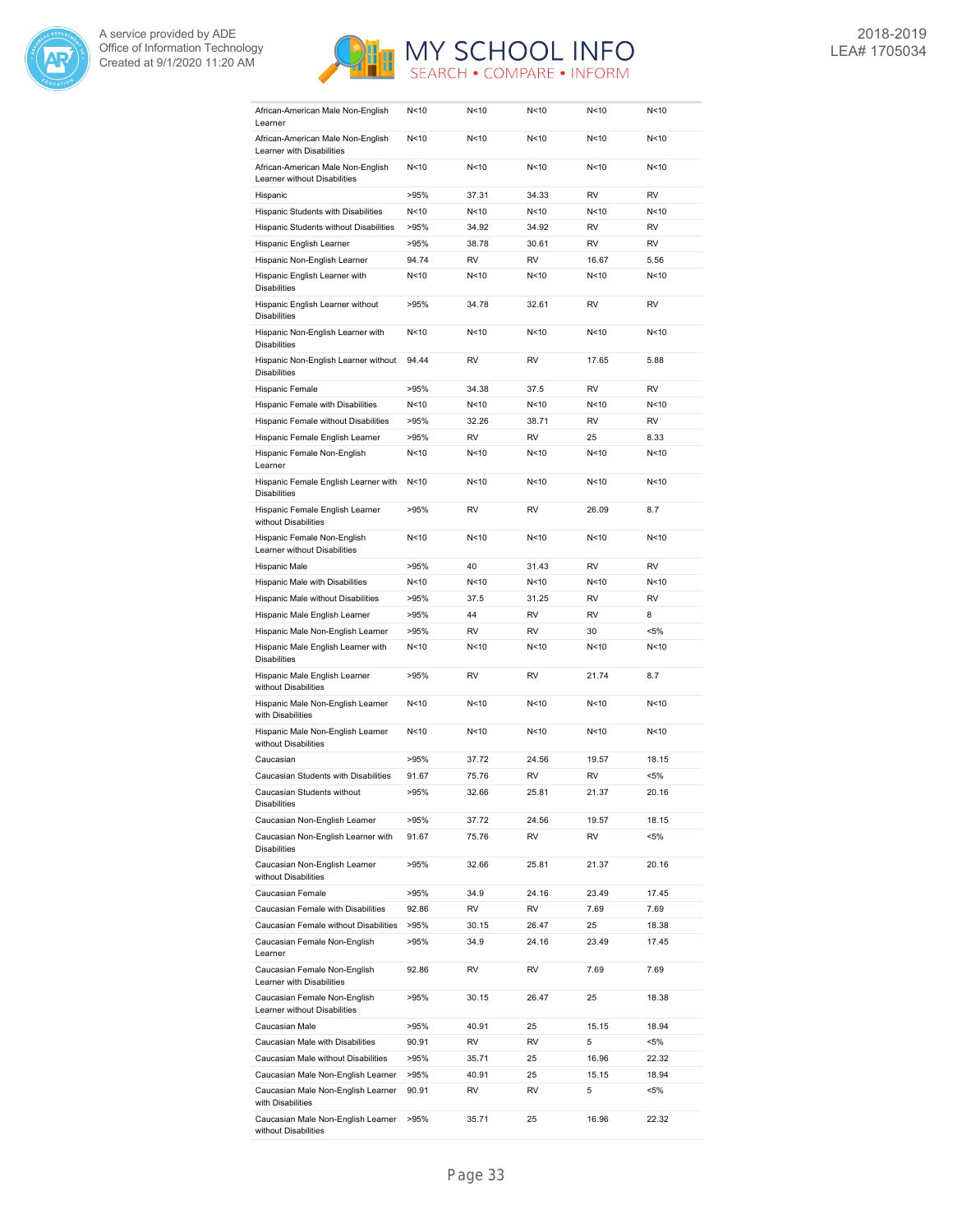| | | | | | |
|---|---|---|---|---|---|
| African-American Male Non-English Learner | N<10 | N<10 | N<10 | N<10 | N<10 |
| African-American Male Non-English Learner with Disabilities | N<10 | N<10 | N<10 | N<10 | N<10 |
| African-American Male Non-English Learner without Disabilities | N<10 | N<10 | N<10 | N<10 | N<10 |
| Hispanic | >95% | 37.31 | 34.33 | RV | RV |
| Hispanic Students with Disabilities | N<10 | N<10 | N<10 | N<10 | N<10 |
| Hispanic Students without Disabilities | >95% | 34.92 | 34.92 | RV | RV |
| Hispanic English Learner | >95% | 38.78 | 30.61 | RV | RV |
| Hispanic Non-English Learner | 94.74 | RV | RV | 16.67 | 5.56 |
| Hispanic English Learner with Disabilities | N<10 | N<10 | N<10 | N<10 | N<10 |
| Hispanic English Learner without Disabilities | >95% | 34.78 | 32.61 | RV | RV |
| Hispanic Non-English Learner with Disabilities | N<10 | N<10 | N<10 | N<10 | N<10 |
| Hispanic Non-English Learner without Disabilities | 94.44 | RV | RV | 17.65 | 5.88 |
| Hispanic Female | >95% | 34.38 | 37.5 | RV | RV |
| Hispanic Female with Disabilities | N<10 | N<10 | N<10 | N<10 | N<10 |
| Hispanic Female without Disabilities | >95% | 32.26 | 38.71 | RV | RV |
| Hispanic Female English Learner | >95% | RV | RV | 25 | 8.33 |
| Hispanic Female Non-English Learner | N<10 | N<10 | N<10 | N<10 | N<10 |
| Hispanic Female English Learner with Disabilities | N<10 | N<10 | N<10 | N<10 | N<10 |
| Hispanic Female English Learner without Disabilities | >95% | RV | RV | 26.09 | 8.7 |
| Hispanic Female Non-English Learner without Disabilities | N<10 | N<10 | N<10 | N<10 | N<10 |
| Hispanic Male | >95% | 40 | 31.43 | RV | RV |
| Hispanic Male with Disabilities | N<10 | N<10 | N<10 | N<10 | N<10 |
| Hispanic Male without Disabilities | >95% | 37.5 | 31.25 | RV | RV |
| Hispanic Male English Learner | >95% | 44 | RV | RV | 8 |
| Hispanic Male Non-English Learner | >95% | RV | RV | 30 | <5% |
| Hispanic Male English Learner with Disabilities | N<10 | N<10 | N<10 | N<10 | N<10 |
| Hispanic Male English Learner without Disabilities | >95% | RV | RV | 21.74 | 8.7 |
| Hispanic Male Non-English Learner with Disabilities | N<10 | N<10 | N<10 | N<10 | N<10 |
| Hispanic Male Non-English Learner without Disabilities | N<10 | N<10 | N<10 | N<10 | N<10 |
| Caucasian | >95% | 37.72 | 24.56 | 19.57 | 18.15 |
| Caucasian Students with Disabilities | 91.67 | 75.76 | RV | RV | <5% |
| Caucasian Students without Disabilities | >95% | 32.66 | 25.81 | 21.37 | 20.16 |
| Caucasian Non-English Learner | >95% | 37.72 | 24.56 | 19.57 | 18.15 |
| Caucasian Non-English Learner with Disabilities | 91.67 | 75.76 | RV | RV | <5% |
| Caucasian Non-English Learner without Disabilities | >95% | 32.66 | 25.81 | 21.37 | 20.16 |
| Caucasian Female | >95% | 34.9 | 24.16 | 23.49 | 17.45 |
| Caucasian Female with Disabilities | 92.86 | RV | RV | 7.69 | 7.69 |
| Caucasian Female without Disabilities | >95% | 30.15 | 26.47 | 25 | 18.38 |
| Caucasian Female Non-English Learner | >95% | 34.9 | 24.16 | 23.49 | 17.45 |
| Caucasian Female Non-English Learner with Disabilities | 92.86 | RV | RV | 7.69 | 7.69 |
| Caucasian Female Non-English Learner without Disabilities | >95% | 30.15 | 26.47 | 25 | 18.38 |
| Caucasian Male | >95% | 40.91 | 25 | 15.15 | 18.94 |
| Caucasian Male with Disabilities | 90.91 | RV | RV | 5 | <5% |
| Caucasian Male without Disabilities | >95% | 35.71 | 25 | 16.96 | 22.32 |
| Caucasian Male Non-English Learner | >95% | 40.91 | 25 | 15.15 | 18.94 |
| Caucasian Male Non-English Learner with Disabilities | 90.91 | RV | RV | 5 | <5% |
| Caucasian Male Non-English Learner without Disabilities | >95% | 35.71 | 25 | 16.96 | 22.32 |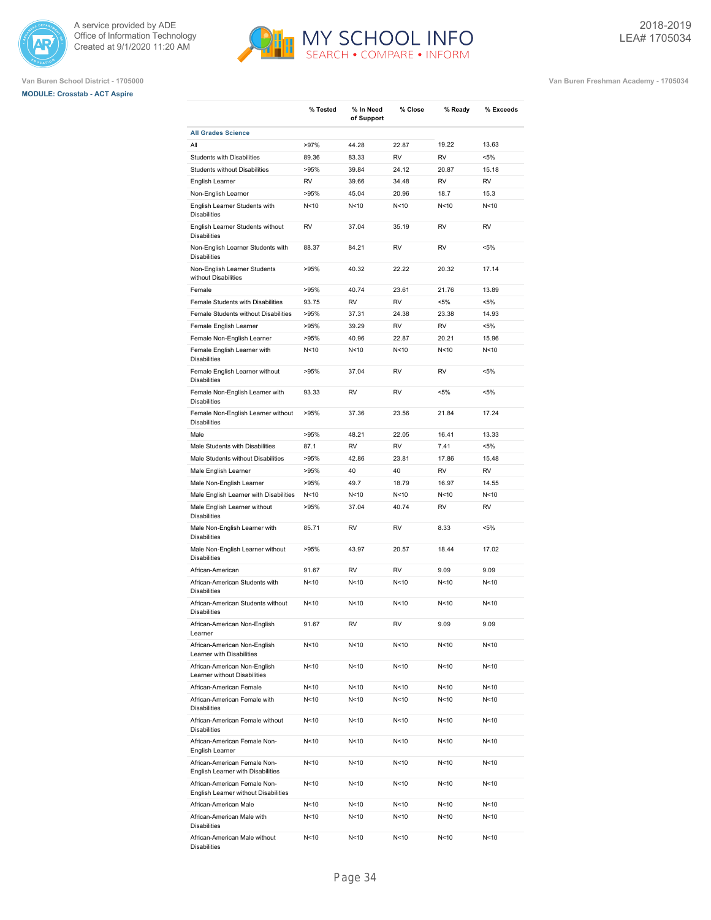A service provided by ADE
Office of Information Technology
Created at 9/1/2020 11:20 AM

MY SCHOOL INFO
SEARCH • COMPARE • INFORM

2018-2019
LEA# 1705034

Van Buren School District - 1705000

Van Buren Freshman Academy - 1705034

**MODULE: Crosstab - ACT Aspire**

| | % Tested | % In Need of Support | % Close | % Ready | % Exceeds |
|---|---|---|---|---|---|
| **All Grades Science** | | | | | |
| All | >97% | 44.28 | 22.87 | 19.22 | 13.63 |
| Students with Disabilities | 89.36 | 83.33 | RV | RV | <5% |
| Students without Disabilities | >95% | 39.84 | 24.12 | 20.87 | 15.18 |
| English Learner | RV | 39.66 | 34.48 | RV | RV |
| Non-English Learner | >95% | 45.04 | 20.96 | 18.7 | 15.3 |
| English Learner Students with Disabilities | N<10 | N<10 | N<10 | N<10 | N<10 |
| English Learner Students without Disabilities | RV | 37.04 | 35.19 | RV | RV |
| Non-English Learner Students with Disabilities | 88.37 | 84.21 | RV | RV | <5% |
| Non-English Learner Students without Disabilities | >95% | 40.32 | 22.22 | 20.32 | 17.14 |
| Female | >95% | 40.74 | 23.61 | 21.76 | 13.89 |
| Female Students with Disabilities | 93.75 | RV | RV | <5% | <5% |
| Female Students without Disabilities | >95% | 37.31 | 24.38 | 23.38 | 14.93 |
| Female English Learner | >95% | 39.29 | RV | RV | <5% |
| Female Non-English Learner | >95% | 40.96 | 22.87 | 20.21 | 15.96 |
| Female English Learner with Disabilities | N<10 | N<10 | N<10 | N<10 | N<10 |
| Female English Learner without Disabilities | >95% | 37.04 | RV | RV | <5% |
| Female Non-English Learner with Disabilities | 93.33 | RV | RV | <5% | <5% |
| Female Non-English Learner without Disabilities | >95% | 37.36 | 23.56 | 21.84 | 17.24 |
| Male | >95% | 48.21 | 22.05 | 16.41 | 13.33 |
| Male Students with Disabilities | 87.1 | RV | RV | 7.41 | <5% |
| Male Students without Disabilities | >95% | 42.86 | 23.81 | 17.86 | 15.48 |
| Male English Learner | >95% | 40 | 40 | RV | RV |
| Male Non-English Learner | >95% | 49.7 | 18.79 | 16.97 | 14.55 |
| Male English Learner with Disabilities | N<10 | N<10 | N<10 | N<10 | N<10 |
| Male English Learner without Disabilities | >95% | 37.04 | 40.74 | RV | RV |
| Male Non-English Learner with Disabilities | 85.71 | RV | RV | 8.33 | <5% |
| Male Non-English Learner without Disabilities | >95% | 43.97 | 20.57 | 18.44 | 17.02 |
| African-American | 91.67 | RV | RV | 9.09 | 9.09 |
| African-American Students with Disabilities | N<10 | N<10 | N<10 | N<10 | N<10 |
| African-American Students without Disabilities | N<10 | N<10 | N<10 | N<10 | N<10 |
| African-American Non-English Learner | 91.67 | RV | RV | 9.09 | 9.09 |
| African-American Non-English Learner with Disabilities | N<10 | N<10 | N<10 | N<10 | N<10 |
| African-American Non-English Learner without Disabilities | N<10 | N<10 | N<10 | N<10 | N<10 |
| African-American Female | N<10 | N<10 | N<10 | N<10 | N<10 |
| African-American Female with Disabilities | N<10 | N<10 | N<10 | N<10 | N<10 |
| African-American Female without Disabilities | N<10 | N<10 | N<10 | N<10 | N<10 |
| African-American Female Non-English Learner | N<10 | N<10 | N<10 | N<10 | N<10 |
| African-American Female Non-English Learner with Disabilities | N<10 | N<10 | N<10 | N<10 | N<10 |
| African-American Female Non-English Learner without Disabilities | N<10 | N<10 | N<10 | N<10 | N<10 |
| African-American Male | N<10 | N<10 | N<10 | N<10 | N<10 |
| African-American Male with Disabilities | N<10 | N<10 | N<10 | N<10 | N<10 |
| African-American Male without Disabilities | N<10 | N<10 | N<10 | N<10 | N<10 |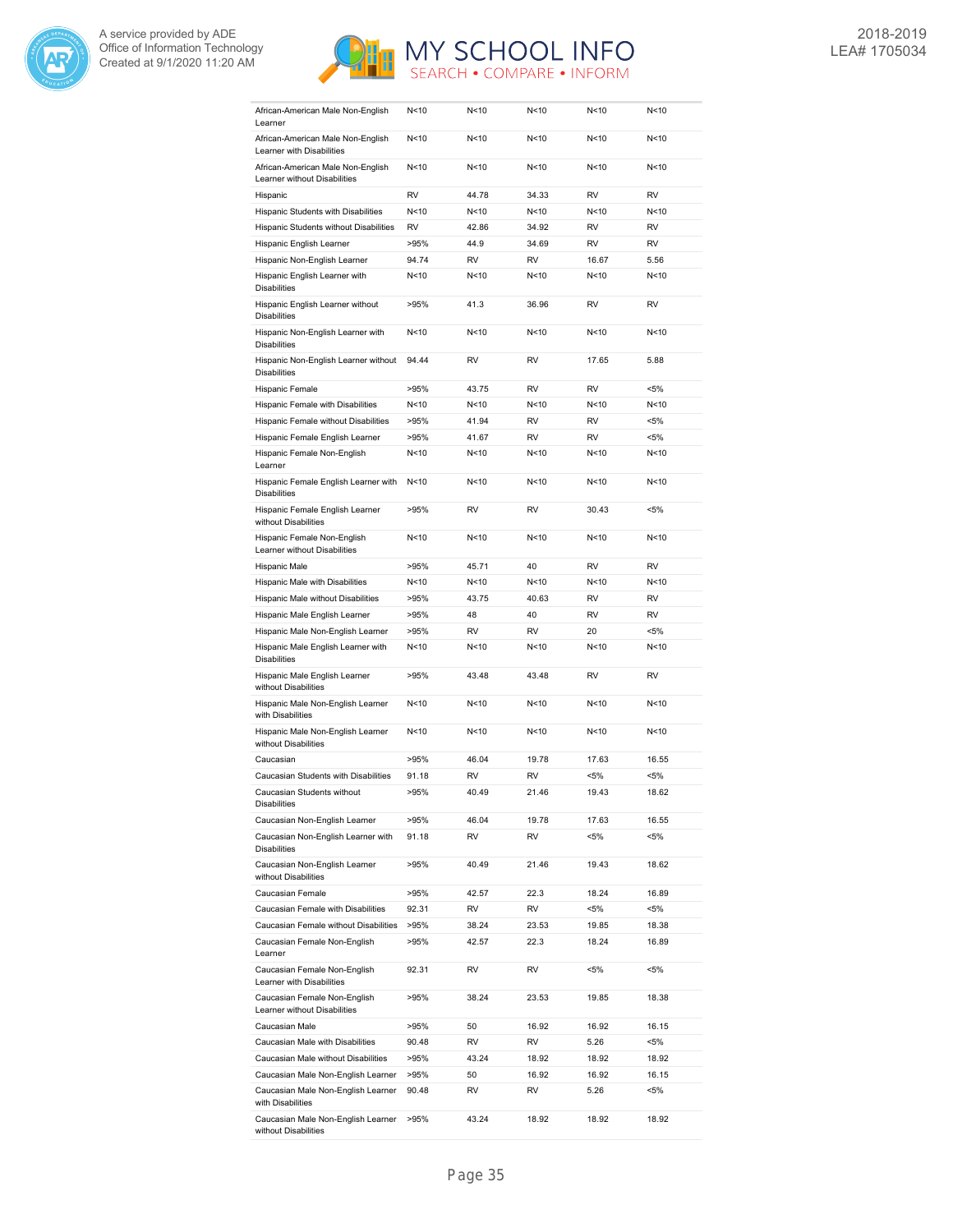| | | | | | |
|---|---|---|---|---|---|
| African-American Male Non-English Learner | N<10 | N<10 | N<10 | N<10 | N<10 |
| African-American Male Non-English Learner with Disabilities | N<10 | N<10 | N<10 | N<10 | N<10 |
| African-American Male Non-English Learner without Disabilities | N<10 | N<10 | N<10 | N<10 | N<10 |
| Hispanic | RV | 44.78 | 34.33 | RV | RV |
| Hispanic Students with Disabilities | N<10 | N<10 | N<10 | N<10 | N<10 |
| Hispanic Students without Disabilities | RV | 42.86 | 34.92 | RV | RV |
| Hispanic English Learner | >95% | 44.9 | 34.69 | RV | RV |
| Hispanic Non-English Learner | 94.74 | RV | RV | 16.67 | 5.56 |
| Hispanic English Learner with Disabilities | N<10 | N<10 | N<10 | N<10 | N<10 |
| Hispanic English Learner without Disabilities | >95% | 41.3 | 36.96 | RV | RV |
| Hispanic Non-English Learner with Disabilities | N<10 | N<10 | N<10 | N<10 | N<10 |
| Hispanic Non-English Learner without Disabilities | 94.44 | RV | RV | 17.65 | 5.88 |
| Hispanic Female | >95% | 43.75 | RV | RV | <5% |
| Hispanic Female with Disabilities | N<10 | N<10 | N<10 | N<10 | N<10 |
| Hispanic Female without Disabilities | >95% | 41.94 | RV | RV | <5% |
| Hispanic Female English Learner | >95% | 41.67 | RV | RV | <5% |
| Hispanic Female Non-English Learner | N<10 | N<10 | N<10 | N<10 | N<10 |
| Hispanic Female English Learner with Disabilities | N<10 | N<10 | N<10 | N<10 | N<10 |
| Hispanic Female English Learner without Disabilities | >95% | RV | RV | 30.43 | <5% |
| Hispanic Female Non-English Learner without Disabilities | N<10 | N<10 | N<10 | N<10 | N<10 |
| Hispanic Male | >95% | 45.71 | 40 | RV | RV |
| Hispanic Male with Disabilities | N<10 | N<10 | N<10 | N<10 | N<10 |
| Hispanic Male without Disabilities | >95% | 43.75 | 40.63 | RV | RV |
| Hispanic Male English Learner | >95% | 48 | 40 | RV | RV |
| Hispanic Male Non-English Learner | >95% | RV | RV | 20 | <5% |
| Hispanic Male English Learner with Disabilities | N<10 | N<10 | N<10 | N<10 | N<10 |
| Hispanic Male English Learner without Disabilities | >95% | 43.48 | 43.48 | RV | RV |
| Hispanic Male Non-English Learner with Disabilities | N<10 | N<10 | N<10 | N<10 | N<10 |
| Hispanic Male Non-English Learner without Disabilities | N<10 | N<10 | N<10 | N<10 | N<10 |
| Caucasian | >95% | 46.04 | 19.78 | 17.63 | 16.55 |
| Caucasian Students with Disabilities | 91.18 | RV | RV | <5% | <5% |
| Caucasian Students without Disabilities | >95% | 40.49 | 21.46 | 19.43 | 18.62 |
| Caucasian Non-English Learner | >95% | 46.04 | 19.78 | 17.63 | 16.55 |
| Caucasian Non-English Learner with Disabilities | 91.18 | RV | RV | <5% | <5% |
| Caucasian Non-English Learner without Disabilities | >95% | 40.49 | 21.46 | 19.43 | 18.62 |
| Caucasian Female | >95% | 42.57 | 22.3 | 18.24 | 16.89 |
| Caucasian Female with Disabilities | 92.31 | RV | RV | <5% | <5% |
| Caucasian Female without Disabilities | >95% | 38.24 | 23.53 | 19.85 | 18.38 |
| Caucasian Female Non-English Learner | >95% | 42.57 | 22.3 | 18.24 | 16.89 |
| Caucasian Female Non-English Learner with Disabilities | 92.31 | RV | RV | <5% | <5% |
| Caucasian Female Non-English Learner without Disabilities | >95% | 38.24 | 23.53 | 19.85 | 18.38 |
| Caucasian Male | >95% | 50 | 16.92 | 16.92 | 16.15 |
| Caucasian Male with Disabilities | 90.48 | RV | RV | 5.26 | <5% |
| Caucasian Male without Disabilities | >95% | 43.24 | 18.92 | 18.92 | 18.92 |
| Caucasian Male Non-English Learner | >95% | 50 | 16.92 | 16.92 | 16.15 |
| Caucasian Male Non-English Learner with Disabilities | 90.48 | RV | RV | 5.26 | <5% |
| Caucasian Male Non-English Learner without Disabilities | >95% | 43.24 | 18.92 | 18.92 | 18.92 |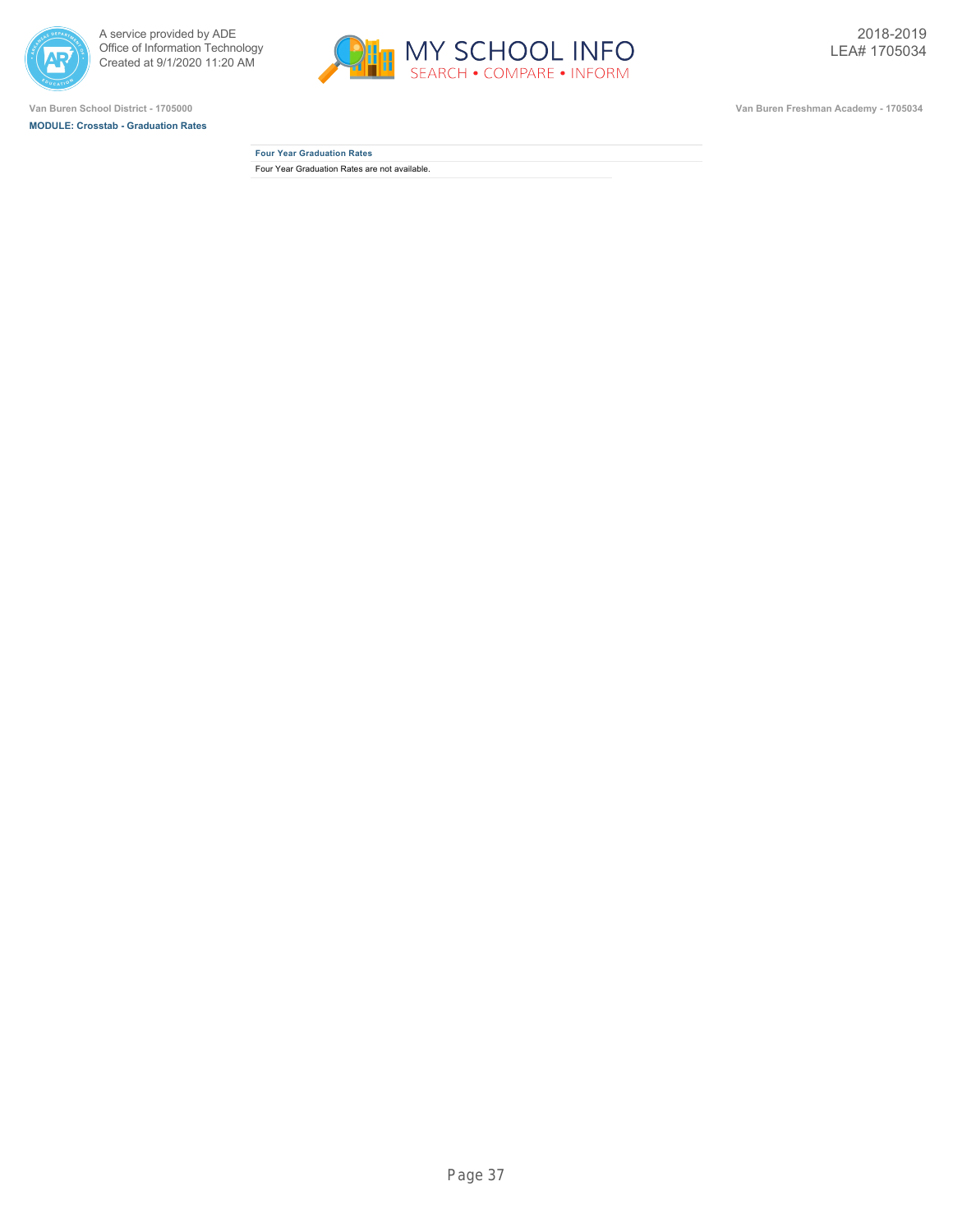Van Buren School District - 1705000

**MODULE: Crosstab - Graduation Rates**

Van Buren Freshman Academy - 1705034

| Four Year Graduation Rates |
| --- |
| Four Year Graduation Rates are not available. |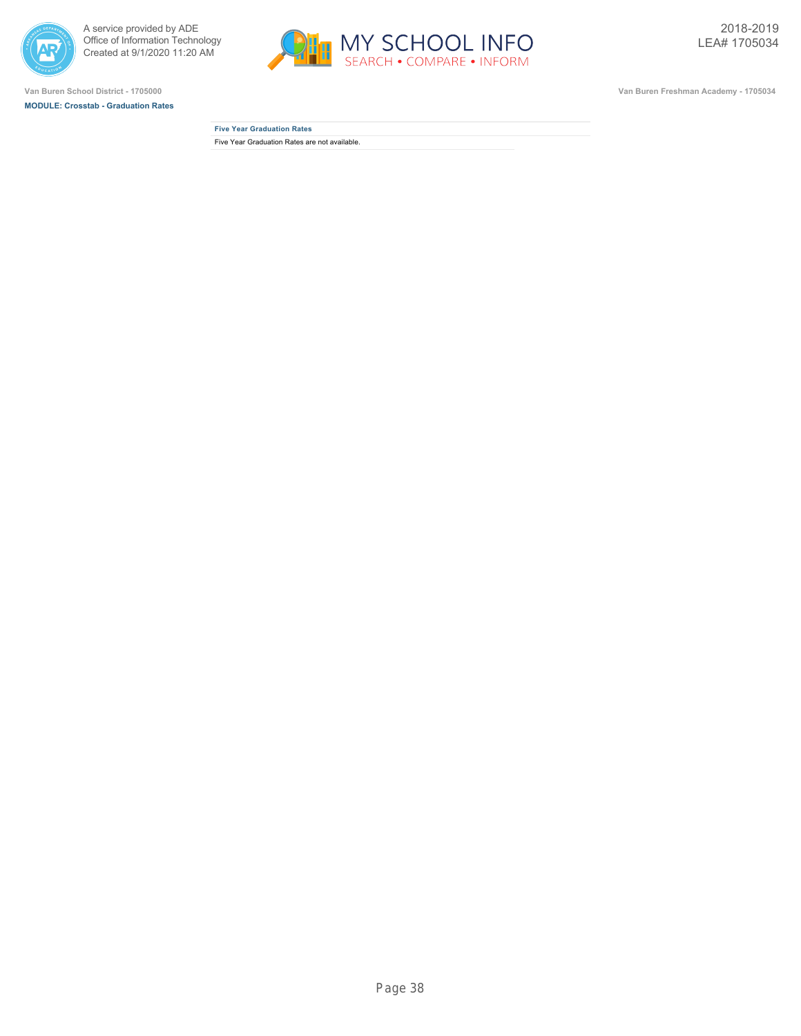Van Buren School District - 1705000

Van Buren Freshman Academy - 1705034

**MODULE: Crosstab - Graduation Rates**

| Five Year Graduation Rates |
|---|
| Five Year Graduation Rates are not available. |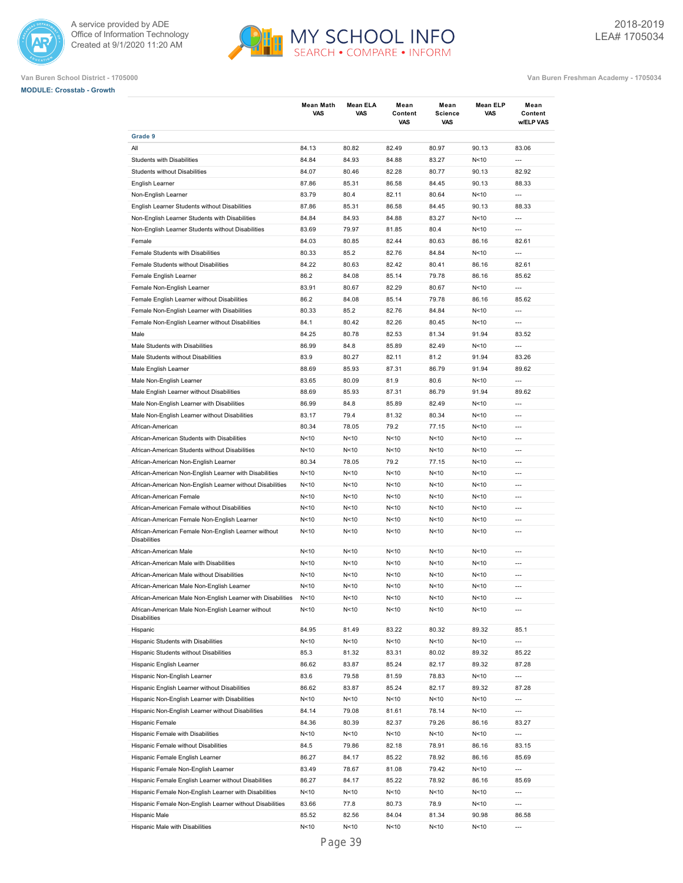A service provided by ADE
Office of Information Technology
Created at 9/1/2020 11:20 AM

2018-2019
LEA# 1705034

Van Buren School District - 1705000

Van Buren Freshman Academy - 1705034

**MODULE: Crosstab - Growth**

| | Mean Math VAS | Mean ELA VAS | Mean Content VAS | Mean Science VAS | Mean ELP VAS | Mean Content w/ELP VAS |
|---|---|---|---|---|---|---|
| **Grade 9** | | | | | | |
| All | 84.13 | 80.82 | 82.49 | 80.97 | 90.13 | 83.06 |
| Students with Disabilities | 84.84 | 84.93 | 84.88 | 83.27 | N<10 | --- |
| Students without Disabilities | 84.07 | 80.46 | 82.28 | 80.77 | 90.13 | 82.92 |
| English Learner | 87.86 | 85.31 | 86.58 | 84.45 | 90.13 | 88.33 |
| Non-English Learner | 83.79 | 80.4 | 82.11 | 80.64 | N<10 | --- |
| English Learner Students without Disabilities | 87.86 | 85.31 | 86.58 | 84.45 | 90.13 | 88.33 |
| Non-English Learner Students with Disabilities | 84.84 | 84.93 | 84.88 | 83.27 | N<10 | --- |
| Non-English Learner Students without Disabilities | 83.69 | 79.97 | 81.85 | 80.4 | N<10 | --- |
| Female | 84.03 | 80.85 | 82.44 | 80.63 | 86.16 | 82.61 |
| Female Students with Disabilities | 80.33 | 85.2 | 82.76 | 84.84 | N<10 | --- |
| Female Students without Disabilities | 84.22 | 80.63 | 82.42 | 80.41 | 86.16 | 82.61 |
| Female English Learner | 86.2 | 84.08 | 85.14 | 79.78 | 86.16 | 85.62 |
| Female Non-English Learner | 83.91 | 80.67 | 82.29 | 80.67 | N<10 | --- |
| Female English Learner without Disabilities | 86.2 | 84.08 | 85.14 | 79.78 | 86.16 | 85.62 |
| Female Non-English Learner with Disabilities | 80.33 | 85.2 | 82.76 | 84.84 | N<10 | --- |
| Female Non-English Learner without Disabilities | 84.1 | 80.42 | 82.26 | 80.45 | N<10 | --- |
| Male | 84.25 | 80.78 | 82.53 | 81.34 | 91.94 | 83.52 |
| Male Students with Disabilities | 86.99 | 84.8 | 85.89 | 82.49 | N<10 | --- |
| Male Students without Disabilities | 83.9 | 80.27 | 82.11 | 81.2 | 91.94 | 83.26 |
| Male English Learner | 88.69 | 85.93 | 87.31 | 86.79 | 91.94 | 89.62 |
| Male Non-English Learner | 83.65 | 80.09 | 81.9 | 80.6 | N<10 | --- |
| Male English Learner without Disabilities | 88.69 | 85.93 | 87.31 | 86.79 | 91.94 | 89.62 |
| Male Non-English Learner with Disabilities | 86.99 | 84.8 | 85.89 | 82.49 | N<10 | --- |
| Male Non-English Learner without Disabilities | 83.17 | 79.4 | 81.32 | 80.34 | N<10 | --- |
| African-American | 80.34 | 78.05 | 79.2 | 77.15 | N<10 | --- |
| African-American Students with Disabilities | N<10 | N<10 | N<10 | N<10 | N<10 | --- |
| African-American Students without Disabilities | N<10 | N<10 | N<10 | N<10 | N<10 | --- |
| African-American Non-English Learner | 80.34 | 78.05 | 79.2 | 77.15 | N<10 | --- |
| African-American Non-English Learner with Disabilities | N<10 | N<10 | N<10 | N<10 | N<10 | --- |
| African-American Non-English Learner without Disabilities | N<10 | N<10 | N<10 | N<10 | N<10 | --- |
| African-American Female | N<10 | N<10 | N<10 | N<10 | N<10 | --- |
| African-American Female without Disabilities | N<10 | N<10 | N<10 | N<10 | N<10 | --- |
| African-American Female Non-English Learner | N<10 | N<10 | N<10 | N<10 | N<10 | --- |
| African-American Female Non-English Learner without Disabilities | N<10 | N<10 | N<10 | N<10 | N<10 | --- |
| African-American Male | N<10 | N<10 | N<10 | N<10 | N<10 | --- |
| African-American Male with Disabilities | N<10 | N<10 | N<10 | N<10 | N<10 | --- |
| African-American Male without Disabilities | N<10 | N<10 | N<10 | N<10 | N<10 | --- |
| African-American Male Non-English Learner | N<10 | N<10 | N<10 | N<10 | N<10 | --- |
| African-American Male Non-English Learner with Disabilities | N<10 | N<10 | N<10 | N<10 | N<10 | --- |
| African-American Male Non-English Learner without Disabilities | N<10 | N<10 | N<10 | N<10 | N<10 | --- |
| Hispanic | 84.95 | 81.49 | 83.22 | 80.32 | 89.32 | 85.1 |
| Hispanic Students with Disabilities | N<10 | N<10 | N<10 | N<10 | N<10 | --- |
| Hispanic Students without Disabilities | 85.3 | 81.32 | 83.31 | 80.02 | 89.32 | 85.22 |
| Hispanic English Learner | 86.62 | 83.87 | 85.24 | 82.17 | 89.32 | 87.28 |
| Hispanic Non-English Learner | 83.6 | 79.58 | 81.59 | 78.83 | N<10 | --- |
| Hispanic English Learner without Disabilities | 86.62 | 83.87 | 85.24 | 82.17 | 89.32 | 87.28 |
| Hispanic Non-English Learner with Disabilities | N<10 | N<10 | N<10 | N<10 | N<10 | --- |
| Hispanic Non-English Learner without Disabilities | 84.14 | 79.08 | 81.61 | 78.14 | N<10 | --- |
| Hispanic Female | 84.36 | 80.39 | 82.37 | 79.26 | 86.16 | 83.27 |
| Hispanic Female with Disabilities | N<10 | N<10 | N<10 | N<10 | N<10 | --- |
| Hispanic Female without Disabilities | 84.5 | 79.86 | 82.18 | 78.91 | 86.16 | 83.15 |
| Hispanic Female English Learner | 86.27 | 84.17 | 85.22 | 78.92 | 86.16 | 85.69 |
| Hispanic Female Non-English Learner | 83.49 | 78.67 | 81.08 | 79.42 | N<10 | --- |
| Hispanic Female English Learner without Disabilities | 86.27 | 84.17 | 85.22 | 78.92 | 86.16 | 85.69 |
| Hispanic Female Non-English Learner with Disabilities | N<10 | N<10 | N<10 | N<10 | N<10 | --- |
| Hispanic Female Non-English Learner without Disabilities | 83.66 | 77.8 | 80.73 | 78.9 | N<10 | --- |
| Hispanic Male | 85.52 | 82.56 | 84.04 | 81.34 | 90.98 | 86.58 |
| Hispanic Male with Disabilities | N<10 | N<10 | N<10 | N<10 | N<10 | --- |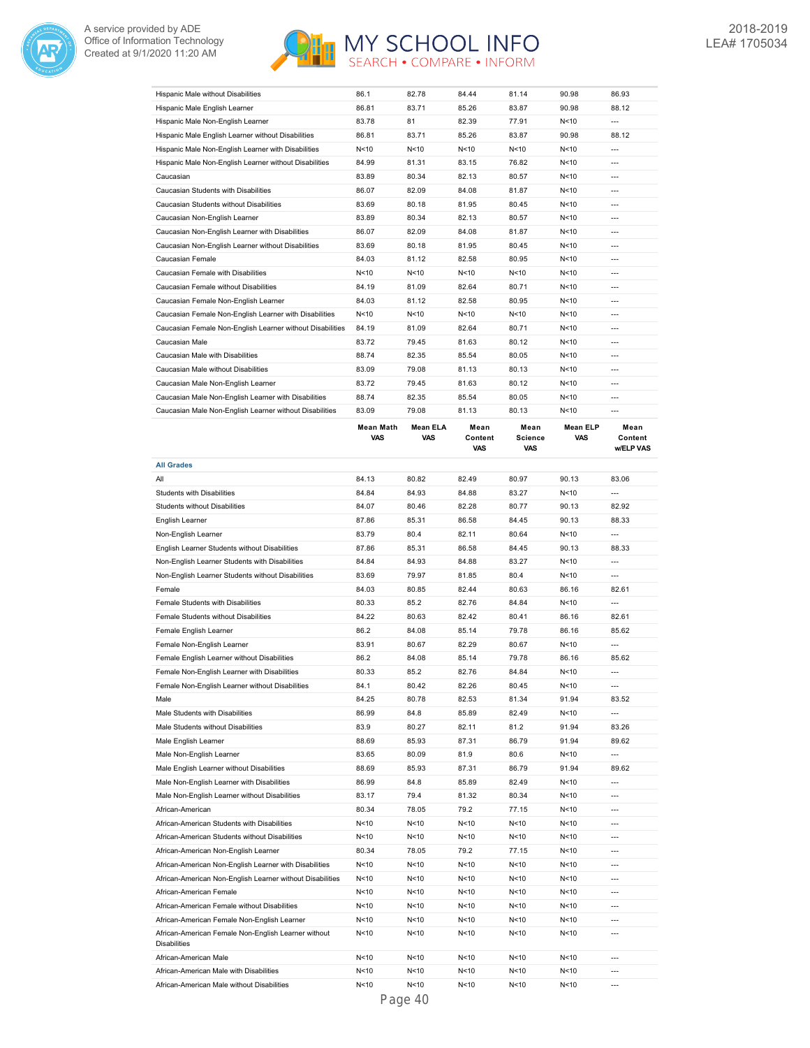| | Mean Math VAS | Mean ELA VAS | Mean Content VAS | Mean Science VAS | Mean ELP VAS | Mean Content w/ELP VAS |
|---|---|---|---|---|---|---|
| Hispanic Male without Disabilities | 86.1 | 82.78 | 84.44 | 81.14 | 90.98 | 86.93 |
| Hispanic Male English Learner | 86.81 | 83.71 | 85.26 | 83.87 | 90.98 | 88.12 |
| Hispanic Male Non-English Learner | 83.78 | 81 | 82.39 | 77.91 | N<10 | --- |
| Hispanic Male English Learner without Disabilities | 86.81 | 83.71 | 85.26 | 83.87 | 90.98 | 88.12 |
| Hispanic Male Non-English Learner with Disabilities | N<10 | N<10 | N<10 | N<10 | N<10 | --- |
| Hispanic Male Non-English Learner without Disabilities | 84.99 | 81.31 | 83.15 | 76.82 | N<10 | --- |
| Caucasian | 83.89 | 80.34 | 82.13 | 80.57 | N<10 | --- |
| Caucasian Students with Disabilities | 86.07 | 82.09 | 84.08 | 81.87 | N<10 | --- |
| Caucasian Students without Disabilities | 83.69 | 80.18 | 81.95 | 80.45 | N<10 | --- |
| Caucasian Non-English Learner | 83.89 | 80.34 | 82.13 | 80.57 | N<10 | --- |
| Caucasian Non-English Learner with Disabilities | 86.07 | 82.09 | 84.08 | 81.87 | N<10 | --- |
| Caucasian Non-English Learner without Disabilities | 83.69 | 80.18 | 81.95 | 80.45 | N<10 | --- |
| Caucasian Female | 84.03 | 81.12 | 82.58 | 80.95 | N<10 | --- |
| Caucasian Female with Disabilities | N<10 | N<10 | N<10 | N<10 | N<10 | --- |
| Caucasian Female without Disabilities | 84.19 | 81.09 | 82.64 | 80.71 | N<10 | --- |
| Caucasian Female Non-English Learner | 84.03 | 81.12 | 82.58 | 80.95 | N<10 | --- |
| Caucasian Female Non-English Learner with Disabilities | N<10 | N<10 | N<10 | N<10 | N<10 | --- |
| Caucasian Female Non-English Learner without Disabilities | 84.19 | 81.09 | 82.64 | 80.71 | N<10 | --- |
| Caucasian Male | 83.72 | 79.45 | 81.63 | 80.12 | N<10 | --- |
| Caucasian Male with Disabilities | 88.74 | 82.35 | 85.54 | 80.05 | N<10 | --- |
| Caucasian Male without Disabilities | 83.09 | 79.08 | 81.13 | 80.13 | N<10 | --- |
| Caucasian Male Non-English Learner | 83.72 | 79.45 | 81.63 | 80.12 | N<10 | --- |
| Caucasian Male Non-English Learner with Disabilities | 88.74 | 82.35 | 85.54 | 80.05 | N<10 | --- |
| Caucasian Male Non-English Learner without Disabilities | 83.09 | 79.08 | 81.13 | 80.13 | N<10 | --- |

| | Mean Math VAS | Mean ELA VAS | Mean Content VAS | Mean Science VAS | Mean ELP VAS | Mean Content w/ELP VAS |
|---|---|---|---|---|---|---|
| **All Grades** | | | | | | |
| All | 84.13 | 80.82 | 82.49 | 80.97 | 90.13 | 83.06 |
| Students with Disabilities | 84.84 | 84.93 | 84.88 | 83.27 | N<10 | --- |
| Students without Disabilities | 84.07 | 80.46 | 82.28 | 80.77 | 90.13 | 82.92 |
| English Learner | 87.86 | 85.31 | 86.58 | 84.45 | 90.13 | 88.33 |
| Non-English Learner | 83.79 | 80.4 | 82.11 | 80.64 | N<10 | --- |
| English Learner Students without Disabilities | 87.86 | 85.31 | 86.58 | 84.45 | 90.13 | 88.33 |
| Non-English Learner Students with Disabilities | 84.84 | 84.93 | 84.88 | 83.27 | N<10 | --- |
| Non-English Learner Students without Disabilities | 83.69 | 79.97 | 81.85 | 80.4 | N<10 | --- |
| Female | 84.03 | 80.85 | 82.44 | 80.63 | 86.16 | 82.61 |
| Female Students with Disabilities | 80.33 | 85.2 | 82.76 | 84.84 | N<10 | --- |
| Female Students without Disabilities | 84.22 | 80.63 | 82.42 | 80.41 | 86.16 | 82.61 |
| Female English Learner | 86.2 | 84.08 | 85.14 | 79.78 | 86.16 | 85.62 |
| Female Non-English Learner | 83.91 | 80.67 | 82.29 | 80.67 | N<10 | --- |
| Female English Learner without Disabilities | 86.2 | 84.08 | 85.14 | 79.78 | 86.16 | 85.62 |
| Female Non-English Learner with Disabilities | 80.33 | 85.2 | 82.76 | 84.84 | N<10 | --- |
| Female Non-English Learner without Disabilities | 84.1 | 80.42 | 82.26 | 80.45 | N<10 | --- |
| Male | 84.25 | 80.78 | 82.53 | 81.34 | 91.94 | 83.52 |
| Male Students with Disabilities | 86.99 | 84.8 | 85.89 | 82.49 | N<10 | --- |
| Male Students without Disabilities | 83.9 | 80.27 | 82.11 | 81.2 | 91.94 | 83.26 |
| Male English Learner | 88.69 | 85.93 | 87.31 | 86.79 | 91.94 | 89.62 |
| Male Non-English Learner | 83.65 | 80.09 | 81.9 | 80.6 | N<10 | --- |
| Male English Learner without Disabilities | 88.69 | 85.93 | 87.31 | 86.79 | 91.94 | 89.62 |
| Male Non-English Learner with Disabilities | 86.99 | 84.8 | 85.89 | 82.49 | N<10 | --- |
| Male Non-English Learner without Disabilities | 83.17 | 79.4 | 81.32 | 80.34 | N<10 | --- |
| African-American | 80.34 | 78.05 | 79.2 | 77.15 | N<10 | --- |
| African-American Students with Disabilities | N<10 | N<10 | N<10 | N<10 | N<10 | --- |
| African-American Students without Disabilities | N<10 | N<10 | N<10 | N<10 | N<10 | --- |
| African-American Non-English Learner | 80.34 | 78.05 | 79.2 | 77.15 | N<10 | --- |
| African-American Non-English Learner with Disabilities | N<10 | N<10 | N<10 | N<10 | N<10 | --- |
| African-American Non-English Learner without Disabilities | N<10 | N<10 | N<10 | N<10 | N<10 | --- |
| African-American Female | N<10 | N<10 | N<10 | N<10 | N<10 | --- |
| African-American Female without Disabilities | N<10 | N<10 | N<10 | N<10 | N<10 | --- |
| African-American Female Non-English Learner | N<10 | N<10 | N<10 | N<10 | N<10 | --- |
| African-American Female Non-English Learner without Disabilities | N<10 | N<10 | N<10 | N<10 | N<10 | --- |
| African-American Male | N<10 | N<10 | N<10 | N<10 | N<10 | --- |
| African-American Male with Disabilities | N<10 | N<10 | N<10 | N<10 | N<10 | --- |
| African-American Male without Disabilities | N<10 | N<10 | N<10 | N<10 | N<10 | --- |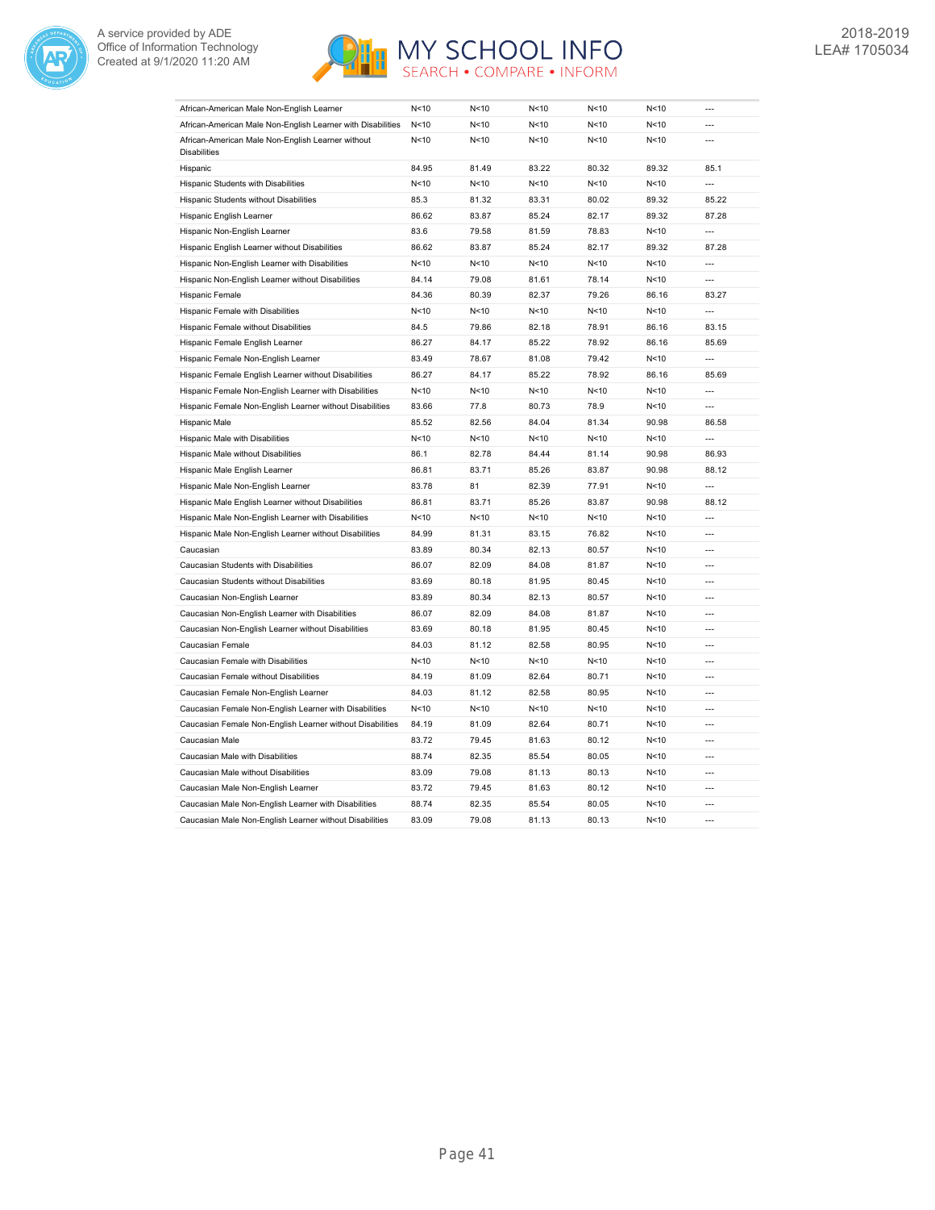| | | | | | | |
|---|---|---|---|---|---|---|
| African-American Male Non-English Learner | N<10 | N<10 | N<10 | N<10 | N<10 | --- |
| African-American Male Non-English Learner with Disabilities | N<10 | N<10 | N<10 | N<10 | N<10 | --- |
| African-American Male Non-English Learner without Disabilities | N<10 | N<10 | N<10 | N<10 | N<10 | --- |
| Hispanic | 84.95 | 81.49 | 83.22 | 80.32 | 89.32 | 85.1 |
| Hispanic Students with Disabilities | N<10 | N<10 | N<10 | N<10 | N<10 | --- |
| Hispanic Students without Disabilities | 85.3 | 81.32 | 83.31 | 80.02 | 89.32 | 85.22 |
| Hispanic English Learner | 86.62 | 83.87 | 85.24 | 82.17 | 89.32 | 87.28 |
| Hispanic Non-English Learner | 83.6 | 79.58 | 81.59 | 78.83 | N<10 | --- |
| Hispanic English Learner without Disabilities | 86.62 | 83.87 | 85.24 | 82.17 | 89.32 | 87.28 |
| Hispanic Non-English Learner with Disabilities | N<10 | N<10 | N<10 | N<10 | N<10 | --- |
| Hispanic Non-English Learner without Disabilities | 84.14 | 79.08 | 81.61 | 78.14 | N<10 | --- |
| Hispanic Female | 84.36 | 80.39 | 82.37 | 79.26 | 86.16 | 83.27 |
| Hispanic Female with Disabilities | N<10 | N<10 | N<10 | N<10 | N<10 | --- |
| Hispanic Female without Disabilities | 84.5 | 79.86 | 82.18 | 78.91 | 86.16 | 83.15 |
| Hispanic Female English Learner | 86.27 | 84.17 | 85.22 | 78.92 | 86.16 | 85.69 |
| Hispanic Female Non-English Learner | 83.49 | 78.67 | 81.08 | 79.42 | N<10 | --- |
| Hispanic Female English Learner without Disabilities | 86.27 | 84.17 | 85.22 | 78.92 | 86.16 | 85.69 |
| Hispanic Female Non-English Learner with Disabilities | N<10 | N<10 | N<10 | N<10 | N<10 | --- |
| Hispanic Female Non-English Learner without Disabilities | 83.66 | 77.8 | 80.73 | 78.9 | N<10 | --- |
| Hispanic Male | 85.52 | 82.56 | 84.04 | 81.34 | 90.98 | 86.58 |
| Hispanic Male with Disabilities | N<10 | N<10 | N<10 | N<10 | N<10 | --- |
| Hispanic Male without Disabilities | 86.1 | 82.78 | 84.44 | 81.14 | 90.98 | 86.93 |
| Hispanic Male English Learner | 86.81 | 83.71 | 85.26 | 83.87 | 90.98 | 88.12 |
| Hispanic Male Non-English Learner | 83.78 | 81 | 82.39 | 77.91 | N<10 | --- |
| Hispanic Male English Learner without Disabilities | 86.81 | 83.71 | 85.26 | 83.87 | 90.98 | 88.12 |
| Hispanic Male Non-English Learner with Disabilities | N<10 | N<10 | N<10 | N<10 | N<10 | --- |
| Hispanic Male Non-English Learner without Disabilities | 84.99 | 81.31 | 83.15 | 76.82 | N<10 | --- |
| Caucasian | 83.89 | 80.34 | 82.13 | 80.57 | N<10 | --- |
| Caucasian Students with Disabilities | 86.07 | 82.09 | 84.08 | 81.87 | N<10 | --- |
| Caucasian Students without Disabilities | 83.69 | 80.18 | 81.95 | 80.45 | N<10 | --- |
| Caucasian Non-English Learner | 83.89 | 80.34 | 82.13 | 80.57 | N<10 | --- |
| Caucasian Non-English Learner with Disabilities | 86.07 | 82.09 | 84.08 | 81.87 | N<10 | --- |
| Caucasian Non-English Learner without Disabilities | 83.69 | 80.18 | 81.95 | 80.45 | N<10 | --- |
| Caucasian Female | 84.03 | 81.12 | 82.58 | 80.95 | N<10 | --- |
| Caucasian Female with Disabilities | N<10 | N<10 | N<10 | N<10 | N<10 | --- |
| Caucasian Female without Disabilities | 84.19 | 81.09 | 82.64 | 80.71 | N<10 | --- |
| Caucasian Female Non-English Learner | 84.03 | 81.12 | 82.58 | 80.95 | N<10 | --- |
| Caucasian Female Non-English Learner with Disabilities | N<10 | N<10 | N<10 | N<10 | N<10 | --- |
| Caucasian Female Non-English Learner without Disabilities | 84.19 | 81.09 | 82.64 | 80.71 | N<10 | --- |
| Caucasian Male | 83.72 | 79.45 | 81.63 | 80.12 | N<10 | --- |
| Caucasian Male with Disabilities | 88.74 | 82.35 | 85.54 | 80.05 | N<10 | --- |
| Caucasian Male without Disabilities | 83.09 | 79.08 | 81.13 | 80.13 | N<10 | --- |
| Caucasian Male Non-English Learner | 83.72 | 79.45 | 81.63 | 80.12 | N<10 | --- |
| Caucasian Male Non-English Learner with Disabilities | 88.74 | 82.35 | 85.54 | 80.05 | N<10 | --- |
| Caucasian Male Non-English Learner without Disabilities | 83.09 | 79.08 | 81.13 | 80.13 | N<10 | --- |